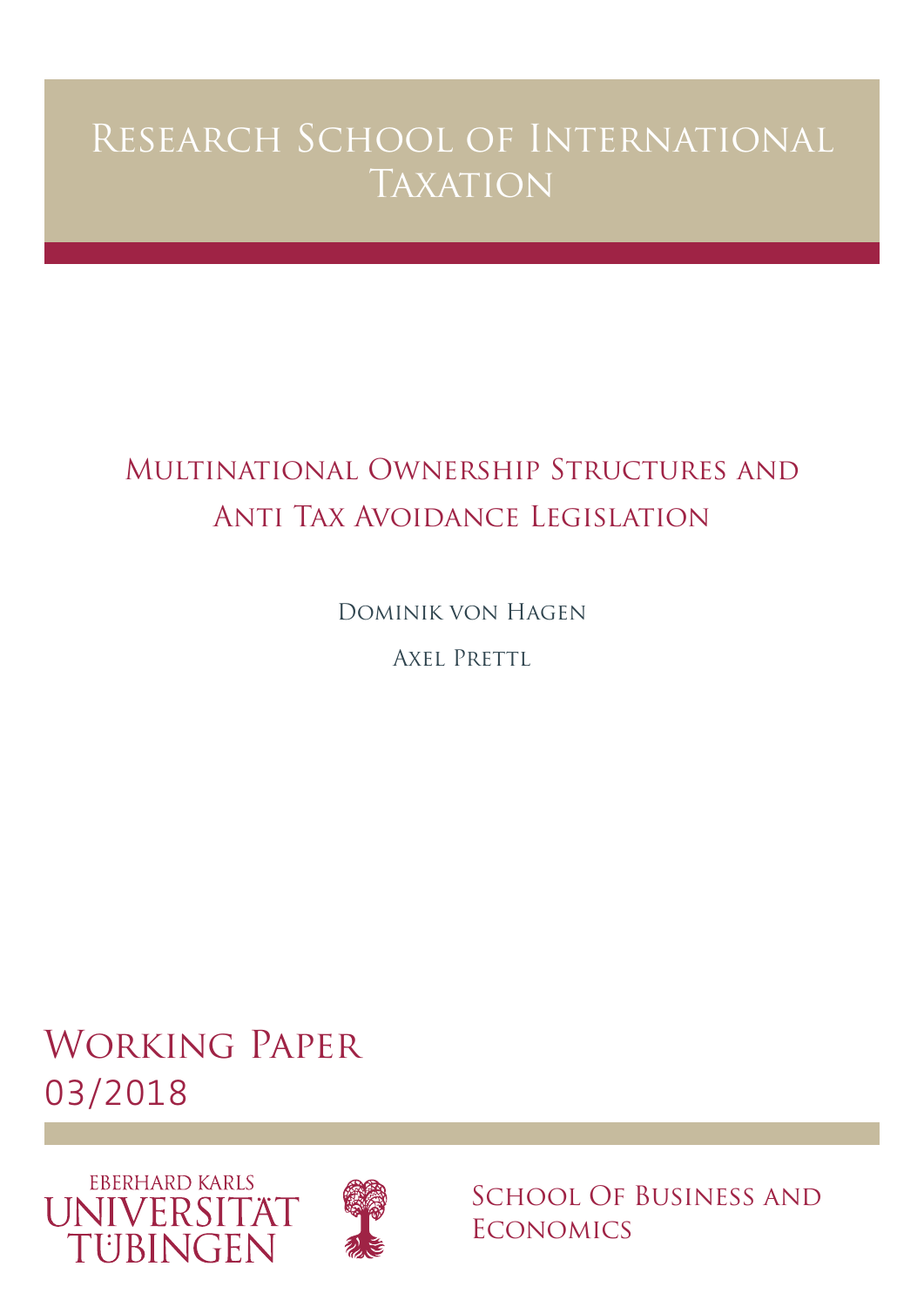# Research School of International Taxation

## Multinational Ownership Structures and Anti Tax Avoidance Legislation

Dominik von Hagen

Axel Prettl

Working Paper
03/2018

EBERHARD KARLS
UNIVERSITÄT
TÜBINGEN

School Of Business and Economics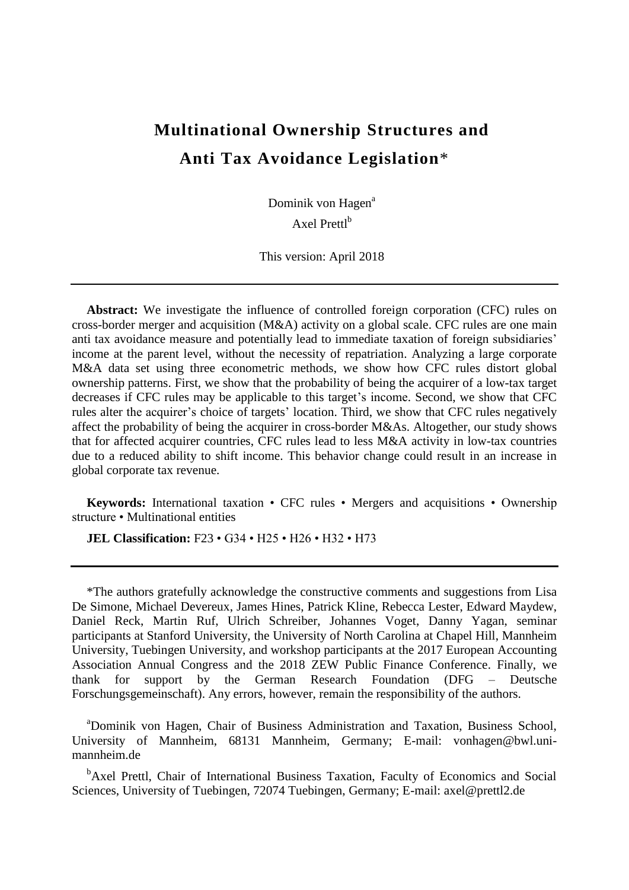# Multinational Ownership Structures and Anti Tax Avoidance Legislation*

Dominik von Hagen[a]

Axel Prettl[b]

This version: April 2018

---

**Abstract:** We investigate the influence of controlled foreign corporation (CFC) rules on cross-border merger and acquisition (M&A) activity on a global scale. CFC rules are one main anti tax avoidance measure and potentially lead to immediate taxation of foreign subsidiaries' income at the parent level, without the necessity of repatriation. Analyzing a large corporate M&A data set using three econometric methods, we show how CFC rules distort global ownership patterns. First, we show that the probability of being the acquirer of a low-tax target decreases if CFC rules may be applicable to this target's income. Second, we show that CFC rules alter the acquirer's choice of targets' location. Third, we show that CFC rules negatively affect the probability of being the acquirer in cross-border M&As. Altogether, our study shows that for affected acquirer countries, CFC rules lead to less M&A activity in low-tax countries due to a reduced ability to shift income. This behavior change could result in an increase in global corporate tax revenue.

**Keywords:** International taxation • CFC rules • Mergers and acquisitions • Ownership structure • Multinational entities

**JEL Classification:** F23 • G34 • H25 • H26 • H32 • H73

---

*The authors gratefully acknowledge the constructive comments and suggestions from Lisa De Simone, Michael Devereux, James Hines, Patrick Kline, Rebecca Lester, Edward Maydew, Daniel Reck, Martin Ruf, Ulrich Schreiber, Johannes Voget, Danny Yagan, seminar participants at Stanford University, the University of North Carolina at Chapel Hill, Mannheim University, Tuebingen University, and workshop participants at the 2017 European Accounting Association Annual Congress and the 2018 ZEW Public Finance Conference. Finally, we thank for support by the German Research Foundation (DFG – Deutsche Forschungsgemeinschaft). Any errors, however, remain the responsibility of the authors.

[a]Dominik von Hagen, Chair of Business Administration and Taxation, Business School, University of Mannheim, 68131 Mannheim, Germany; E-mail: vonhagen@bwl.uni-mannheim.de

[b]Axel Prettl, Chair of International Business Taxation, Faculty of Economics and Social Sciences, University of Tuebingen, 72074 Tuebingen, Germany; E-mail: axel@prettl2.de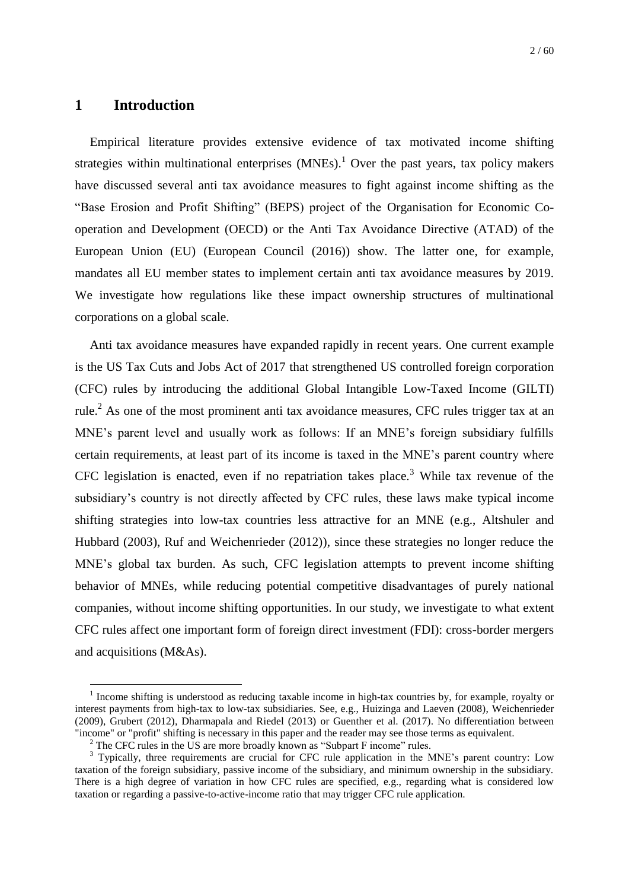# 1 Introduction

Empirical literature provides extensive evidence of tax motivated income shifting strategies within multinational enterprises (MNEs).[1] Over the past years, tax policy makers have discussed several anti tax avoidance measures to fight against income shifting as the "Base Erosion and Profit Shifting" (BEPS) project of the Organisation for Economic Co-operation and Development (OECD) or the Anti Tax Avoidance Directive (ATAD) of the European Union (EU) (European Council (2016)) show. The latter one, for example, mandates all EU member states to implement certain anti tax avoidance measures by 2019. We investigate how regulations like these impact ownership structures of multinational corporations on a global scale.

Anti tax avoidance measures have expanded rapidly in recent years. One current example is the US Tax Cuts and Jobs Act of 2017 that strengthened US controlled foreign corporation (CFC) rules by introducing the additional Global Intangible Low-Taxed Income (GILTI) rule.[2] As one of the most prominent anti tax avoidance measures, CFC rules trigger tax at an MNE's parent level and usually work as follows: If an MNE's foreign subsidiary fulfills certain requirements, at least part of its income is taxed in the MNE's parent country where CFC legislation is enacted, even if no repatriation takes place.[3] While tax revenue of the subsidiary's country is not directly affected by CFC rules, these laws make typical income shifting strategies into low-tax countries less attractive for an MNE (e.g., Altshuler and Hubbard (2003), Ruf and Weichenrieder (2012)), since these strategies no longer reduce the MNE's global tax burden. As such, CFC legislation attempts to prevent income shifting behavior of MNEs, while reducing potential competitive disadvantages of purely national companies, without income shifting opportunities. In our study, we investigate to what extent CFC rules affect one important form of foreign direct investment (FDI): cross-border mergers and acquisitions (M&As).

[1] Income shifting is understood as reducing taxable income in high-tax countries by, for example, royalty or interest payments from high-tax to low-tax subsidiaries. See, e.g., Huizinga and Laeven (2008), Weichenrieder (2009), Grubert (2012), Dharmapala and Riedel (2013) or Guenther et al. (2017). No differentiation between "income" or "profit" shifting is necessary in this paper and the reader may see those terms as equivalent.

[2] The CFC rules in the US are more broadly known as "Subpart F income" rules.

[3] Typically, three requirements are crucial for CFC rule application in the MNE's parent country: Low taxation of the foreign subsidiary, passive income of the subsidiary, and minimum ownership in the subsidiary. There is a high degree of variation in how CFC rules are specified, e.g., regarding what is considered low taxation or regarding a passive-to-active-income ratio that may trigger CFC rule application.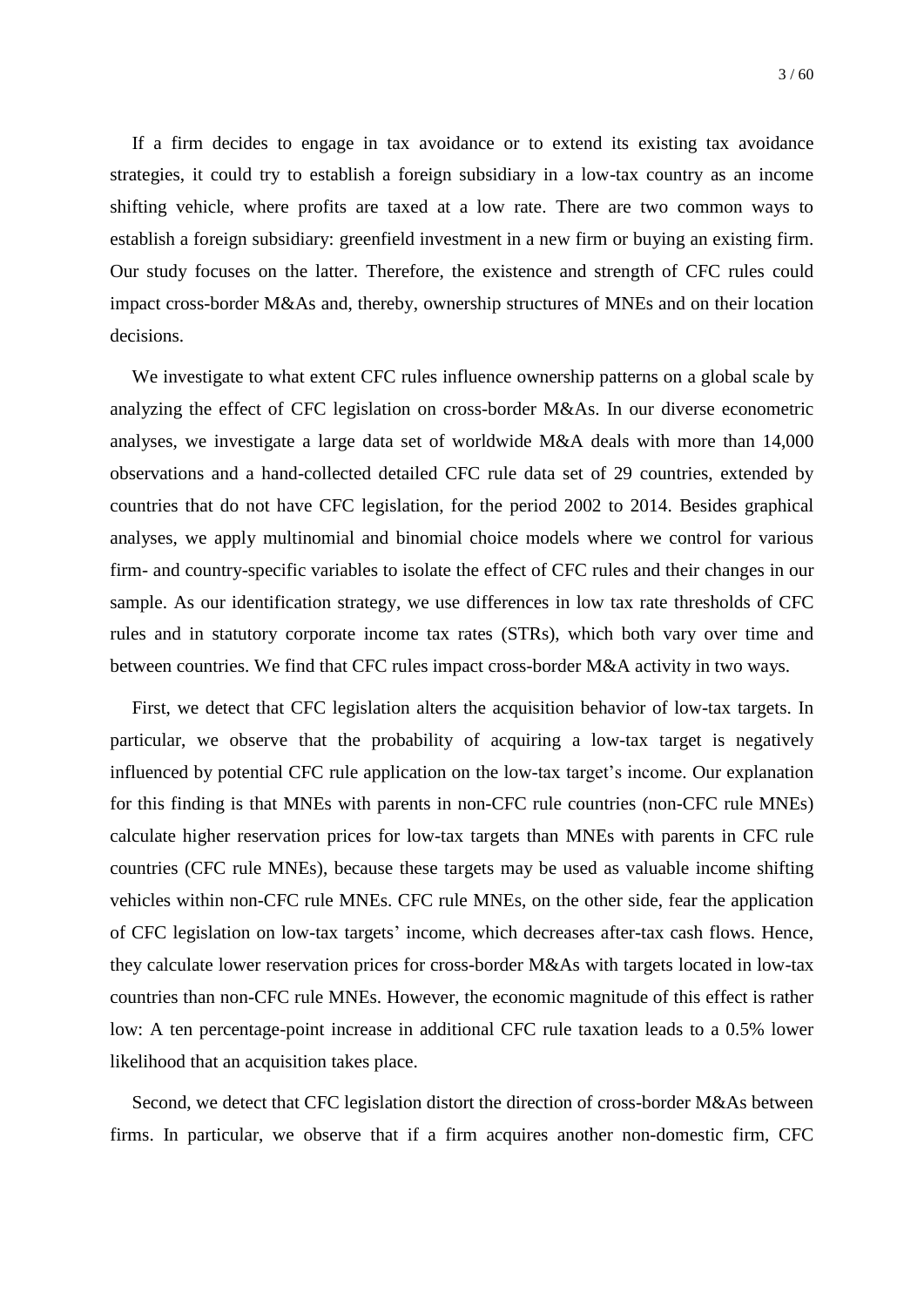If a firm decides to engage in tax avoidance or to extend its existing tax avoidance strategies, it could try to establish a foreign subsidiary in a low-tax country as an income shifting vehicle, where profits are taxed at a low rate. There are two common ways to establish a foreign subsidiary: greenfield investment in a new firm or buying an existing firm. Our study focuses on the latter. Therefore, the existence and strength of CFC rules could impact cross-border M&As and, thereby, ownership structures of MNEs and on their location decisions.

We investigate to what extent CFC rules influence ownership patterns on a global scale by analyzing the effect of CFC legislation on cross-border M&As. In our diverse econometric analyses, we investigate a large data set of worldwide M&A deals with more than 14,000 observations and a hand-collected detailed CFC rule data set of 29 countries, extended by countries that do not have CFC legislation, for the period 2002 to 2014. Besides graphical analyses, we apply multinomial and binomial choice models where we control for various firm- and country-specific variables to isolate the effect of CFC rules and their changes in our sample. As our identification strategy, we use differences in low tax rate thresholds of CFC rules and in statutory corporate income tax rates (STRs), which both vary over time and between countries. We find that CFC rules impact cross-border M&A activity in two ways.

First, we detect that CFC legislation alters the acquisition behavior of low-tax targets. In particular, we observe that the probability of acquiring a low-tax target is negatively influenced by potential CFC rule application on the low-tax target's income. Our explanation for this finding is that MNEs with parents in non-CFC rule countries (non-CFC rule MNEs) calculate higher reservation prices for low-tax targets than MNEs with parents in CFC rule countries (CFC rule MNEs), because these targets may be used as valuable income shifting vehicles within non-CFC rule MNEs. CFC rule MNEs, on the other side, fear the application of CFC legislation on low-tax targets' income, which decreases after-tax cash flows. Hence, they calculate lower reservation prices for cross-border M&As with targets located in low-tax countries than non-CFC rule MNEs. However, the economic magnitude of this effect is rather low: A ten percentage-point increase in additional CFC rule taxation leads to a 0.5% lower likelihood that an acquisition takes place.

Second, we detect that CFC legislation distort the direction of cross-border M&As between firms. In particular, we observe that if a firm acquires another non-domestic firm, CFC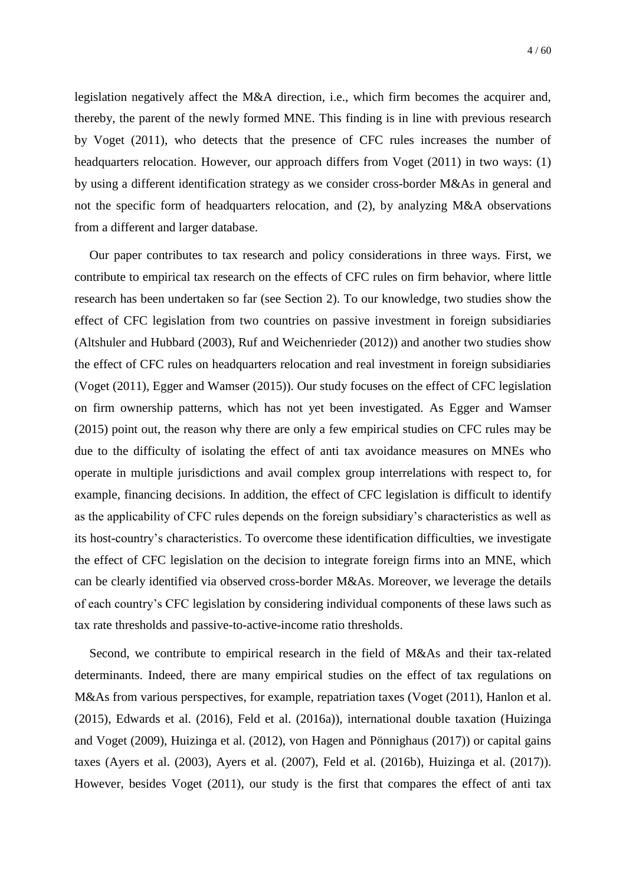legislation negatively affect the M&A direction, i.e., which firm becomes the acquirer and, thereby, the parent of the newly formed MNE. This finding is in line with previous research by Voget (2011), who detects that the presence of CFC rules increases the number of headquarters relocation. However, our approach differs from Voget (2011) in two ways: (1) by using a different identification strategy as we consider cross-border M&As in general and not the specific form of headquarters relocation, and (2), by analyzing M&A observations from a different and larger database.

Our paper contributes to tax research and policy considerations in three ways. First, we contribute to empirical tax research on the effects of CFC rules on firm behavior, where little research has been undertaken so far (see Section 2). To our knowledge, two studies show the effect of CFC legislation from two countries on passive investment in foreign subsidiaries (Altshuler and Hubbard (2003), Ruf and Weichenrieder (2012)) and another two studies show the effect of CFC rules on headquarters relocation and real investment in foreign subsidiaries (Voget (2011), Egger and Wamser (2015)). Our study focuses on the effect of CFC legislation on firm ownership patterns, which has not yet been investigated. As Egger and Wamser (2015) point out, the reason why there are only a few empirical studies on CFC rules may be due to the difficulty of isolating the effect of anti tax avoidance measures on MNEs who operate in multiple jurisdictions and avail complex group interrelations with respect to, for example, financing decisions. In addition, the effect of CFC legislation is difficult to identify as the applicability of CFC rules depends on the foreign subsidiary's characteristics as well as its host-country's characteristics. To overcome these identification difficulties, we investigate the effect of CFC legislation on the decision to integrate foreign firms into an MNE, which can be clearly identified via observed cross-border M&As. Moreover, we leverage the details of each country's CFC legislation by considering individual components of these laws such as tax rate thresholds and passive-to-active-income ratio thresholds.

Second, we contribute to empirical research in the field of M&As and their tax-related determinants. Indeed, there are many empirical studies on the effect of tax regulations on M&As from various perspectives, for example, repatriation taxes (Voget (2011), Hanlon et al. (2015), Edwards et al. (2016), Feld et al. (2016a)), international double taxation (Huizinga and Voget (2009), Huizinga et al. (2012), von Hagen and Pönnighaus (2017)) or capital gains taxes (Ayers et al. (2003), Ayers et al. (2007), Feld et al. (2016b), Huizinga et al. (2017)). However, besides Voget (2011), our study is the first that compares the effect of anti tax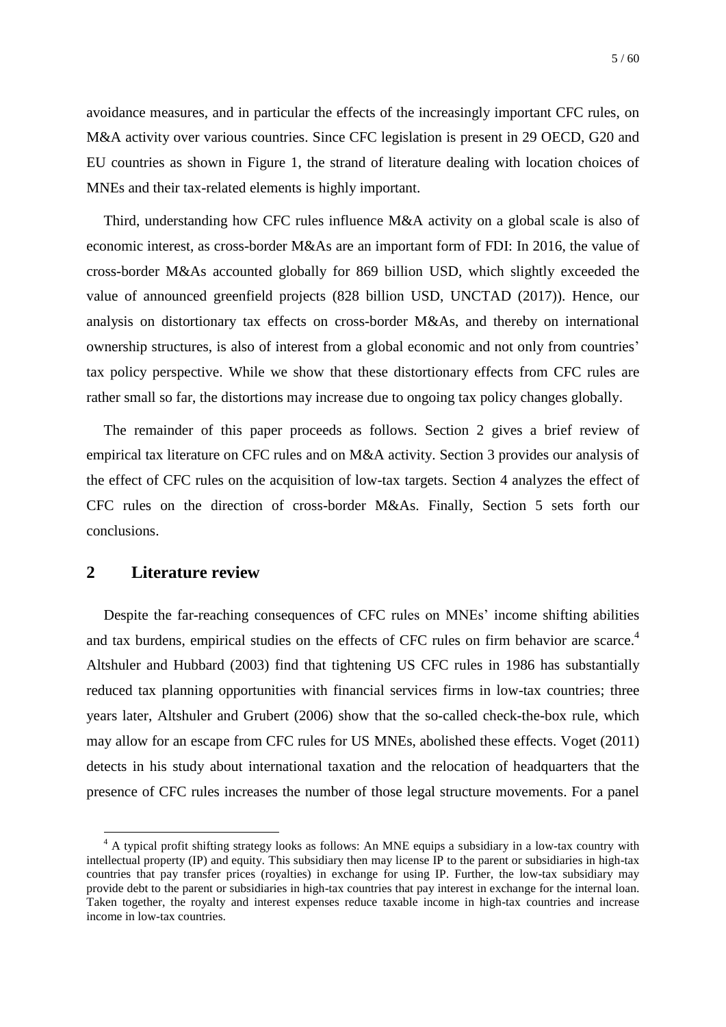avoidance measures, and in particular the effects of the increasingly important CFC rules, on M&A activity over various countries. Since CFC legislation is present in 29 OECD, G20 and EU countries as shown in Figure 1, the strand of literature dealing with location choices of MNEs and their tax-related elements is highly important.

Third, understanding how CFC rules influence M&A activity on a global scale is also of economic interest, as cross-border M&As are an important form of FDI: In 2016, the value of cross-border M&As accounted globally for 869 billion USD, which slightly exceeded the value of announced greenfield projects (828 billion USD, UNCTAD (2017)). Hence, our analysis on distortionary tax effects on cross-border M&As, and thereby on international ownership structures, is also of interest from a global economic and not only from countries' tax policy perspective. While we show that these distortionary effects from CFC rules are rather small so far, the distortions may increase due to ongoing tax policy changes globally.

The remainder of this paper proceeds as follows. Section 2 gives a brief review of empirical tax literature on CFC rules and on M&A activity. Section 3 provides our analysis of the effect of CFC rules on the acquisition of low-tax targets. Section 4 analyzes the effect of CFC rules on the direction of cross-border M&As. Finally, Section 5 sets forth our conclusions.

## 2 Literature review

Despite the far-reaching consequences of CFC rules on MNEs' income shifting abilities and tax burdens, empirical studies on the effects of CFC rules on firm behavior are scarce.[4] Altshuler and Hubbard (2003) find that tightening US CFC rules in 1986 has substantially reduced tax planning opportunities with financial services firms in low-tax countries; three years later, Altshuler and Grubert (2006) show that the so-called check-the-box rule, which may allow for an escape from CFC rules for US MNEs, abolished these effects. Voget (2011) detects in his study about international taxation and the relocation of headquarters that the presence of CFC rules increases the number of those legal structure movements. For a panel

[4] A typical profit shifting strategy looks as follows: An MNE equips a subsidiary in a low-tax country with intellectual property (IP) and equity. This subsidiary then may license IP to the parent or subsidiaries in high-tax countries that pay transfer prices (royalties) in exchange for using IP. Further, the low-tax subsidiary may provide debt to the parent or subsidiaries in high-tax countries that pay interest in exchange for the internal loan. Taken together, the royalty and interest expenses reduce taxable income in high-tax countries and increase income in low-tax countries.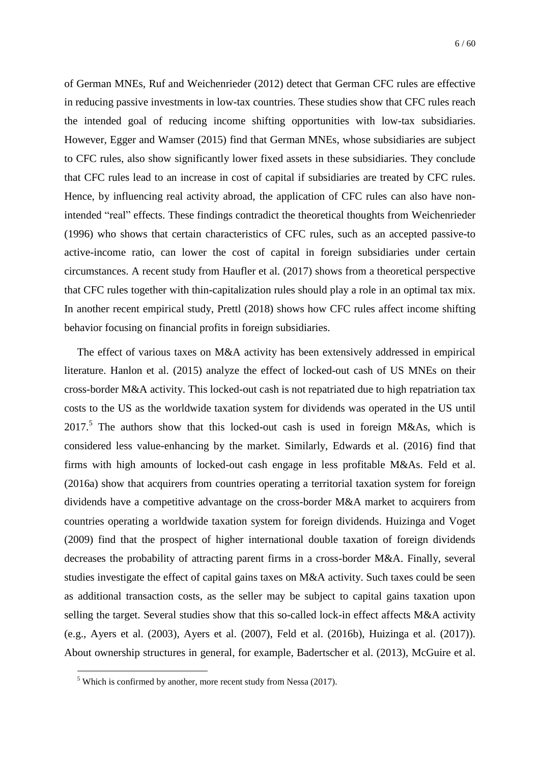of German MNEs, Ruf and Weichenrieder (2012) detect that German CFC rules are effective in reducing passive investments in low-tax countries. These studies show that CFC rules reach the intended goal of reducing income shifting opportunities with low-tax subsidiaries. However, Egger and Wamser (2015) find that German MNEs, whose subsidiaries are subject to CFC rules, also show significantly lower fixed assets in these subsidiaries. They conclude that CFC rules lead to an increase in cost of capital if subsidiaries are treated by CFC rules. Hence, by influencing real activity abroad, the application of CFC rules can also have non-intended "real" effects. These findings contradict the theoretical thoughts from Weichenrieder (1996) who shows that certain characteristics of CFC rules, such as an accepted passive-to active-income ratio, can lower the cost of capital in foreign subsidiaries under certain circumstances. A recent study from Haufler et al. (2017) shows from a theoretical perspective that CFC rules together with thin-capitalization rules should play a role in an optimal tax mix. In another recent empirical study, Prettl (2018) shows how CFC rules affect income shifting behavior focusing on financial profits in foreign subsidiaries.

The effect of various taxes on M&A activity has been extensively addressed in empirical literature. Hanlon et al. (2015) analyze the effect of locked-out cash of US MNEs on their cross-border M&A activity. This locked-out cash is not repatriated due to high repatriation tax costs to the US as the worldwide taxation system for dividends was operated in the US until 2017.[5] The authors show that this locked-out cash is used in foreign M&As, which is considered less value-enhancing by the market. Similarly, Edwards et al. (2016) find that firms with high amounts of locked-out cash engage in less profitable M&As. Feld et al. (2016a) show that acquirers from countries operating a territorial taxation system for foreign dividends have a competitive advantage on the cross-border M&A market to acquirers from countries operating a worldwide taxation system for foreign dividends. Huizinga and Voget (2009) find that the prospect of higher international double taxation of foreign dividends decreases the probability of attracting parent firms in a cross-border M&A. Finally, several studies investigate the effect of capital gains taxes on M&A activity. Such taxes could be seen as additional transaction costs, as the seller may be subject to capital gains taxation upon selling the target. Several studies show that this so-called lock-in effect affects M&A activity (e.g., Ayers et al. (2003), Ayers et al. (2007), Feld et al. (2016b), Huizinga et al. (2017)). About ownership structures in general, for example, Badertscher et al. (2013), McGuire et al.

[5] Which is confirmed by another, more recent study from Nessa (2017).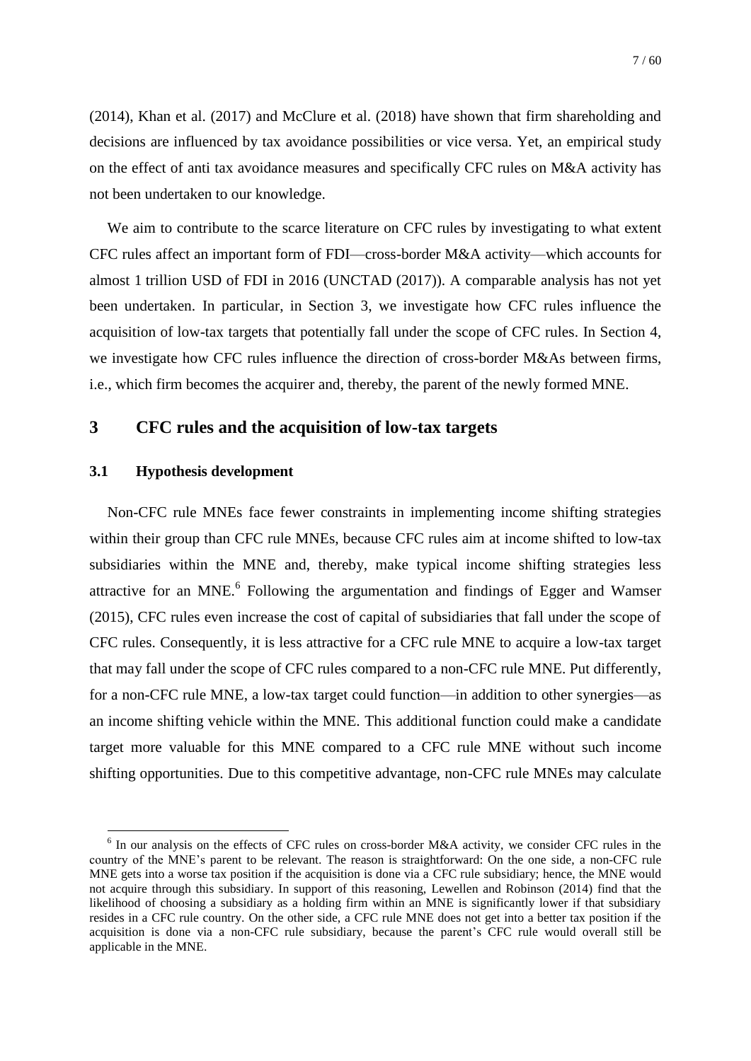(2014), Khan et al. (2017) and McClure et al. (2018) have shown that firm shareholding and decisions are influenced by tax avoidance possibilities or vice versa. Yet, an empirical study on the effect of anti tax avoidance measures and specifically CFC rules on M&A activity has not been undertaken to our knowledge.

We aim to contribute to the scarce literature on CFC rules by investigating to what extent CFC rules affect an important form of FDI—cross-border M&A activity—which accounts for almost 1 trillion USD of FDI in 2016 (UNCTAD (2017)). A comparable analysis has not yet been undertaken. In particular, in Section 3, we investigate how CFC rules influence the acquisition of low-tax targets that potentially fall under the scope of CFC rules. In Section 4, we investigate how CFC rules influence the direction of cross-border M&As between firms, i.e., which firm becomes the acquirer and, thereby, the parent of the newly formed MNE.

# 3 CFC rules and the acquisition of low-tax targets

## 3.1 Hypothesis development

Non-CFC rule MNEs face fewer constraints in implementing income shifting strategies within their group than CFC rule MNEs, because CFC rules aim at income shifted to low-tax subsidiaries within the MNE and, thereby, make typical income shifting strategies less attractive for an MNE.[6] Following the argumentation and findings of Egger and Wamser (2015), CFC rules even increase the cost of capital of subsidiaries that fall under the scope of CFC rules. Consequently, it is less attractive for a CFC rule MNE to acquire a low-tax target that may fall under the scope of CFC rules compared to a non-CFC rule MNE. Put differently, for a non-CFC rule MNE, a low-tax target could function—in addition to other synergies—as an income shifting vehicle within the MNE. This additional function could make a candidate target more valuable for this MNE compared to a CFC rule MNE without such income shifting opportunities. Due to this competitive advantage, non-CFC rule MNEs may calculate

[6] In our analysis on the effects of CFC rules on cross-border M&A activity, we consider CFC rules in the country of the MNE's parent to be relevant. The reason is straightforward: On the one side, a non-CFC rule MNE gets into a worse tax position if the acquisition is done via a CFC rule subsidiary; hence, the MNE would not acquire through this subsidiary. In support of this reasoning, Lewellen and Robinson (2014) find that the likelihood of choosing a subsidiary as a holding firm within an MNE is significantly lower if that subsidiary resides in a CFC rule country. On the other side, a CFC rule MNE does not get into a better tax position if the acquisition is done via a non-CFC rule subsidiary, because the parent's CFC rule would overall still be applicable in the MNE.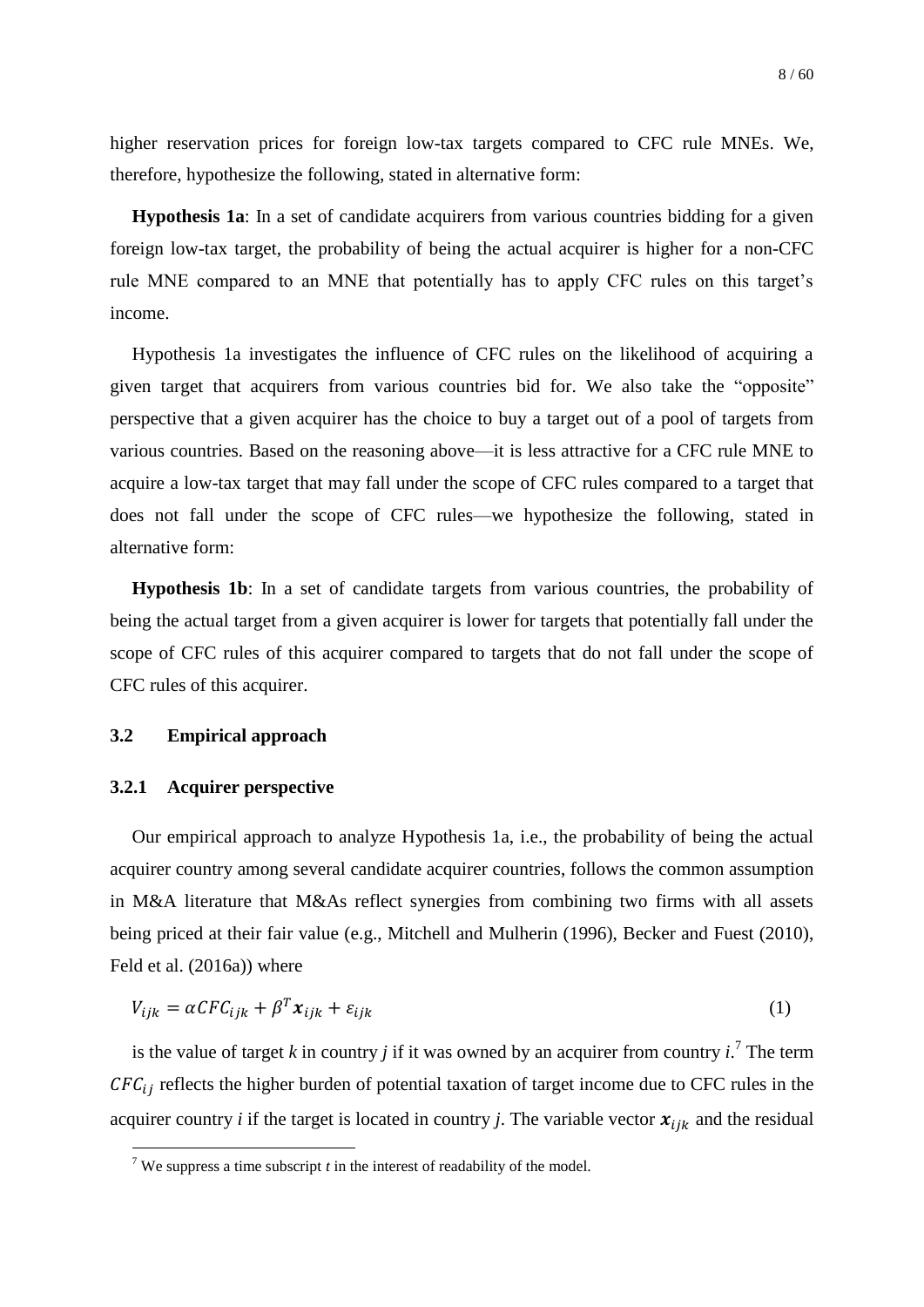higher reservation prices for foreign low-tax targets compared to CFC rule MNEs. We, therefore, hypothesize the following, stated in alternative form:

**Hypothesis 1a**: In a set of candidate acquirers from various countries bidding for a given foreign low-tax target, the probability of being the actual acquirer is higher for a non-CFC rule MNE compared to an MNE that potentially has to apply CFC rules on this target's income.

Hypothesis 1a investigates the influence of CFC rules on the likelihood of acquiring a given target that acquirers from various countries bid for. We also take the "opposite" perspective that a given acquirer has the choice to buy a target out of a pool of targets from various countries. Based on the reasoning above—it is less attractive for a CFC rule MNE to acquire a low-tax target that may fall under the scope of CFC rules compared to a target that does not fall under the scope of CFC rules—we hypothesize the following, stated in alternative form:

**Hypothesis 1b**: In a set of candidate targets from various countries, the probability of being the actual target from a given acquirer is lower for targets that potentially fall under the scope of CFC rules of this acquirer compared to targets that do not fall under the scope of CFC rules of this acquirer.

## 3.2 Empirical approach

### 3.2.1 Acquirer perspective

Our empirical approach to analyze Hypothesis 1a, i.e., the probability of being the actual acquirer country among several candidate acquirer countries, follows the common assumption in M&A literature that M&As reflect synergies from combining two firms with all assets being priced at their fair value (e.g., Mitchell and Mulherin (1996), Becker and Fuest (2010), Feld et al. (2016a)) where

$$V_{ijk} = \alpha CFC_{ijk} + \beta^T \boldsymbol{x}_{ijk} + \varepsilon_{ijk} \tag{1}$$

is the value of target *k* in country *j* if it was owned by an acquirer from country *i*.[7] The term $CFC_{ij}$ reflects the higher burden of potential taxation of target income due to CFC rules in the acquirer country *i* if the target is located in country *j*. The variable vector $\boldsymbol{x}_{ijk}$ and the residual

[7] We suppress a time subscript *t* in the interest of readability of the model.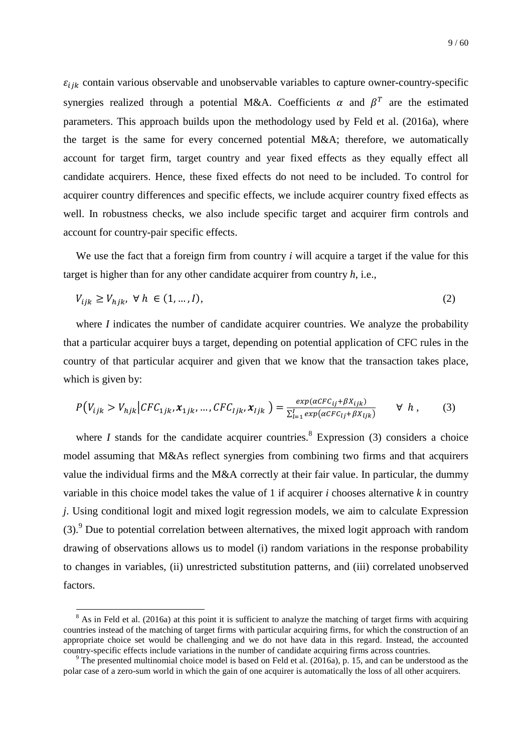$\varepsilon_{ijk}$ contain various observable and unobservable variables to capture owner-country-specific synergies realized through a potential M&A. Coefficients $\alpha$ and $\beta^T$ are the estimated parameters. This approach builds upon the methodology used by Feld et al. (2016a), where the target is the same for every concerned potential M&A; therefore, we automatically account for target firm, target country and year fixed effects as they equally effect all candidate acquirers. Hence, these fixed effects do not need to be included. To control for acquirer country differences and specific effects, we include acquirer country fixed effects as well. In robustness checks, we also include specific target and acquirer firm controls and account for country-pair specific effects.

We use the fact that a foreign firm from country *i* will acquire a target if the value for this target is higher than for any other candidate acquirer from country *h*, i.e.,

$$V_{ijk} \geq V_{hjk}, \ \forall \ h \ \in (1, \ldots, I), \tag{2}$$

where *I* indicates the number of candidate acquirer countries. We analyze the probability that a particular acquirer buys a target, depending on potential application of CFC rules in the country of that particular acquirer and given that we know that the transaction takes place, which is given by:

$$P\left(V_{ijk} > V_{hjk} \middle| CFC_{1jk}, \boldsymbol{x}_{1jk}, \ldots, CFC_{Ijk}, \boldsymbol{x}_{Ijk}\right) = \frac{exp(\alpha CFC_{ij} + \beta X_{ijk})}{\sum_{l=1}^{I} exp(\alpha CFC_{lj} + \beta X_{ljk})} \qquad \forall \ h, \tag{3}$$

where *I* stands for the candidate acquirer countries.[8] Expression (3) considers a choice model assuming that M&As reflect synergies from combining two firms and that acquirers value the individual firms and the M&A correctly at their fair value. In particular, the dummy variable in this choice model takes the value of 1 if acquirer *i* chooses alternative *k* in country *j*. Using conditional logit and mixed logit regression models, we aim to calculate Expression (3).[9] Due to potential correlation between alternatives, the mixed logit approach with random drawing of observations allows us to model (i) random variations in the response probability to changes in variables, (ii) unrestricted substitution patterns, and (iii) correlated unobserved factors.

[8] As in Feld et al. (2016a) at this point it is sufficient to analyze the matching of target firms with acquiring countries instead of the matching of target firms with particular acquiring firms, for which the construction of an appropriate choice set would be challenging and we do not have data in this regard. Instead, the accounted country-specific effects include variations in the number of candidate acquiring firms across countries.

[9] The presented multinomial choice model is based on Feld et al. (2016a), p. 15, and can be understood as the polar case of a zero-sum world in which the gain of one acquirer is automatically the loss of all other acquirers.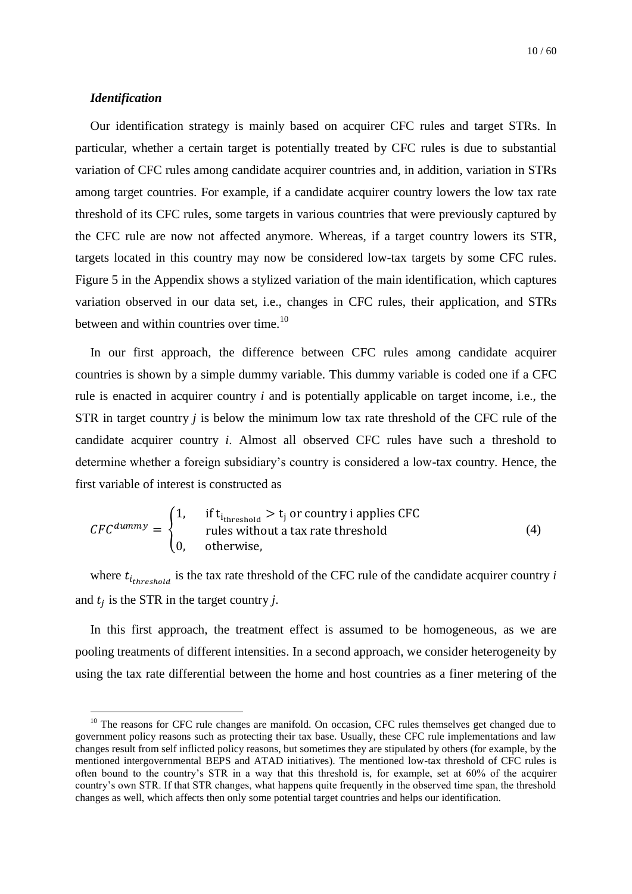### *Identification*

Our identification strategy is mainly based on acquirer CFC rules and target STRs. In particular, whether a certain target is potentially treated by CFC rules is due to substantial variation of CFC rules among candidate acquirer countries and, in addition, variation in STRs among target countries. For example, if a candidate acquirer country lowers the low tax rate threshold of its CFC rules, some targets in various countries that were previously captured by the CFC rule are now not affected anymore. Whereas, if a target country lowers its STR, targets located in this country may now be considered low-tax targets by some CFC rules. Figure 5 in the Appendix shows a stylized variation of the main identification, which captures variation observed in our data set, i.e., changes in CFC rules, their application, and STRs between and within countries over time.[10]

In our first approach, the difference between CFC rules among candidate acquirer countries is shown by a simple dummy variable. This dummy variable is coded one if a CFC rule is enacted in acquirer country *i* and is potentially applicable on target income, i.e., the STR in target country *j* is below the minimum low tax rate threshold of the CFC rule of the candidate acquirer country *i*. Almost all observed CFC rules have such a threshold to determine whether a foreign subsidiary's country is considered a low-tax country. Hence, the first variable of interest is constructed as

$$CFC^{dummy} = \begin{cases} 1, & \text{if } t_{i_{\text{threshold}}} > t_j \text{ or country i applies CFC} \\ & \text{rules without a tax rate threshold} \\ 0, & \text{otherwise,} \end{cases} \tag{4}$$

where $t_{i_{threshold}}$ is the tax rate threshold of the CFC rule of the candidate acquirer country *i* and $t_j$ is the STR in the target country *j*.

In this first approach, the treatment effect is assumed to be homogeneous, as we are pooling treatments of different intensities. In a second approach, we consider heterogeneity by using the tax rate differential between the home and host countries as a finer metering of the

[10] The reasons for CFC rule changes are manifold. On occasion, CFC rules themselves get changed due to government policy reasons such as protecting their tax base. Usually, these CFC rule implementations and law changes result from self inflicted policy reasons, but sometimes they are stipulated by others (for example, by the mentioned intergovernmental BEPS and ATAD initiatives). The mentioned low-tax threshold of CFC rules is often bound to the country's STR in a way that this threshold is, for example, set at 60% of the acquirer country's own STR. If that STR changes, what happens quite frequently in the observed time span, the threshold changes as well, which affects then only some potential target countries and helps our identification.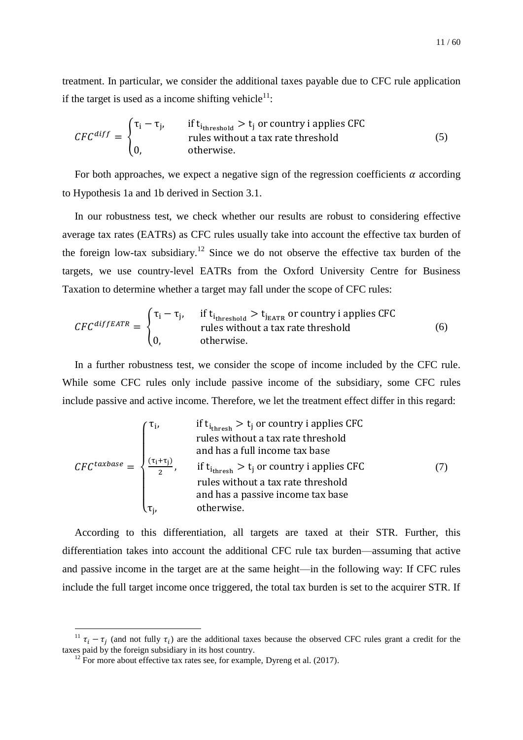treatment. In particular, we consider the additional taxes payable due to CFC rule application if the target is used as a income shifting vehicle[11]:

$$CFC^{diff} = \begin{cases} \tau_i - \tau_j, & \text{if } t_{i_{threshold}} > t_j \text{ or country i applies CFC} \\ & \text{rules without a tax rate threshold} \\ 0, & \text{otherwise.} \end{cases} \tag{5}$$

For both approaches, we expect a negative sign of the regression coefficients $\alpha$ according to Hypothesis 1a and 1b derived in Section 3.1.

In our robustness test, we check whether our results are robust to considering effective average tax rates (EATRs) as CFC rules usually take into account the effective tax burden of the foreign low-tax subsidiary.[12] Since we do not observe the effective tax burden of the targets, we use country-level EATRs from the Oxford University Centre for Business Taxation to determine whether a target may fall under the scope of CFC rules:

$$CFC^{diffEATR} = \begin{cases} \tau_i - \tau_j, & \text{if } t_{i_{threshold}} > t_{j_{EATR}} \text{ or country i applies CFC} \\ & \text{rules without a tax rate threshold} \\ 0, & \text{otherwise.} \end{cases} \tag{6}$$

In a further robustness test, we consider the scope of income included by the CFC rule. While some CFC rules only include passive income of the subsidiary, some CFC rules include passive and active income. Therefore, we let the treatment effect differ in this regard:

$$CFC^{taxbase} = \begin{cases} \tau_i, & \text{if } t_{i_{thresh}} > t_j \text{ or country i applies CFC} \\ & \text{rules without a tax rate threshold} \\ & \text{and has a full income tax base} \\ \frac{(\tau_i + \tau_j)}{2}, & \text{if } t_{i_{thresh}} > t_j \text{ or country i applies CFC} \\ & \text{rules without a tax rate threshold} \\ & \text{and has a passive income tax base} \\ \tau_j, & \text{otherwise.} \end{cases} \tag{7}$$

According to this differentiation, all targets are taxed at their STR. Further, this differentiation takes into account the additional CFC rule tax burden—assuming that active and passive income in the target are at the same height—in the following way: If CFC rules include the full target income once triggered, the total tax burden is set to the acquirer STR. If

[11] $\tau_i - \tau_j$ (and not fully $\tau_i$) are the additional taxes because the observed CFC rules grant a credit for the taxes paid by the foreign subsidiary in its host country.

[12] For more about effective tax rates see, for example, Dyreng et al. (2017).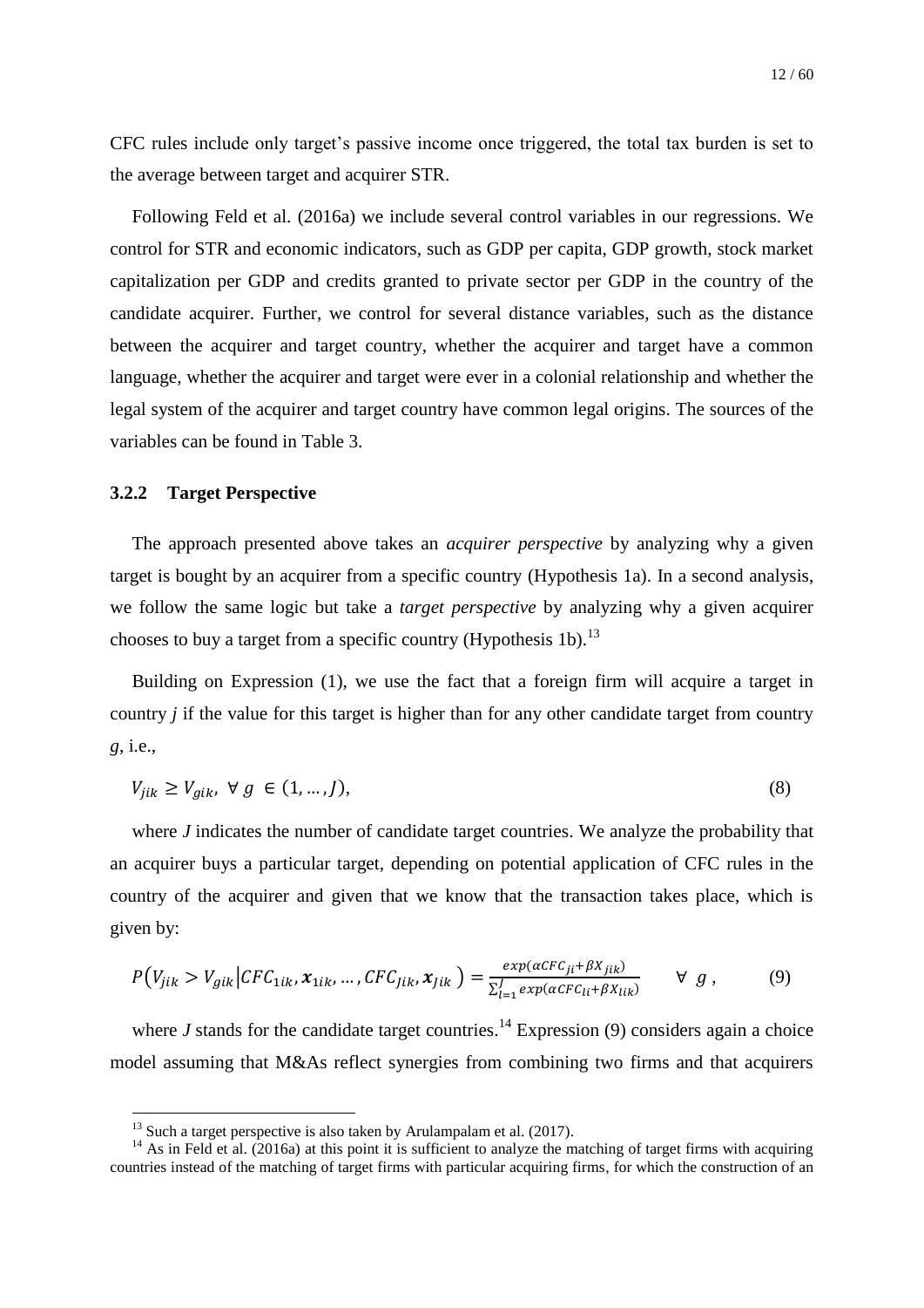CFC rules include only target's passive income once triggered, the total tax burden is set to the average between target and acquirer STR.

Following Feld et al. (2016a) we include several control variables in our regressions. We control for STR and economic indicators, such as GDP per capita, GDP growth, stock market capitalization per GDP and credits granted to private sector per GDP in the country of the candidate acquirer. Further, we control for several distance variables, such as the distance between the acquirer and target country, whether the acquirer and target have a common language, whether the acquirer and target were ever in a colonial relationship and whether the legal system of the acquirer and target country have common legal origins. The sources of the variables can be found in Table 3.

### 3.2.2 Target Perspective

The approach presented above takes an *acquirer perspective* by analyzing why a given target is bought by an acquirer from a specific country (Hypothesis 1a). In a second analysis, we follow the same logic but take a *target perspective* by analyzing why a given acquirer chooses to buy a target from a specific country (Hypothesis 1b).[13]

Building on Expression (1), we use the fact that a foreign firm will acquire a target in country $j$ if the value for this target is higher than for any other candidate target from country $g$, i.e.,

$$V_{jik} \geq V_{gik}, \ \forall \ g \ \in (1, \dots, J), \tag{8}$$

where $J$ indicates the number of candidate target countries. We analyze the probability that an acquirer buys a particular target, depending on potential application of CFC rules in the country of the acquirer and given that we know that the transaction takes place, which is given by:

$$P\left(V_{jik} > V_{gik} \middle| CFC_{1ik}, \boldsymbol{x}_{1ik}, \dots, CFC_{Jik}, \boldsymbol{x}_{Jik}\right) = \frac{exp(\alpha CFC_{ji} + \beta X_{jik})}{\sum_{l=1}^{J} exp(\alpha CFC_{li} + \beta X_{lik})} \qquad \forall \ g \,, \tag{9}$$

where $J$ stands for the candidate target countries.[14] Expression (9) considers again a choice model assuming that M&As reflect synergies from combining two firms and that acquirers

[13] Such a target perspective is also taken by Arulampalam et al. (2017).

[14] As in Feld et al. (2016a) at this point it is sufficient to analyze the matching of target firms with acquiring countries instead of the matching of target firms with particular acquiring firms, for which the construction of an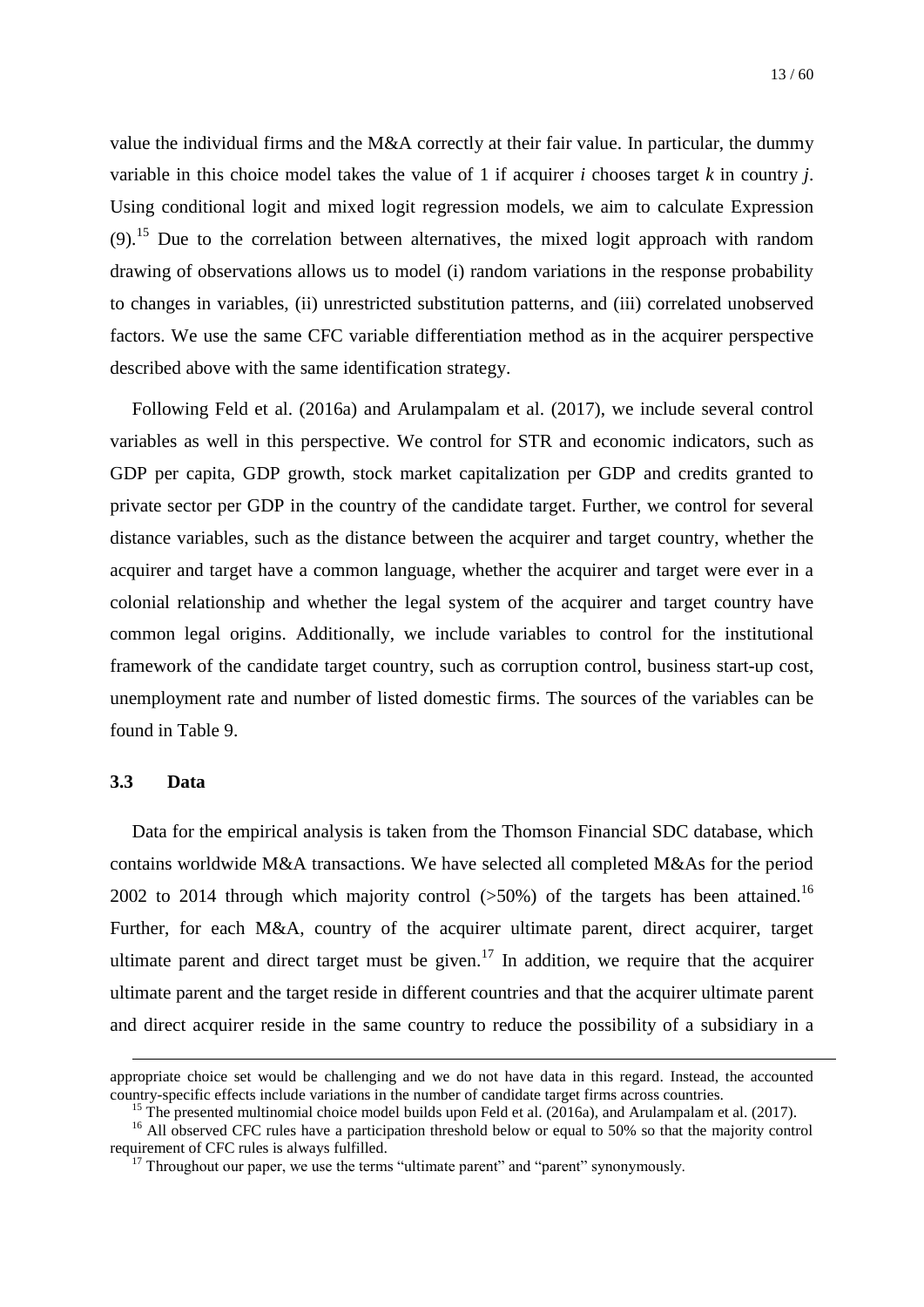value the individual firms and the M&A correctly at their fair value. In particular, the dummy variable in this choice model takes the value of 1 if acquirer $i$ chooses target $k$ in country $j$. Using conditional logit and mixed logit regression models, we aim to calculate Expression (9).[15] Due to the correlation between alternatives, the mixed logit approach with random drawing of observations allows us to model (i) random variations in the response probability to changes in variables, (ii) unrestricted substitution patterns, and (iii) correlated unobserved factors. We use the same CFC variable differentiation method as in the acquirer perspective described above with the same identification strategy.

Following Feld et al. (2016a) and Arulampalam et al. (2017), we include several control variables as well in this perspective. We control for STR and economic indicators, such as GDP per capita, GDP growth, stock market capitalization per GDP and credits granted to private sector per GDP in the country of the candidate target. Further, we control for several distance variables, such as the distance between the acquirer and target country, whether the acquirer and target have a common language, whether the acquirer and target were ever in a colonial relationship and whether the legal system of the acquirer and target country have common legal origins. Additionally, we include variables to control for the institutional framework of the candidate target country, such as corruption control, business start-up cost, unemployment rate and number of listed domestic firms. The sources of the variables can be found in Table 9.

### 3.3 Data

Data for the empirical analysis is taken from the Thomson Financial SDC database, which contains worldwide M&A transactions. We have selected all completed M&As for the period 2002 to 2014 through which majority control (>50%) of the targets has been attained.[16] Further, for each M&A, country of the acquirer ultimate parent, direct acquirer, target ultimate parent and direct target must be given.[17] In addition, we require that the acquirer ultimate parent and the target reside in different countries and that the acquirer ultimate parent and direct acquirer reside in the same country to reduce the possibility of a subsidiary in a

---

appropriate choice set would be challenging and we do not have data in this regard. Instead, the accounted country-specific effects include variations in the number of candidate target firms across countries.

[15] The presented multinomial choice model builds upon Feld et al. (2016a), and Arulampalam et al. (2017).

[16] All observed CFC rules have a participation threshold below or equal to 50% so that the majority control requirement of CFC rules is always fulfilled.

[17] Throughout our paper, we use the terms "ultimate parent" and "parent" synonymously.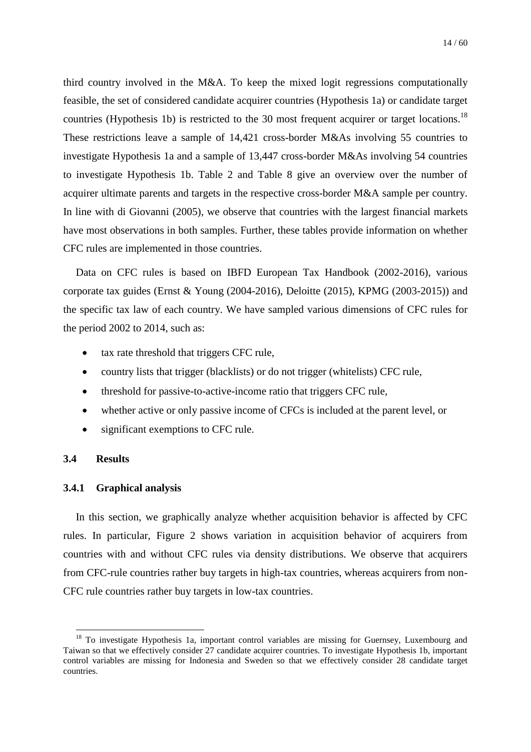third country involved in the M&A. To keep the mixed logit regressions computationally feasible, the set of considered candidate acquirer countries (Hypothesis 1a) or candidate target countries (Hypothesis 1b) is restricted to the 30 most frequent acquirer or target locations.[18] These restrictions leave a sample of 14,421 cross-border M&As involving 55 countries to investigate Hypothesis 1a and a sample of 13,447 cross-border M&As involving 54 countries to investigate Hypothesis 1b. Table 2 and Table 8 give an overview over the number of acquirer ultimate parents and targets in the respective cross-border M&A sample per country. In line with di Giovanni (2005), we observe that countries with the largest financial markets have most observations in both samples. Further, these tables provide information on whether CFC rules are implemented in those countries.

Data on CFC rules is based on IBFD European Tax Handbook (2002-2016), various corporate tax guides (Ernst & Young (2004-2016), Deloitte (2015), KPMG (2003-2015)) and the specific tax law of each country. We have sampled various dimensions of CFC rules for the period 2002 to 2014, such as:

- tax rate threshold that triggers CFC rule,
- country lists that trigger (blacklists) or do not trigger (whitelists) CFC rule,
- threshold for passive-to-active-income ratio that triggers CFC rule,
- whether active or only passive income of CFCs is included at the parent level, or
- significant exemptions to CFC rule.

### 3.4 Results

#### 3.4.1 Graphical analysis

In this section, we graphically analyze whether acquisition behavior is affected by CFC rules. In particular, Figure 2 shows variation in acquisition behavior of acquirers from countries with and without CFC rules via density distributions. We observe that acquirers from CFC-rule countries rather buy targets in high-tax countries, whereas acquirers from non-CFC rule countries rather buy targets in low-tax countries.

[18] To investigate Hypothesis 1a, important control variables are missing for Guernsey, Luxembourg and Taiwan so that we effectively consider 27 candidate acquirer countries. To investigate Hypothesis 1b, important control variables are missing for Indonesia and Sweden so that we effectively consider 28 candidate target countries.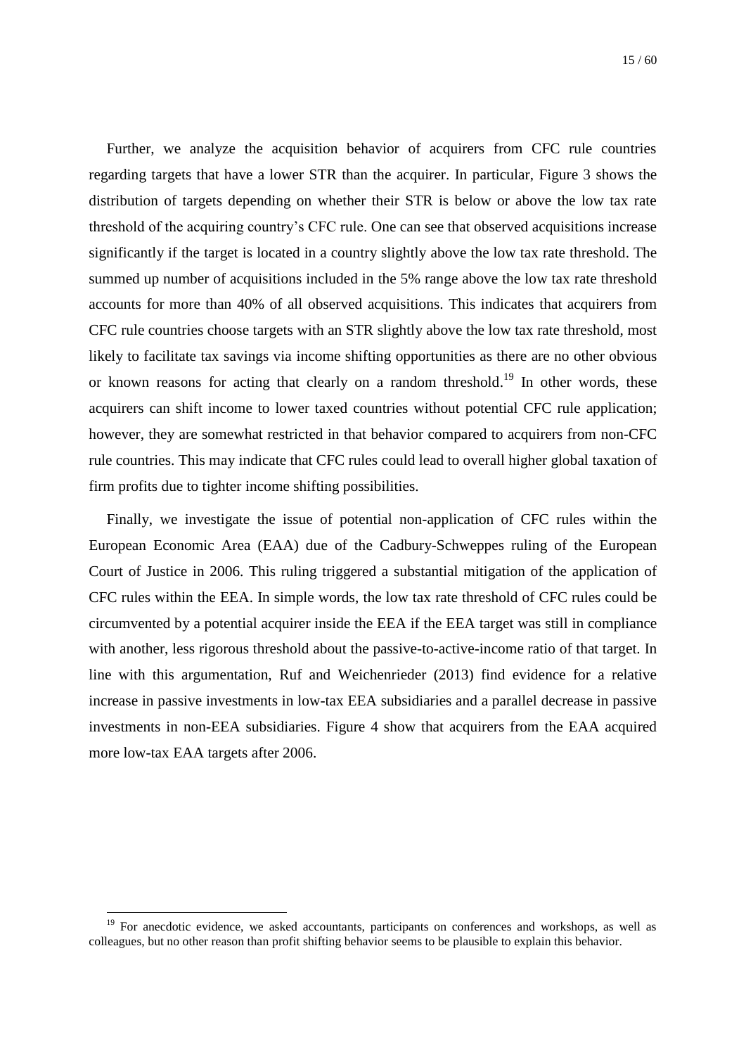Further, we analyze the acquisition behavior of acquirers from CFC rule countries regarding targets that have a lower STR than the acquirer. In particular, Figure 3 shows the distribution of targets depending on whether their STR is below or above the low tax rate threshold of the acquiring country's CFC rule. One can see that observed acquisitions increase significantly if the target is located in a country slightly above the low tax rate threshold. The summed up number of acquisitions included in the 5% range above the low tax rate threshold accounts for more than 40% of all observed acquisitions. This indicates that acquirers from CFC rule countries choose targets with an STR slightly above the low tax rate threshold, most likely to facilitate tax savings via income shifting opportunities as there are no other obvious or known reasons for acting that clearly on a random threshold.[19] In other words, these acquirers can shift income to lower taxed countries without potential CFC rule application; however, they are somewhat restricted in that behavior compared to acquirers from non-CFC rule countries. This may indicate that CFC rules could lead to overall higher global taxation of firm profits due to tighter income shifting possibilities.

Finally, we investigate the issue of potential non-application of CFC rules within the European Economic Area (EAA) due of the Cadbury-Schweppes ruling of the European Court of Justice in 2006. This ruling triggered a substantial mitigation of the application of CFC rules within the EEA. In simple words, the low tax rate threshold of CFC rules could be circumvented by a potential acquirer inside the EEA if the EEA target was still in compliance with another, less rigorous threshold about the passive-to-active-income ratio of that target. In line with this argumentation, Ruf and Weichenrieder (2013) find evidence for a relative increase in passive investments in low-tax EEA subsidiaries and a parallel decrease in passive investments in non-EEA subsidiaries. Figure 4 show that acquirers from the EAA acquired more low-tax EAA targets after 2006.

[19] For anecdotic evidence, we asked accountants, participants on conferences and workshops, as well as colleagues, but no other reason than profit shifting behavior seems to be plausible to explain this behavior.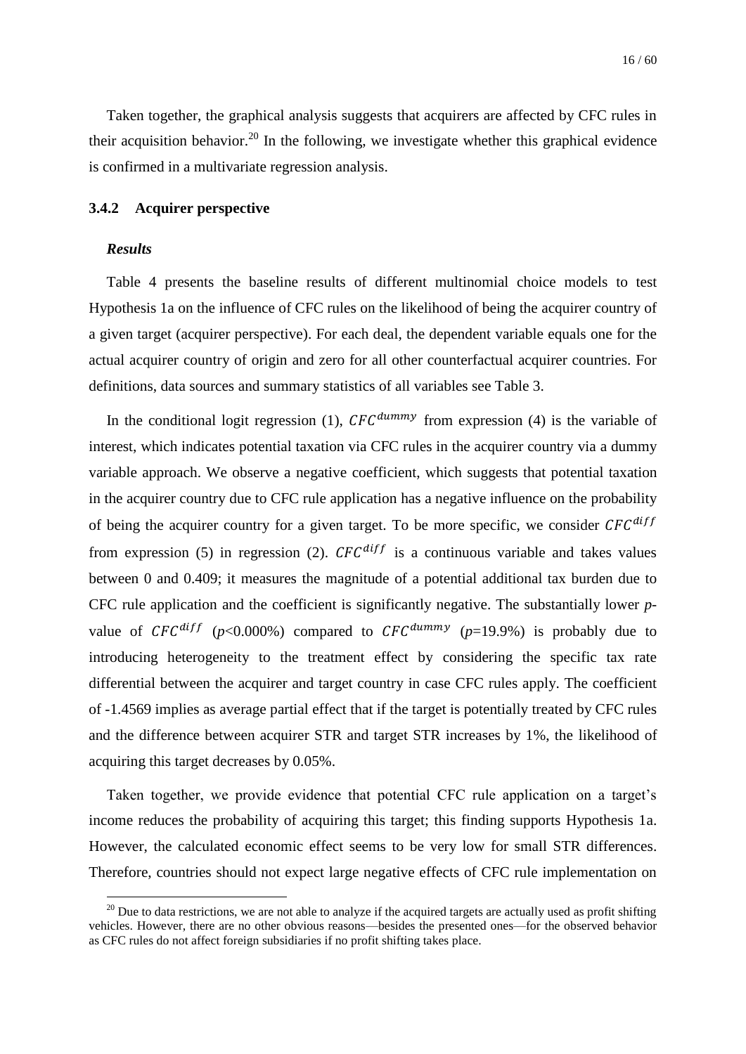Taken together, the graphical analysis suggests that acquirers are affected by CFC rules in their acquisition behavior.[20] In the following, we investigate whether this graphical evidence is confirmed in a multivariate regression analysis.

### 3.4.2 Acquirer perspective

***Results***

Table 4 presents the baseline results of different multinomial choice models to test Hypothesis 1a on the influence of CFC rules on the likelihood of being the acquirer country of a given target (acquirer perspective). For each deal, the dependent variable equals one for the actual acquirer country of origin and zero for all other counterfactual acquirer countries. For definitions, data sources and summary statistics of all variables see Table 3.

In the conditional logit regression (1), $CFC^{dummy}$ from expression (4) is the variable of interest, which indicates potential taxation via CFC rules in the acquirer country via a dummy variable approach. We observe a negative coefficient, which suggests that potential taxation in the acquirer country due to CFC rule application has a negative influence on the probability of being the acquirer country for a given target. To be more specific, we consider $CFC^{diff}$ from expression (5) in regression (2). $CFC^{diff}$ is a continuous variable and takes values between 0 and 0.409; it measures the magnitude of a potential additional tax burden due to CFC rule application and the coefficient is significantly negative. The substantially lower *p*-value of $CFC^{diff}$ ($p$<0.000%) compared to $CFC^{dummy}$ ($p$=19.9%) is probably due to introducing heterogeneity to the treatment effect by considering the specific tax rate differential between the acquirer and target country in case CFC rules apply. The coefficient of -1.4569 implies as average partial effect that if the target is potentially treated by CFC rules and the difference between acquirer STR and target STR increases by 1%, the likelihood of acquiring this target decreases by 0.05%.

Taken together, we provide evidence that potential CFC rule application on a target's income reduces the probability of acquiring this target; this finding supports Hypothesis 1a. However, the calculated economic effect seems to be very low for small STR differences. Therefore, countries should not expect large negative effects of CFC rule implementation on

[20] Due to data restrictions, we are not able to analyze if the acquired targets are actually used as profit shifting vehicles. However, there are no other obvious reasons—besides the presented ones—for the observed behavior as CFC rules do not affect foreign subsidiaries if no profit shifting takes place.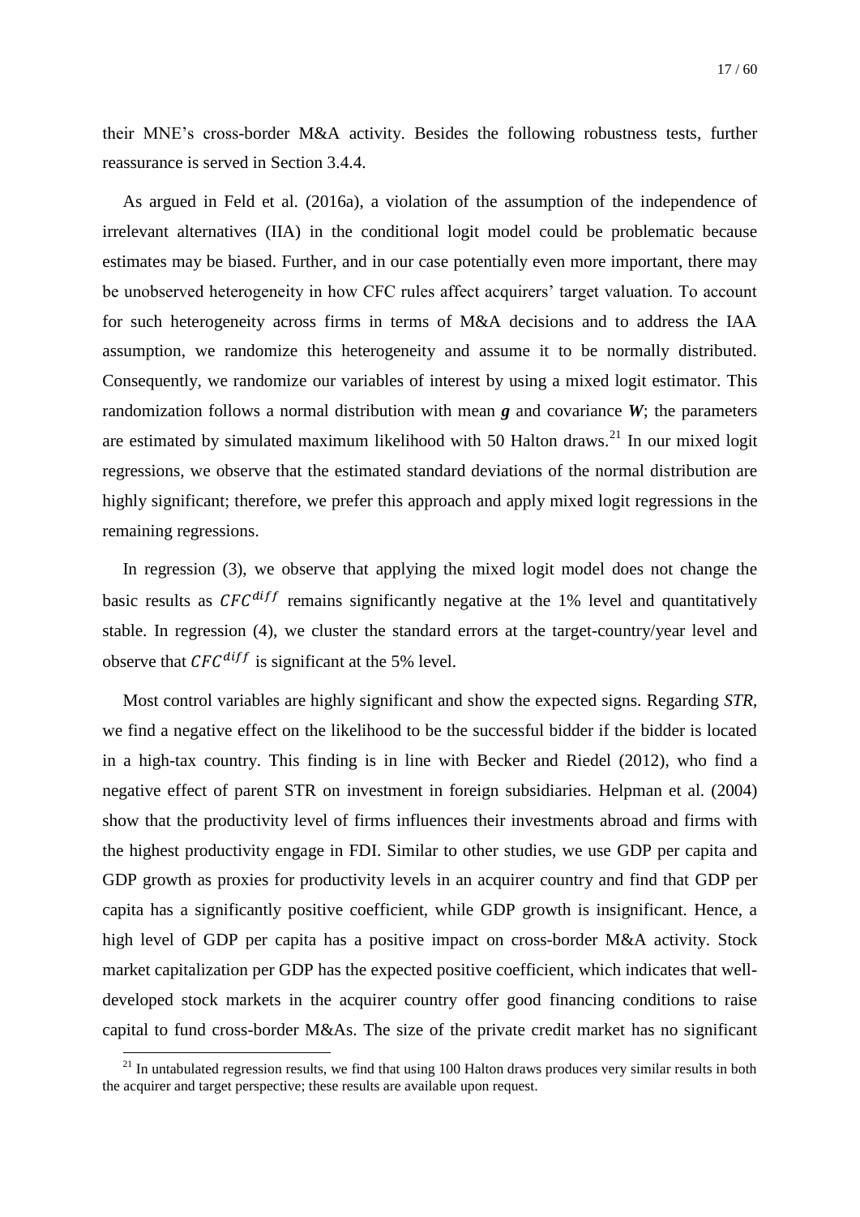their MNE's cross-border M&A activity. Besides the following robustness tests, further reassurance is served in Section 3.4.4.

As argued in Feld et al. (2016a), a violation of the assumption of the independence of irrelevant alternatives (IIA) in the conditional logit model could be problematic because estimates may be biased. Further, and in our case potentially even more important, there may be unobserved heterogeneity in how CFC rules affect acquirers' target valuation. To account for such heterogeneity across firms in terms of M&A decisions and to address the IAA assumption, we randomize this heterogeneity and assume it to be normally distributed. Consequently, we randomize our variables of interest by using a mixed logit estimator. This randomization follows a normal distribution with mean $\boldsymbol{g}$ and covariance $\boldsymbol{W}$; the parameters are estimated by simulated maximum likelihood with 50 Halton draws.[21] In our mixed logit regressions, we observe that the estimated standard deviations of the normal distribution are highly significant; therefore, we prefer this approach and apply mixed logit regressions in the remaining regressions.

In regression (3), we observe that applying the mixed logit model does not change the basic results as $CFC^{diff}$ remains significantly negative at the 1% level and quantitatively stable. In regression (4), we cluster the standard errors at the target-country/year level and observe that $CFC^{diff}$ is significant at the 5% level.

Most control variables are highly significant and show the expected signs. Regarding *STR*, we find a negative effect on the likelihood to be the successful bidder if the bidder is located in a high-tax country. This finding is in line with Becker and Riedel (2012), who find a negative effect of parent STR on investment in foreign subsidiaries. Helpman et al. (2004) show that the productivity level of firms influences their investments abroad and firms with the highest productivity engage in FDI. Similar to other studies, we use GDP per capita and GDP growth as proxies for productivity levels in an acquirer country and find that GDP per capita has a significantly positive coefficient, while GDP growth is insignificant. Hence, a high level of GDP per capita has a positive impact on cross-border M&A activity. Stock market capitalization per GDP has the expected positive coefficient, which indicates that well-developed stock markets in the acquirer country offer good financing conditions to raise capital to fund cross-border M&As. The size of the private credit market has no significant

[21] In untabulated regression results, we find that using 100 Halton draws produces very similar results in both the acquirer and target perspective; these results are available upon request.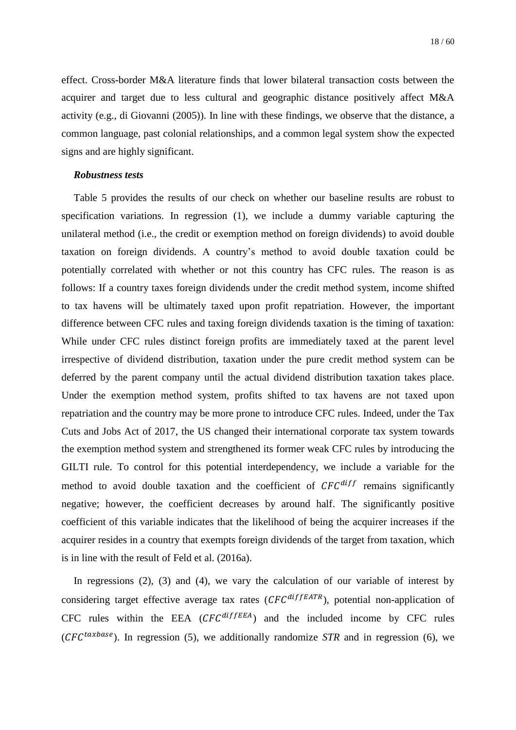effect. Cross-border M&A literature finds that lower bilateral transaction costs between the acquirer and target due to less cultural and geographic distance positively affect M&A activity (e.g., di Giovanni (2005)). In line with these findings, we observe that the distance, a common language, past colonial relationships, and a common legal system show the expected signs and are highly significant.

***Robustness tests***

Table 5 provides the results of our check on whether our baseline results are robust to specification variations. In regression (1), we include a dummy variable capturing the unilateral method (i.e., the credit or exemption method on foreign dividends) to avoid double taxation on foreign dividends. A country's method to avoid double taxation could be potentially correlated with whether or not this country has CFC rules. The reason is as follows: If a country taxes foreign dividends under the credit method system, income shifted to tax havens will be ultimately taxed upon profit repatriation. However, the important difference between CFC rules and taxing foreign dividends taxation is the timing of taxation: While under CFC rules distinct foreign profits are immediately taxed at the parent level irrespective of dividend distribution, taxation under the pure credit method system can be deferred by the parent company until the actual dividend distribution taxation takes place. Under the exemption method system, profits shifted to tax havens are not taxed upon repatriation and the country may be more prone to introduce CFC rules. Indeed, under the Tax Cuts and Jobs Act of 2017, the US changed their international corporate tax system towards the exemption method system and strengthened its former weak CFC rules by introducing the GILTI rule. To control for this potential interdependency, we include a variable for the method to avoid double taxation and the coefficient of $CFC^{diff}$ remains significantly negative; however, the coefficient decreases by around half. The significantly positive coefficient of this variable indicates that the likelihood of being the acquirer increases if the acquirer resides in a country that exempts foreign dividends of the target from taxation, which is in line with the result of Feld et al. (2016a).

In regressions (2), (3) and (4), we vary the calculation of our variable of interest by considering target effective average tax rates ($CFC^{diffEATR}$), potential non-application of CFC rules within the EEA ($CFC^{diffEEA}$) and the included income by CFC rules ($CFC^{taxbase}$). In regression (5), we additionally randomize $STR$ and in regression (6), we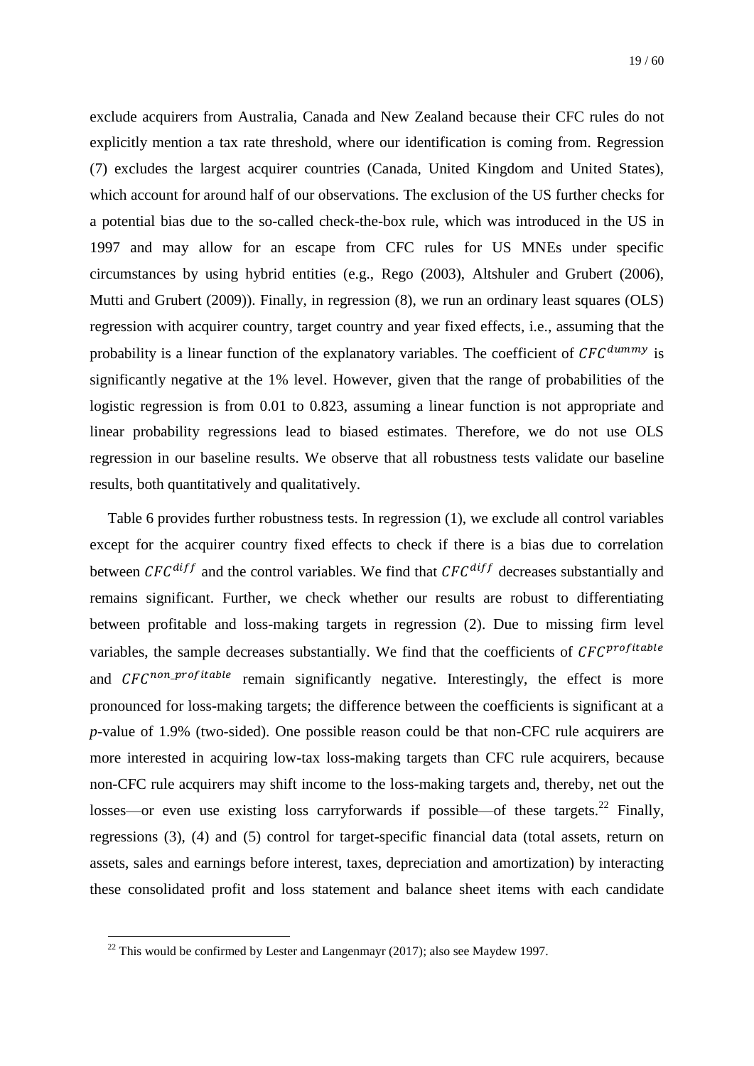exclude acquirers from Australia, Canada and New Zealand because their CFC rules do not explicitly mention a tax rate threshold, where our identification is coming from. Regression (7) excludes the largest acquirer countries (Canada, United Kingdom and United States), which account for around half of our observations. The exclusion of the US further checks for a potential bias due to the so-called check-the-box rule, which was introduced in the US in 1997 and may allow for an escape from CFC rules for US MNEs under specific circumstances by using hybrid entities (e.g., Rego (2003), Altshuler and Grubert (2006), Mutti and Grubert (2009)). Finally, in regression (8), we run an ordinary least squares (OLS) regression with acquirer country, target country and year fixed effects, i.e., assuming that the probability is a linear function of the explanatory variables. The coefficient of $CFC^{dummy}$ is significantly negative at the 1% level. However, given that the range of probabilities of the logistic regression is from 0.01 to 0.823, assuming a linear function is not appropriate and linear probability regressions lead to biased estimates. Therefore, we do not use OLS regression in our baseline results. We observe that all robustness tests validate our baseline results, both quantitatively and qualitatively.

Table 6 provides further robustness tests. In regression (1), we exclude all control variables except for the acquirer country fixed effects to check if there is a bias due to correlation between $CFC^{diff}$ and the control variables. We find that $CFC^{diff}$ decreases substantially and remains significant. Further, we check whether our results are robust to differentiating between profitable and loss-making targets in regression (2). Due to missing firm level variables, the sample decreases substantially. We find that the coefficients of $CFC^{profitable}$ and $CFC^{non\_profitable}$ remain significantly negative. Interestingly, the effect is more pronounced for loss-making targets; the difference between the coefficients is significant at a *p*-value of 1.9% (two-sided). One possible reason could be that non-CFC rule acquirers are more interested in acquiring low-tax loss-making targets than CFC rule acquirers, because non-CFC rule acquirers may shift income to the loss-making targets and, thereby, net out the losses—or even use existing loss carryforwards if possible—of these targets.[22] Finally, regressions (3), (4) and (5) control for target-specific financial data (total assets, return on assets, sales and earnings before interest, taxes, depreciation and amortization) by interacting these consolidated profit and loss statement and balance sheet items with each candidate

[22] This would be confirmed by Lester and Langenmayr (2017); also see Maydew 1997.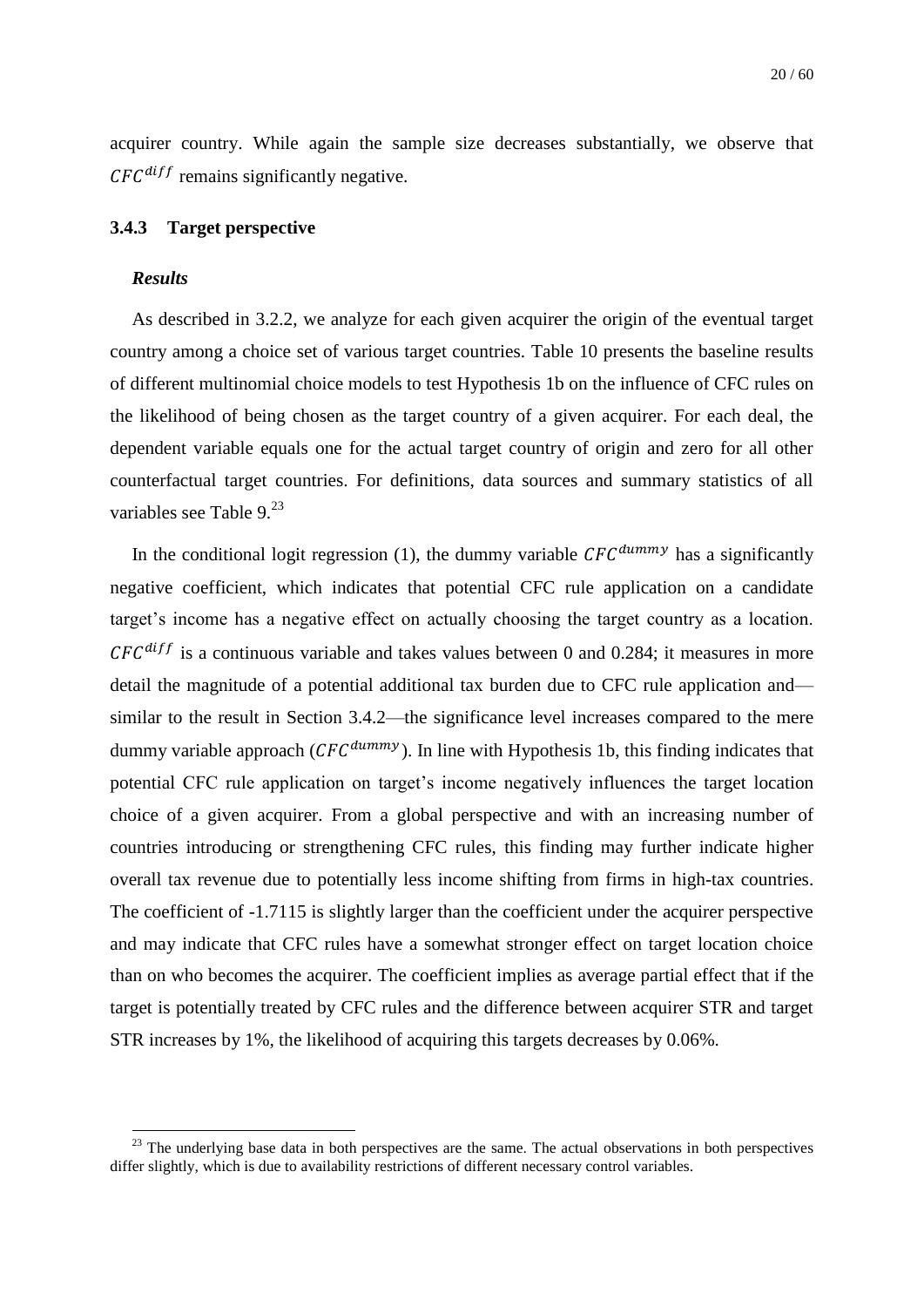acquirer country. While again the sample size decreases substantially, we observe that $CFC^{diff}$ remains significantly negative.

### 3.4.3 Target perspective

***Results***

As described in 3.2.2, we analyze for each given acquirer the origin of the eventual target country among a choice set of various target countries. Table 10 presents the baseline results of different multinomial choice models to test Hypothesis 1b on the influence of CFC rules on the likelihood of being chosen as the target country of a given acquirer. For each deal, the dependent variable equals one for the actual target country of origin and zero for all other counterfactual target countries. For definitions, data sources and summary statistics of all variables see Table 9.[23]

In the conditional logit regression (1), the dummy variable $CFC^{dummy}$ has a significantly negative coefficient, which indicates that potential CFC rule application on a candidate target's income has a negative effect on actually choosing the target country as a location. $CFC^{diff}$ is a continuous variable and takes values between 0 and 0.284; it measures in more detail the magnitude of a potential additional tax burden due to CFC rule application and—similar to the result in Section 3.4.2—the significance level increases compared to the mere dummy variable approach ($CFC^{dummy}$). In line with Hypothesis 1b, this finding indicates that potential CFC rule application on target's income negatively influences the target location choice of a given acquirer. From a global perspective and with an increasing number of countries introducing or strengthening CFC rules, this finding may further indicate higher overall tax revenue due to potentially less income shifting from firms in high-tax countries. The coefficient of -1.7115 is slightly larger than the coefficient under the acquirer perspective and may indicate that CFC rules have a somewhat stronger effect on target location choice than on who becomes the acquirer. The coefficient implies as average partial effect that if the target is potentially treated by CFC rules and the difference between acquirer STR and target STR increases by 1%, the likelihood of acquiring this targets decreases by 0.06%.

[23] The underlying base data in both perspectives are the same. The actual observations in both perspectives differ slightly, which is due to availability restrictions of different necessary control variables.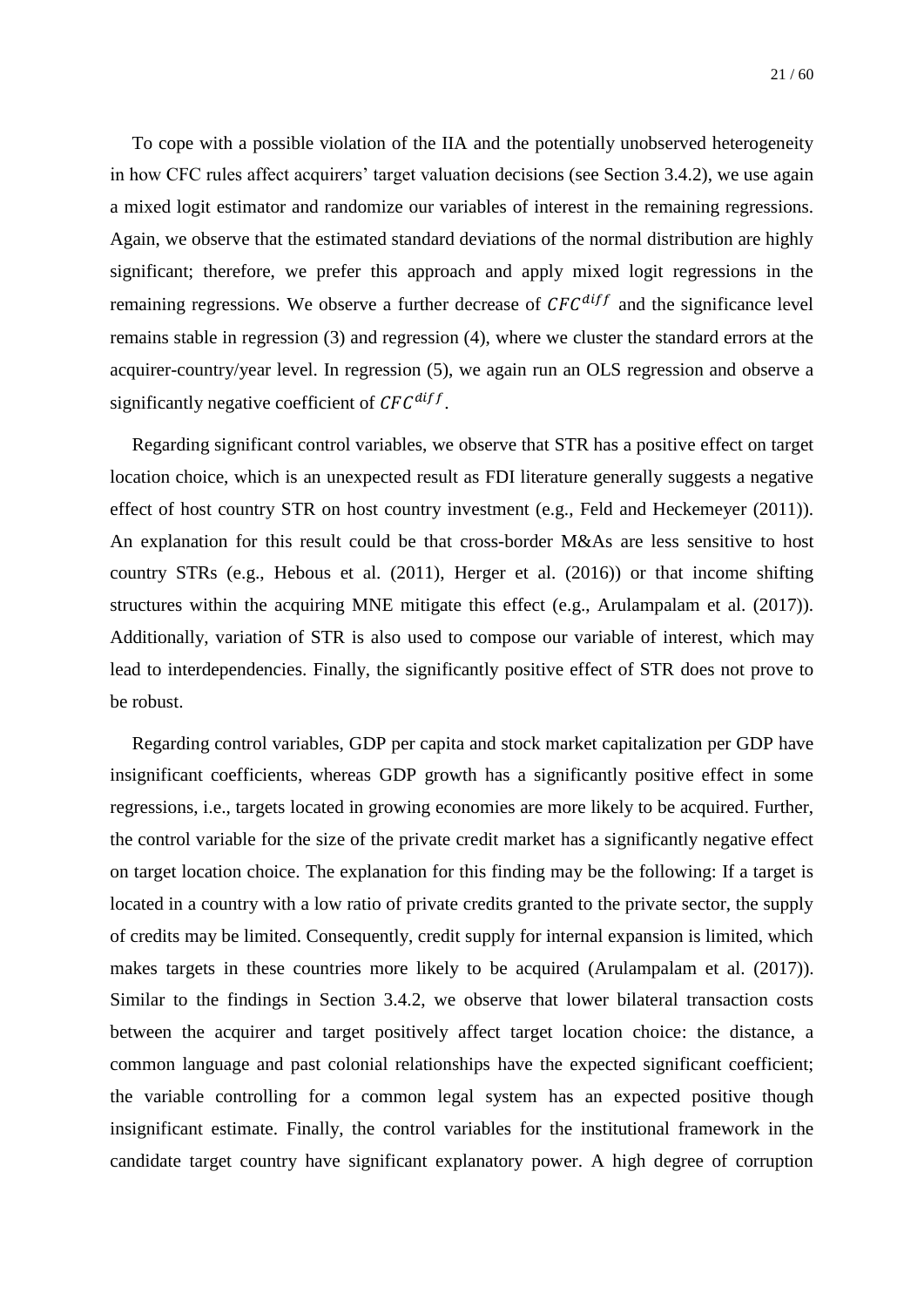To cope with a possible violation of the IIA and the potentially unobserved heterogeneity in how CFC rules affect acquirers' target valuation decisions (see Section 3.4.2), we use again a mixed logit estimator and randomize our variables of interest in the remaining regressions. Again, we observe that the estimated standard deviations of the normal distribution are highly significant; therefore, we prefer this approach and apply mixed logit regressions in the remaining regressions. We observe a further decrease of $CFC^{diff}$ and the significance level remains stable in regression (3) and regression (4), where we cluster the standard errors at the acquirer-country/year level. In regression (5), we again run an OLS regression and observe a significantly negative coefficient of $CFC^{diff}$.

Regarding significant control variables, we observe that STR has a positive effect on target location choice, which is an unexpected result as FDI literature generally suggests a negative effect of host country STR on host country investment (e.g., Feld and Heckemeyer (2011)). An explanation for this result could be that cross-border M&As are less sensitive to host country STRs (e.g., Hebous et al. (2011), Herger et al. (2016)) or that income shifting structures within the acquiring MNE mitigate this effect (e.g., Arulampalam et al. (2017)). Additionally, variation of STR is also used to compose our variable of interest, which may lead to interdependencies. Finally, the significantly positive effect of STR does not prove to be robust.

Regarding control variables, GDP per capita and stock market capitalization per GDP have insignificant coefficients, whereas GDP growth has a significantly positive effect in some regressions, i.e., targets located in growing economies are more likely to be acquired. Further, the control variable for the size of the private credit market has a significantly negative effect on target location choice. The explanation for this finding may be the following: If a target is located in a country with a low ratio of private credits granted to the private sector, the supply of credits may be limited. Consequently, credit supply for internal expansion is limited, which makes targets in these countries more likely to be acquired (Arulampalam et al. (2017)). Similar to the findings in Section 3.4.2, we observe that lower bilateral transaction costs between the acquirer and target positively affect target location choice: the distance, a common language and past colonial relationships have the expected significant coefficient; the variable controlling for a common legal system has an expected positive though insignificant estimate. Finally, the control variables for the institutional framework in the candidate target country have significant explanatory power. A high degree of corruption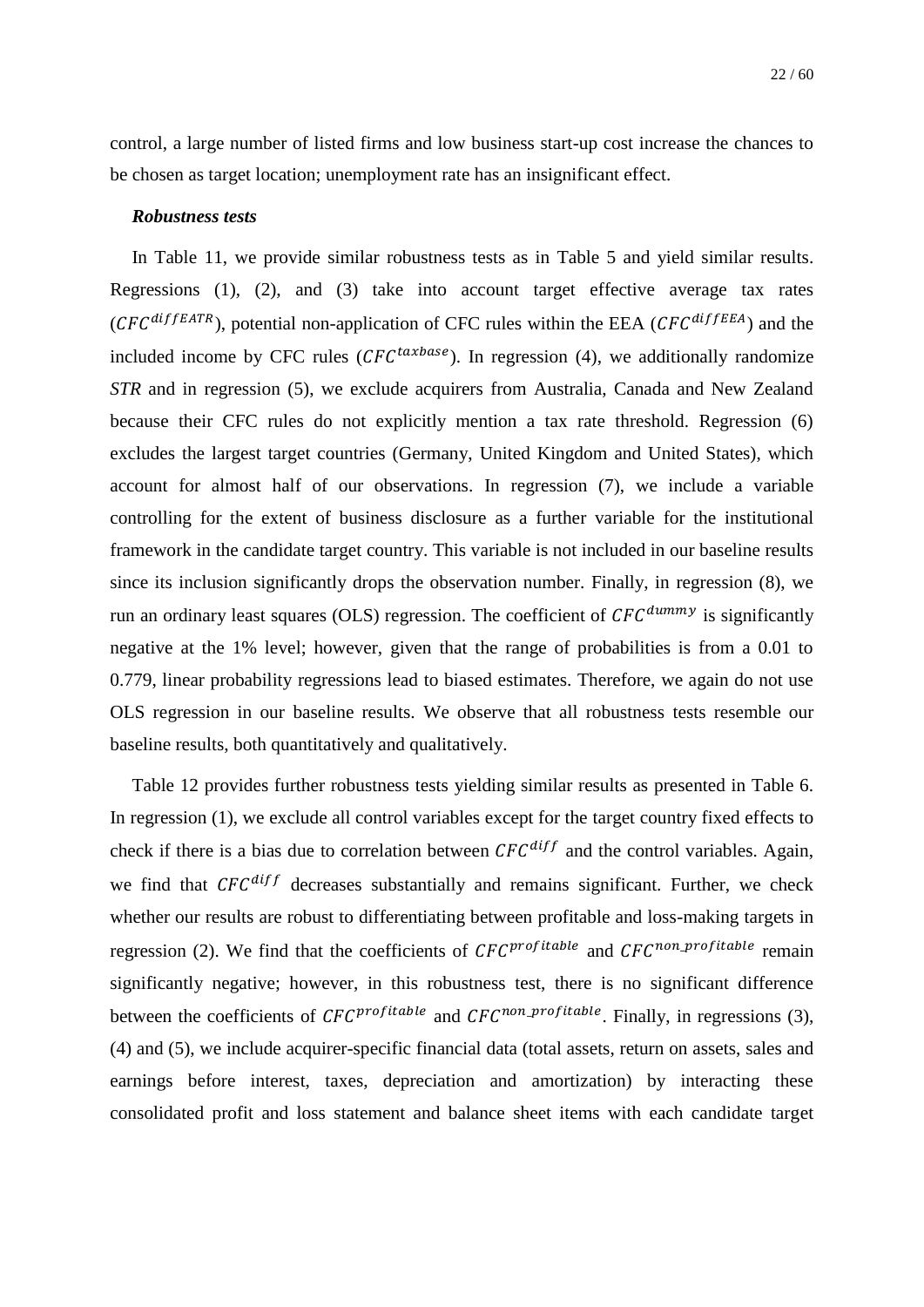control, a large number of listed firms and low business start-up cost increase the chances to be chosen as target location; unemployment rate has an insignificant effect.

***Robustness tests***

In Table 11, we provide similar robustness tests as in Table 5 and yield similar results. Regressions (1), (2), and (3) take into account target effective average tax rates ($CFC^{diffEATR}$), potential non-application of CFC rules within the EEA ($CFC^{diffEEA}$) and the included income by CFC rules ($CFC^{taxbase}$). In regression (4), we additionally randomize *STR* and in regression (5), we exclude acquirers from Australia, Canada and New Zealand because their CFC rules do not explicitly mention a tax rate threshold. Regression (6) excludes the largest target countries (Germany, United Kingdom and United States), which account for almost half of our observations. In regression (7), we include a variable controlling for the extent of business disclosure as a further variable for the institutional framework in the candidate target country. This variable is not included in our baseline results since its inclusion significantly drops the observation number. Finally, in regression (8), we run an ordinary least squares (OLS) regression. The coefficient of $CFC^{dummy}$ is significantly negative at the 1% level; however, given that the range of probabilities is from a 0.01 to 0.779, linear probability regressions lead to biased estimates. Therefore, we again do not use OLS regression in our baseline results. We observe that all robustness tests resemble our baseline results, both quantitatively and qualitatively.

Table 12 provides further robustness tests yielding similar results as presented in Table 6. In regression (1), we exclude all control variables except for the target country fixed effects to check if there is a bias due to correlation between $CFC^{diff}$ and the control variables. Again, we find that $CFC^{diff}$ decreases substantially and remains significant. Further, we check whether our results are robust to differentiating between profitable and loss-making targets in regression (2). We find that the coefficients of $CFC^{profitable}$ and $CFC^{non\_profitable}$ remain significantly negative; however, in this robustness test, there is no significant difference between the coefficients of $CFC^{profitable}$ and $CFC^{non\_profitable}$. Finally, in regressions (3), (4) and (5), we include acquirer-specific financial data (total assets, return on assets, sales and earnings before interest, taxes, depreciation and amortization) by interacting these consolidated profit and loss statement and balance sheet items with each candidate target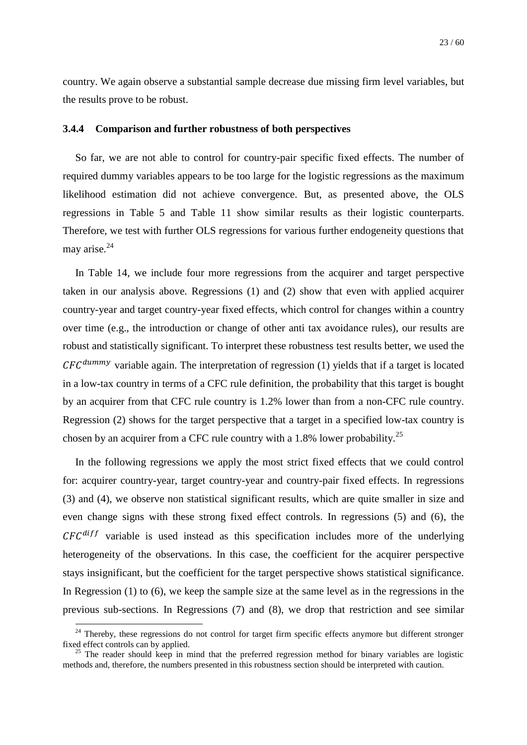country. We again observe a substantial sample decrease due missing firm level variables, but the results prove to be robust.

### 3.4.4 Comparison and further robustness of both perspectives

So far, we are not able to control for country-pair specific fixed effects. The number of required dummy variables appears to be too large for the logistic regressions as the maximum likelihood estimation did not achieve convergence. But, as presented above, the OLS regressions in Table 5 and Table 11 show similar results as their logistic counterparts. Therefore, we test with further OLS regressions for various further endogeneity questions that may arise.[24]

In Table 14, we include four more regressions from the acquirer and target perspective taken in our analysis above. Regressions (1) and (2) show that even with applied acquirer country-year and target country-year fixed effects, which control for changes within a country over time (e.g., the introduction or change of other anti tax avoidance rules), our results are robust and statistically significant. To interpret these robustness test results better, we used the $CFC^{dummy}$ variable again. The interpretation of regression (1) yields that if a target is located in a low-tax country in terms of a CFC rule definition, the probability that this target is bought by an acquirer from that CFC rule country is 1.2% lower than from a non-CFC rule country. Regression (2) shows for the target perspective that a target in a specified low-tax country is chosen by an acquirer from a CFC rule country with a 1.8% lower probability.[25]

In the following regressions we apply the most strict fixed effects that we could control for: acquirer country-year, target country-year and country-pair fixed effects. In regressions (3) and (4), we observe non statistical significant results, which are quite smaller in size and even change signs with these strong fixed effect controls. In regressions (5) and (6), the $CFC^{diff}$ variable is used instead as this specification includes more of the underlying heterogeneity of the observations. In this case, the coefficient for the acquirer perspective stays insignificant, but the coefficient for the target perspective shows statistical significance. In Regression (1) to (6), we keep the sample size at the same level as in the regressions in the previous sub-sections. In Regressions (7) and (8), we drop that restriction and see similar

[24] Thereby, these regressions do not control for target firm specific effects anymore but different stronger fixed effect controls can by applied.

[25] The reader should keep in mind that the preferred regression method for binary variables are logistic methods and, therefore, the numbers presented in this robustness section should be interpreted with caution.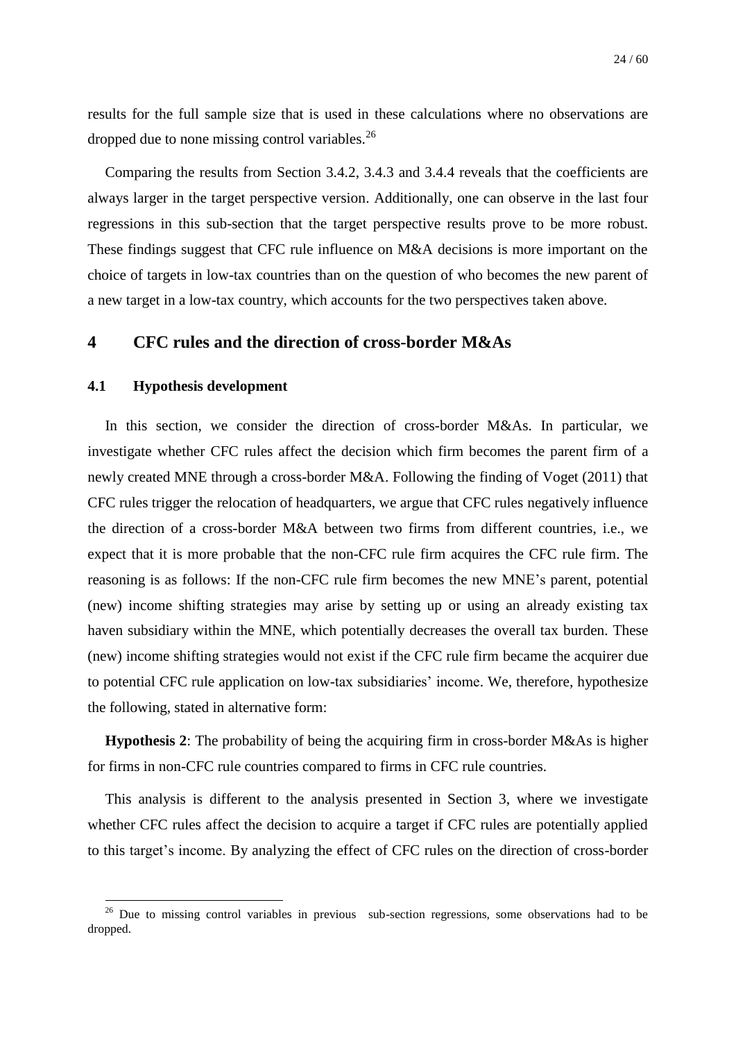results for the full sample size that is used in these calculations where no observations are dropped due to none missing control variables.[26]

Comparing the results from Section 3.4.2, 3.4.3 and 3.4.4 reveals that the coefficients are always larger in the target perspective version. Additionally, one can observe in the last four regressions in this sub-section that the target perspective results prove to be more robust. These findings suggest that CFC rule influence on M&A decisions is more important on the choice of targets in low-tax countries than on the question of who becomes the new parent of a new target in a low-tax country, which accounts for the two perspectives taken above.

# 4 CFC rules and the direction of cross-border M&As

## 4.1 Hypothesis development

In this section, we consider the direction of cross-border M&As. In particular, we investigate whether CFC rules affect the decision which firm becomes the parent firm of a newly created MNE through a cross-border M&A. Following the finding of Voget (2011) that CFC rules trigger the relocation of headquarters, we argue that CFC rules negatively influence the direction of a cross-border M&A between two firms from different countries, i.e., we expect that it is more probable that the non-CFC rule firm acquires the CFC rule firm. The reasoning is as follows: If the non-CFC rule firm becomes the new MNE's parent, potential (new) income shifting strategies may arise by setting up or using an already existing tax haven subsidiary within the MNE, which potentially decreases the overall tax burden. These (new) income shifting strategies would not exist if the CFC rule firm became the acquirer due to potential CFC rule application on low-tax subsidiaries' income. We, therefore, hypothesize the following, stated in alternative form:

**Hypothesis 2**: The probability of being the acquiring firm in cross-border M&As is higher for firms in non-CFC rule countries compared to firms in CFC rule countries.

This analysis is different to the analysis presented in Section 3, where we investigate whether CFC rules affect the decision to acquire a target if CFC rules are potentially applied to this target's income. By analyzing the effect of CFC rules on the direction of cross-border

[26] Due to missing control variables in previous sub-section regressions, some observations had to be dropped.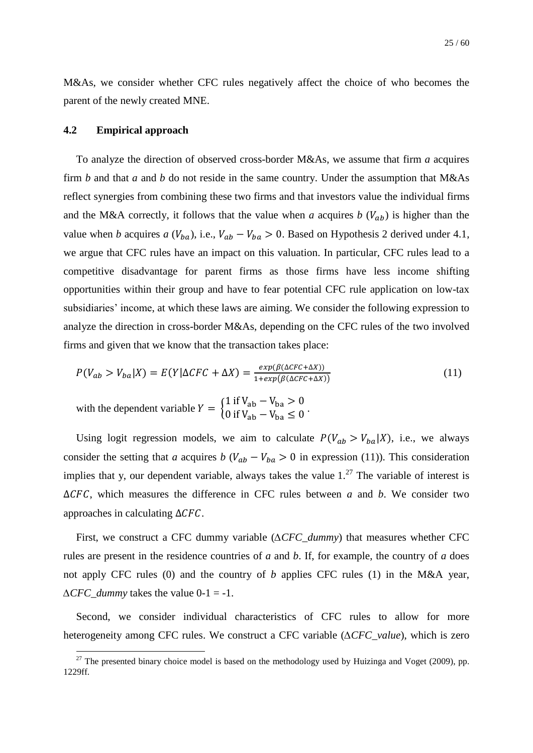M&As, we consider whether CFC rules negatively affect the choice of who becomes the parent of the newly created MNE.

### 4.2 Empirical approach

To analyze the direction of observed cross-border M&As, we assume that firm *a* acquires firm *b* and that *a* and *b* do not reside in the same country. Under the assumption that M&As reflect synergies from combining these two firms and that investors value the individual firms and the M&A correctly, it follows that the value when *a* acquires *b* ($V_{ab}$) is higher than the value when *b* acquires *a* ($V_{ba}$), i.e., $V_{ab} - V_{ba} > 0$. Based on Hypothesis 2 derived under 4.1, we argue that CFC rules have an impact on this valuation. In particular, CFC rules lead to a competitive disadvantage for parent firms as those firms have less income shifting opportunities within their group and have to fear potential CFC rule application on low-tax subsidiaries' income, at which these laws are aiming. We consider the following expression to analyze the direction in cross-border M&As, depending on the CFC rules of the two involved firms and given that we know that the transaction takes place:

$$P(V_{ab} > V_{ba}|X) = E(Y|\Delta CFC + \Delta X) = \frac{exp(\beta(\Delta CFC + \Delta X))}{1 + exp(\beta(\Delta CFC + \Delta X))} \tag{11}$$

with the dependent variable $Y = \begin{cases} 1 \text{ if } \mathrm{V_{ab}} - \mathrm{V_{ba}} > 0 \\ 0 \text{ if } \mathrm{V_{ab}} - \mathrm{V_{ba}} \leq 0 \end{cases}$.

Using logit regression models, we aim to calculate $P(V_{ab} > V_{ba}|X)$, i.e., we always consider the setting that *a* acquires *b* ($V_{ab} - V_{ba} > 0$ in expression (11)). This consideration implies that y, our dependent variable, always takes the value 1.[27] The variable of interest is $\Delta CFC$, which measures the difference in CFC rules between *a* and *b*. We consider two approaches in calculating $\Delta CFC$.

First, we construct a CFC dummy variable (Δ*CFC_dummy*) that measures whether CFC rules are present in the residence countries of *a* and *b*. If, for example, the country of *a* does not apply CFC rules (0) and the country of *b* applies CFC rules (1) in the M&A year, Δ*CFC_dummy* takes the value 0-1 = -1.

Second, we consider individual characteristics of CFC rules to allow for more heterogeneity among CFC rules. We construct a CFC variable (Δ*CFC_value*), which is zero

[27] The presented binary choice model is based on the methodology used by Huizinga and Voget (2009), pp. 1229ff.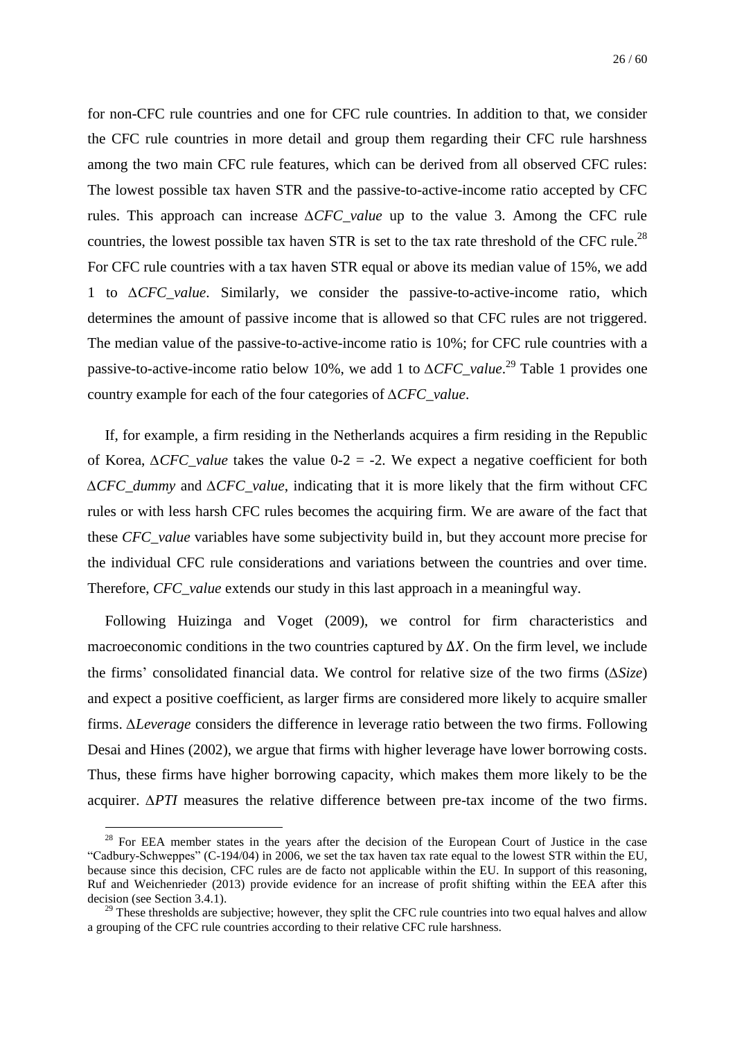for non-CFC rule countries and one for CFC rule countries. In addition to that, we consider the CFC rule countries in more detail and group them regarding their CFC rule harshness among the two main CFC rule features, which can be derived from all observed CFC rules: The lowest possible tax haven STR and the passive-to-active-income ratio accepted by CFC rules. This approach can increase $\Delta$*CFC_value* up to the value 3. Among the CFC rule countries, the lowest possible tax haven STR is set to the tax rate threshold of the CFC rule.[28] For CFC rule countries with a tax haven STR equal or above its median value of 15%, we add 1 to $\Delta$*CFC_value*. Similarly, we consider the passive-to-active-income ratio, which determines the amount of passive income that is allowed so that CFC rules are not triggered. The median value of the passive-to-active-income ratio is 10%; for CFC rule countries with a passive-to-active-income ratio below 10%, we add 1 to $\Delta$*CFC_value*.[29] Table 1 provides one country example for each of the four categories of $\Delta$*CFC_value*.

If, for example, a firm residing in the Netherlands acquires a firm residing in the Republic of Korea, $\Delta$*CFC_value* takes the value 0-2 = -2. We expect a negative coefficient for both $\Delta$*CFC_dummy* and $\Delta$*CFC_value*, indicating that it is more likely that the firm without CFC rules or with less harsh CFC rules becomes the acquiring firm. We are aware of the fact that these *CFC_value* variables have some subjectivity build in, but they account more precise for the individual CFC rule considerations and variations between the countries and over time. Therefore, *CFC_value* extends our study in this last approach in a meaningful way.

Following Huizinga and Voget (2009), we control for firm characteristics and macroeconomic conditions in the two countries captured by $\Delta X$. On the firm level, we include the firms' consolidated financial data. We control for relative size of the two firms ($\Delta$*Size*) and expect a positive coefficient, as larger firms are considered more likely to acquire smaller firms. $\Delta$*Leverage* considers the difference in leverage ratio between the two firms. Following Desai and Hines (2002), we argue that firms with higher leverage have lower borrowing costs. Thus, these firms have higher borrowing capacity, which makes them more likely to be the acquirer. $\Delta$*PTI* measures the relative difference between pre-tax income of the two firms.

[28] For EEA member states in the years after the decision of the European Court of Justice in the case "Cadbury-Schweppes" (C-194/04) in 2006, we set the tax haven tax rate equal to the lowest STR within the EU, because since this decision, CFC rules are de facto not applicable within the EU. In support of this reasoning, Ruf and Weichenrieder (2013) provide evidence for an increase of profit shifting within the EEA after this decision (see Section 3.4.1).

[29] These thresholds are subjective; however, they split the CFC rule countries into two equal halves and allow a grouping of the CFC rule countries according to their relative CFC rule harshness.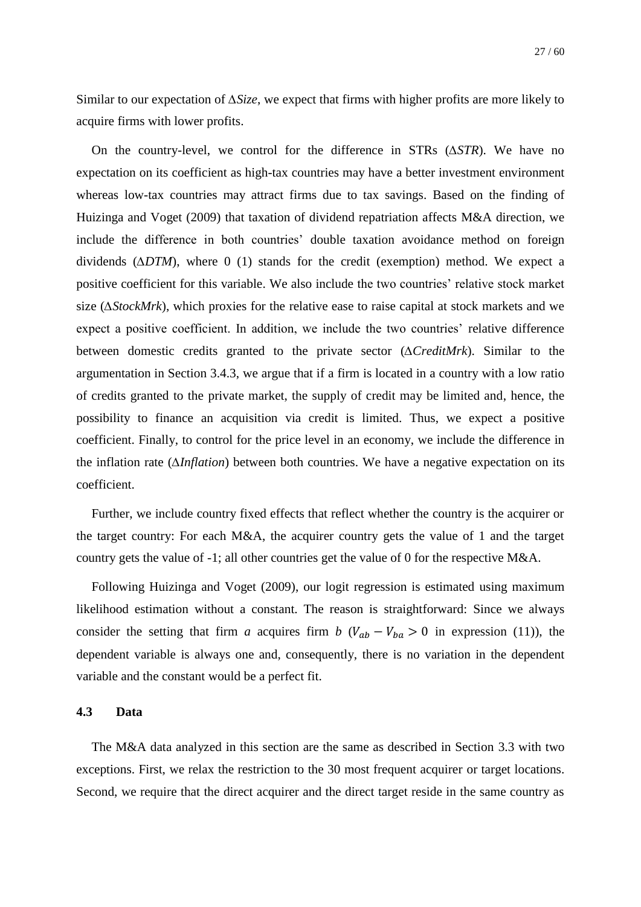Similar to our expectation of Δ*Size*, we expect that firms with higher profits are more likely to acquire firms with lower profits.

On the country-level, we control for the difference in STRs (Δ*STR*). We have no expectation on its coefficient as high-tax countries may have a better investment environment whereas low-tax countries may attract firms due to tax savings. Based on the finding of Huizinga and Voget (2009) that taxation of dividend repatriation affects M&A direction, we include the difference in both countries' double taxation avoidance method on foreign dividends (Δ*DTM*), where 0 (1) stands for the credit (exemption) method. We expect a positive coefficient for this variable. We also include the two countries' relative stock market size (Δ*StockMrk*), which proxies for the relative ease to raise capital at stock markets and we expect a positive coefficient. In addition, we include the two countries' relative difference between domestic credits granted to the private sector (Δ*CreditMrk*). Similar to the argumentation in Section 3.4.3, we argue that if a firm is located in a country with a low ratio of credits granted to the private market, the supply of credit may be limited and, hence, the possibility to finance an acquisition via credit is limited. Thus, we expect a positive coefficient. Finally, to control for the price level in an economy, we include the difference in the inflation rate (Δ*Inflation*) between both countries. We have a negative expectation on its coefficient.

Further, we include country fixed effects that reflect whether the country is the acquirer or the target country: For each M&A, the acquirer country gets the value of 1 and the target country gets the value of -1; all other countries get the value of 0 for the respective M&A.

Following Huizinga and Voget (2009), our logit regression is estimated using maximum likelihood estimation without a constant. The reason is straightforward: Since we always consider the setting that firm *a* acquires firm *b* ($V_{ab} - V_{ba} > 0$ in expression (11)), the dependent variable is always one and, consequently, there is no variation in the dependent variable and the constant would be a perfect fit.

### 4.3 Data

The M&A data analyzed in this section are the same as described in Section 3.3 with two exceptions. First, we relax the restriction to the 30 most frequent acquirer or target locations. Second, we require that the direct acquirer and the direct target reside in the same country as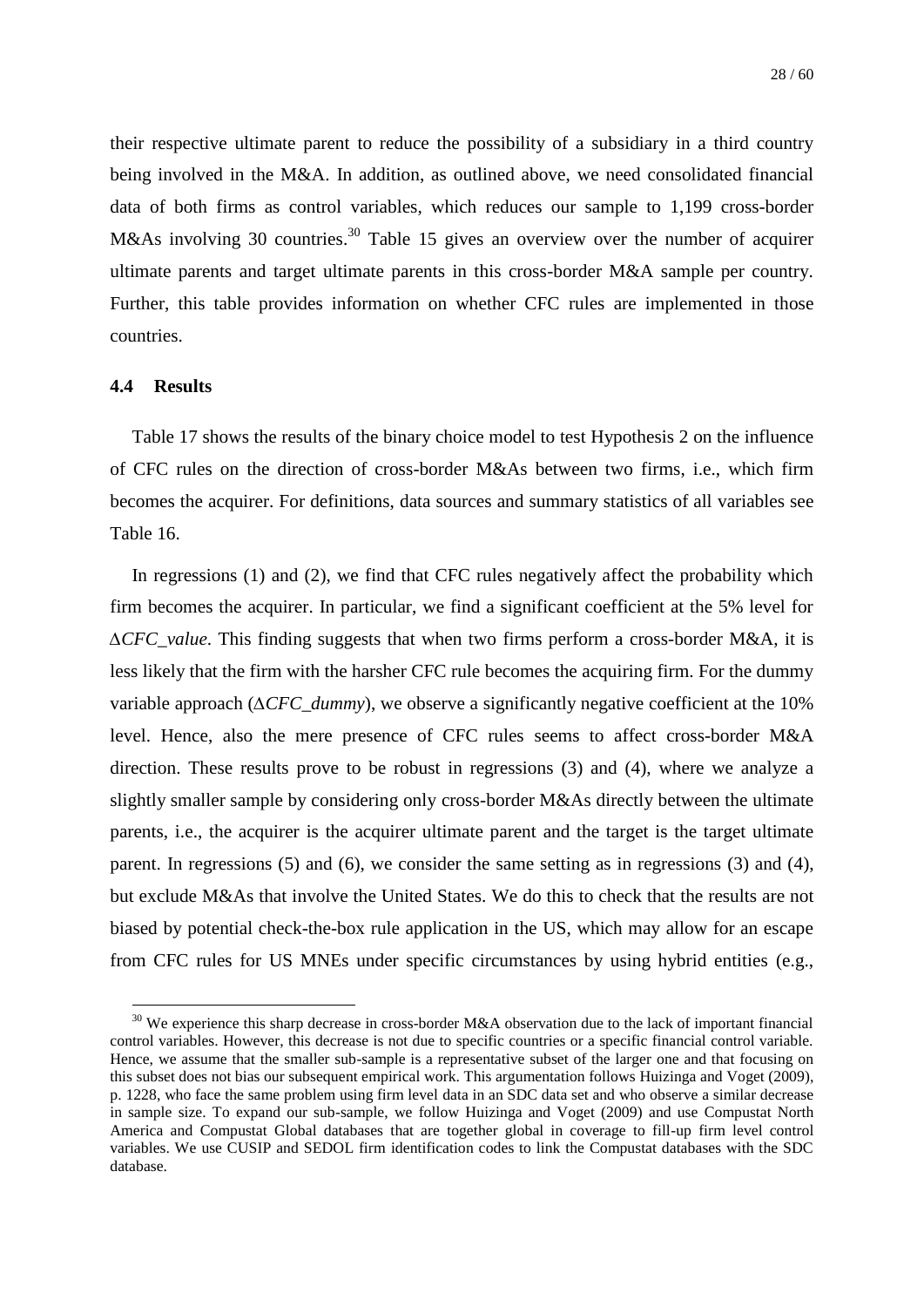their respective ultimate parent to reduce the possibility of a subsidiary in a third country being involved in the M&A. In addition, as outlined above, we need consolidated financial data of both firms as control variables, which reduces our sample to 1,199 cross-border M&As involving 30 countries.[30] Table 15 gives an overview over the number of acquirer ultimate parents and target ultimate parents in this cross-border M&A sample per country. Further, this table provides information on whether CFC rules are implemented in those countries.

### 4.4 Results

Table 17 shows the results of the binary choice model to test Hypothesis 2 on the influence of CFC rules on the direction of cross-border M&As between two firms, i.e., which firm becomes the acquirer. For definitions, data sources and summary statistics of all variables see Table 16.

In regressions (1) and (2), we find that CFC rules negatively affect the probability which firm becomes the acquirer. In particular, we find a significant coefficient at the 5% level for $\Delta$*CFC_value*. This finding suggests that when two firms perform a cross-border M&A, it is less likely that the firm with the harsher CFC rule becomes the acquiring firm. For the dummy variable approach ($\Delta$*CFC_dummy*), we observe a significantly negative coefficient at the 10% level. Hence, also the mere presence of CFC rules seems to affect cross-border M&A direction. These results prove to be robust in regressions (3) and (4), where we analyze a slightly smaller sample by considering only cross-border M&As directly between the ultimate parents, i.e., the acquirer is the acquirer ultimate parent and the target is the target ultimate parent. In regressions (5) and (6), we consider the same setting as in regressions (3) and (4), but exclude M&As that involve the United States. We do this to check that the results are not biased by potential check-the-box rule application in the US, which may allow for an escape from CFC rules for US MNEs under specific circumstances by using hybrid entities (e.g.,

[30] We experience this sharp decrease in cross-border M&A observation due to the lack of important financial control variables. However, this decrease is not due to specific countries or a specific financial control variable. Hence, we assume that the smaller sub-sample is a representative subset of the larger one and that focusing on this subset does not bias our subsequent empirical work. This argumentation follows Huizinga and Voget (2009), p. 1228, who face the same problem using firm level data in an SDC data set and who observe a similar decrease in sample size. To expand our sub-sample, we follow Huizinga and Voget (2009) and use Compustat North America and Compustat Global databases that are together global in coverage to fill-up firm level control variables. We use CUSIP and SEDOL firm identification codes to link the Compustat databases with the SDC database.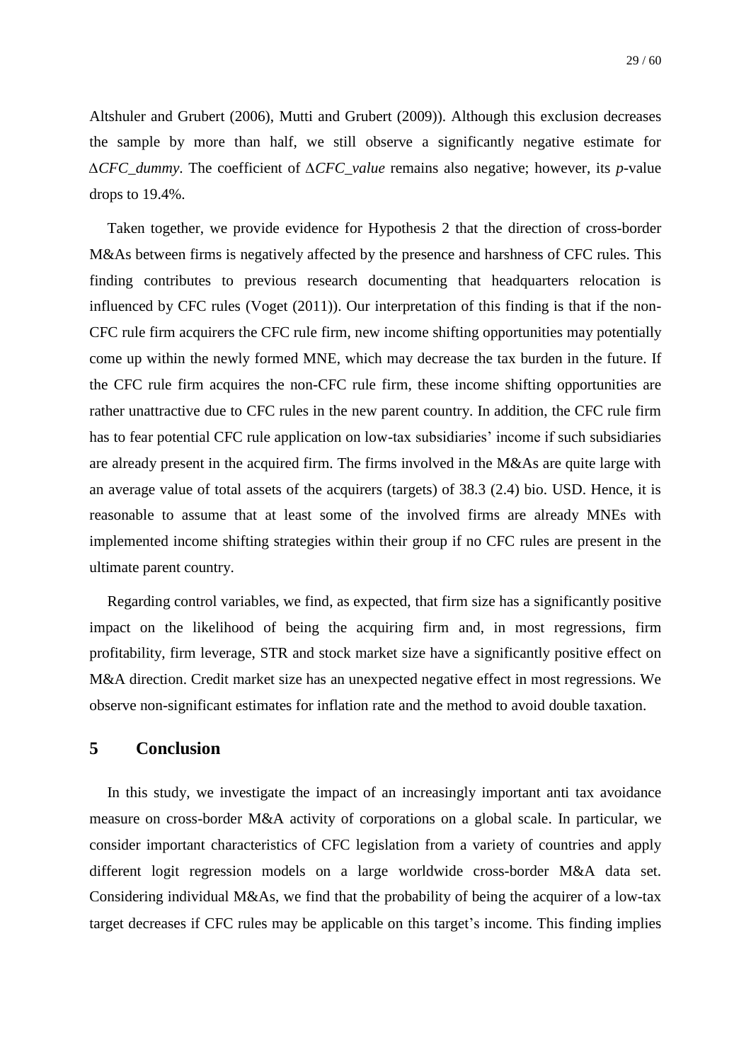Altshuler and Grubert (2006), Mutti and Grubert (2009)). Although this exclusion decreases the sample by more than half, we still observe a significantly negative estimate for $\Delta$*CFC_dummy*. The coefficient of $\Delta$*CFC_value* remains also negative; however, its *p*-value drops to 19.4%.

Taken together, we provide evidence for Hypothesis 2 that the direction of cross-border M&As between firms is negatively affected by the presence and harshness of CFC rules. This finding contributes to previous research documenting that headquarters relocation is influenced by CFC rules (Voget (2011)). Our interpretation of this finding is that if the non-CFC rule firm acquirers the CFC rule firm, new income shifting opportunities may potentially come up within the newly formed MNE, which may decrease the tax burden in the future. If the CFC rule firm acquires the non-CFC rule firm, these income shifting opportunities are rather unattractive due to CFC rules in the new parent country. In addition, the CFC rule firm has to fear potential CFC rule application on low-tax subsidiaries' income if such subsidiaries are already present in the acquired firm. The firms involved in the M&As are quite large with an average value of total assets of the acquirers (targets) of 38.3 (2.4) bio. USD. Hence, it is reasonable to assume that at least some of the involved firms are already MNEs with implemented income shifting strategies within their group if no CFC rules are present in the ultimate parent country.

Regarding control variables, we find, as expected, that firm size has a significantly positive impact on the likelihood of being the acquiring firm and, in most regressions, firm profitability, firm leverage, STR and stock market size have a significantly positive effect on M&A direction. Credit market size has an unexpected negative effect in most regressions. We observe non-significant estimates for inflation rate and the method to avoid double taxation.

# 5 Conclusion

In this study, we investigate the impact of an increasingly important anti tax avoidance measure on cross-border M&A activity of corporations on a global scale. In particular, we consider important characteristics of CFC legislation from a variety of countries and apply different logit regression models on a large worldwide cross-border M&A data set. Considering individual M&As, we find that the probability of being the acquirer of a low-tax target decreases if CFC rules may be applicable on this target's income. This finding implies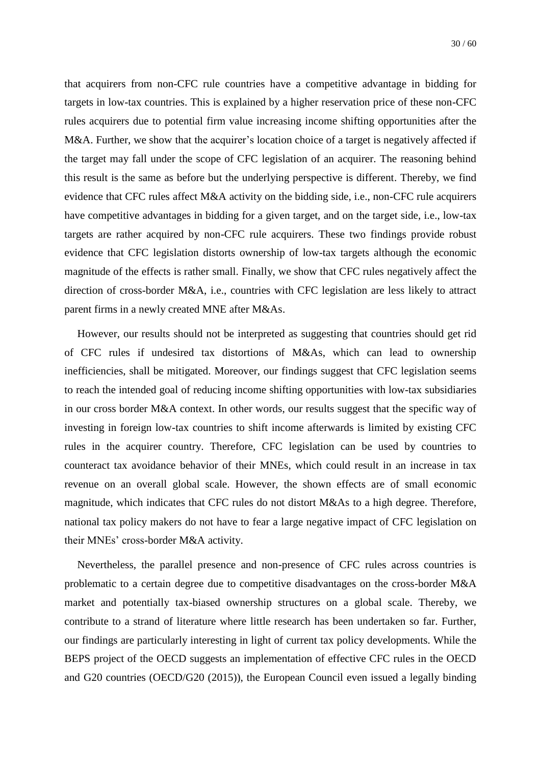that acquirers from non-CFC rule countries have a competitive advantage in bidding for targets in low-tax countries. This is explained by a higher reservation price of these non-CFC rules acquirers due to potential firm value increasing income shifting opportunities after the M&A. Further, we show that the acquirer's location choice of a target is negatively affected if the target may fall under the scope of CFC legislation of an acquirer. The reasoning behind this result is the same as before but the underlying perspective is different. Thereby, we find evidence that CFC rules affect M&A activity on the bidding side, i.e., non-CFC rule acquirers have competitive advantages in bidding for a given target, and on the target side, i.e., low-tax targets are rather acquired by non-CFC rule acquirers. These two findings provide robust evidence that CFC legislation distorts ownership of low-tax targets although the economic magnitude of the effects is rather small. Finally, we show that CFC rules negatively affect the direction of cross-border M&A, i.e., countries with CFC legislation are less likely to attract parent firms in a newly created MNE after M&As.

However, our results should not be interpreted as suggesting that countries should get rid of CFC rules if undesired tax distortions of M&As, which can lead to ownership inefficiencies, shall be mitigated. Moreover, our findings suggest that CFC legislation seems to reach the intended goal of reducing income shifting opportunities with low-tax subsidiaries in our cross border M&A context. In other words, our results suggest that the specific way of investing in foreign low-tax countries to shift income afterwards is limited by existing CFC rules in the acquirer country. Therefore, CFC legislation can be used by countries to counteract tax avoidance behavior of their MNEs, which could result in an increase in tax revenue on an overall global scale. However, the shown effects are of small economic magnitude, which indicates that CFC rules do not distort M&As to a high degree. Therefore, national tax policy makers do not have to fear a large negative impact of CFC legislation on their MNEs' cross-border M&A activity.

Nevertheless, the parallel presence and non-presence of CFC rules across countries is problematic to a certain degree due to competitive disadvantages on the cross-border M&A market and potentially tax-biased ownership structures on a global scale. Thereby, we contribute to a strand of literature where little research has been undertaken so far. Further, our findings are particularly interesting in light of current tax policy developments. While the BEPS project of the OECD suggests an implementation of effective CFC rules in the OECD and G20 countries (OECD/G20 (2015)), the European Council even issued a legally binding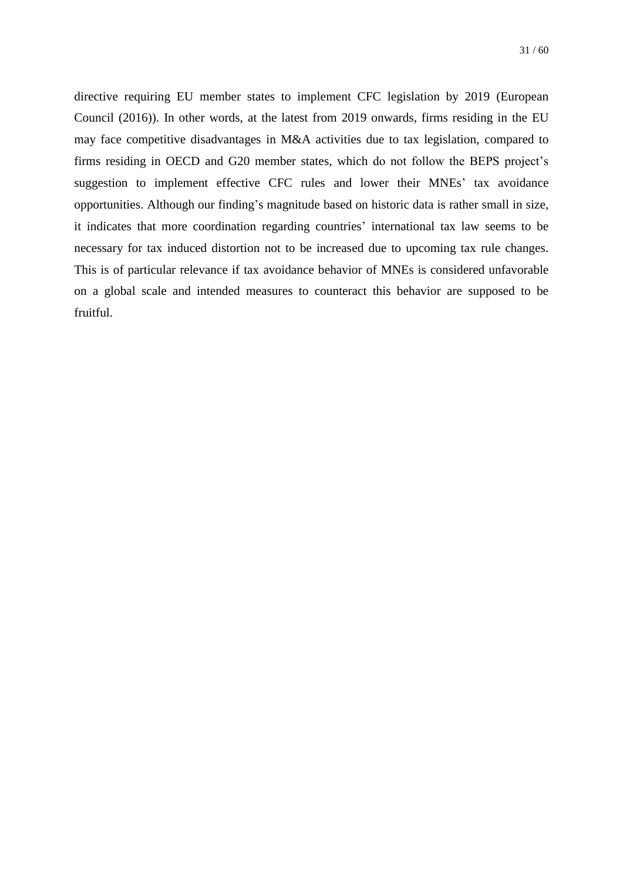directive requiring EU member states to implement CFC legislation by 2019 (European Council (2016)). In other words, at the latest from 2019 onwards, firms residing in the EU may face competitive disadvantages in M&A activities due to tax legislation, compared to firms residing in OECD and G20 member states, which do not follow the BEPS project's suggestion to implement effective CFC rules and lower their MNEs' tax avoidance opportunities. Although our finding's magnitude based on historic data is rather small in size, it indicates that more coordination regarding countries' international tax law seems to be necessary for tax induced distortion not to be increased due to upcoming tax rule changes. This is of particular relevance if tax avoidance behavior of MNEs is considered unfavorable on a global scale and intended measures to counteract this behavior are supposed to be fruitful.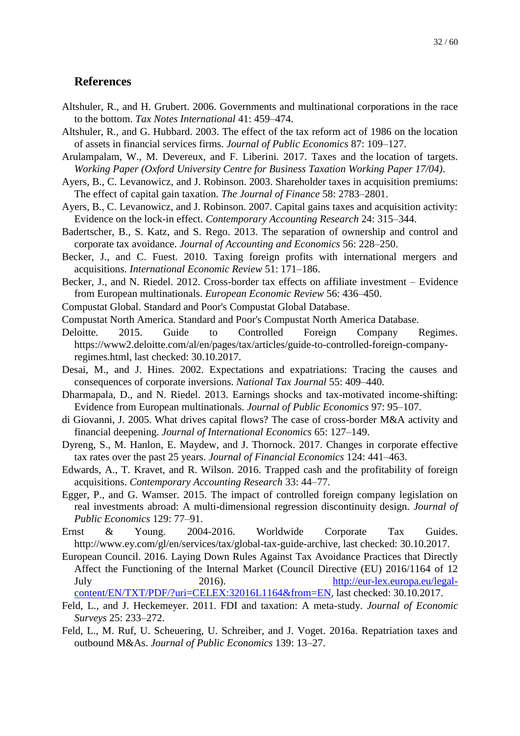## References

Altshuler, R., and H. Grubert. 2006. Governments and multinational corporations in the race to the bottom. *Tax Notes International* 41: 459–474.

Altshuler, R., and G. Hubbard. 2003. The effect of the tax reform act of 1986 on the location of assets in financial services firms. *Journal of Public Economics* 87: 109–127.

Arulampalam, W., M. Devereux, and F. Liberini. 2017. Taxes and the location of targets. *Working Paper (Oxford University Centre for Business Taxation Working Paper 17/04)*.

Ayers, B., C. Levanowicz, and J. Robinson. 2003. Shareholder taxes in acquisition premiums: The effect of capital gain taxation. *The Journal of Finance* 58: 2783–2801.

Ayers, B., C. Levanowicz, and J. Robinson. 2007. Capital gains taxes and acquisition activity: Evidence on the lock-in effect. *Contemporary Accounting Research* 24: 315–344.

Badertscher, B., S. Katz, and S. Rego. 2013. The separation of ownership and control and corporate tax avoidance. *Journal of Accounting and Economics* 56: 228–250.

Becker, J., and C. Fuest. 2010. Taxing foreign profits with international mergers and acquisitions. *International Economic Review* 51: 171–186.

Becker, J., and N. Riedel. 2012. Cross-border tax effects on affiliate investment – Evidence from European multinationals. *European Economic Review* 56: 436–450.

Compustat Global. Standard and Poor's Compustat Global Database.

Compustat North America. Standard and Poor's Compustat North America Database.

Deloitte. 2015. Guide to Controlled Foreign Company Regimes. https://www2.deloitte.com/al/en/pages/tax/articles/guide-to-controlled-foreign-company-regimes.html, last checked: 30.10.2017.

Desai, M., and J. Hines. 2002. Expectations and expatriations: Tracing the causes and consequences of corporate inversions. *National Tax Journal* 55: 409–440.

Dharmapala, D., and N. Riedel. 2013. Earnings shocks and tax-motivated income-shifting: Evidence from European multinationals. *Journal of Public Economics* 97: 95–107.

di Giovanni, J. 2005. What drives capital flows? The case of cross-border M&A activity and financial deepening. *Journal of International Economics* 65: 127–149.

Dyreng, S., M. Hanlon, E. Maydew, and J. Thornock. 2017. Changes in corporate effective tax rates over the past 25 years. *Journal of Financial Economics* 124: 441–463.

Edwards, A., T. Kravet, and R. Wilson. 2016. Trapped cash and the profitability of foreign acquisitions. *Contemporary Accounting Research* 33: 44–77.

Egger, P., and G. Wamser. 2015. The impact of controlled foreign company legislation on real investments abroad: A multi-dimensional regression discontinuity design. *Journal of Public Economics* 129: 77–91.

Ernst & Young. 2004-2016. Worldwide Corporate Tax Guides. http://www.ey.com/gl/en/services/tax/global-tax-guide-archive, last checked: 30.10.2017.

European Council. 2016. Laying Down Rules Against Tax Avoidance Practices that Directly Affect the Functioning of the Internal Market (Council Directive (EU) 2016/1164 of 12 July 2016). http://eur-lex.europa.eu/legal-content/EN/TXT/PDF/?uri=CELEX:32016L1164&from=EN, last checked: 30.10.2017.

Feld, L., and J. Heckemeyer. 2011. FDI and taxation: A meta-study. *Journal of Economic Surveys* 25: 233–272.

Feld, L., M. Ruf, U. Scheuering, U. Schreiber, and J. Voget. 2016a. Repatriation taxes and outbound M&As. *Journal of Public Economics* 139: 13–27.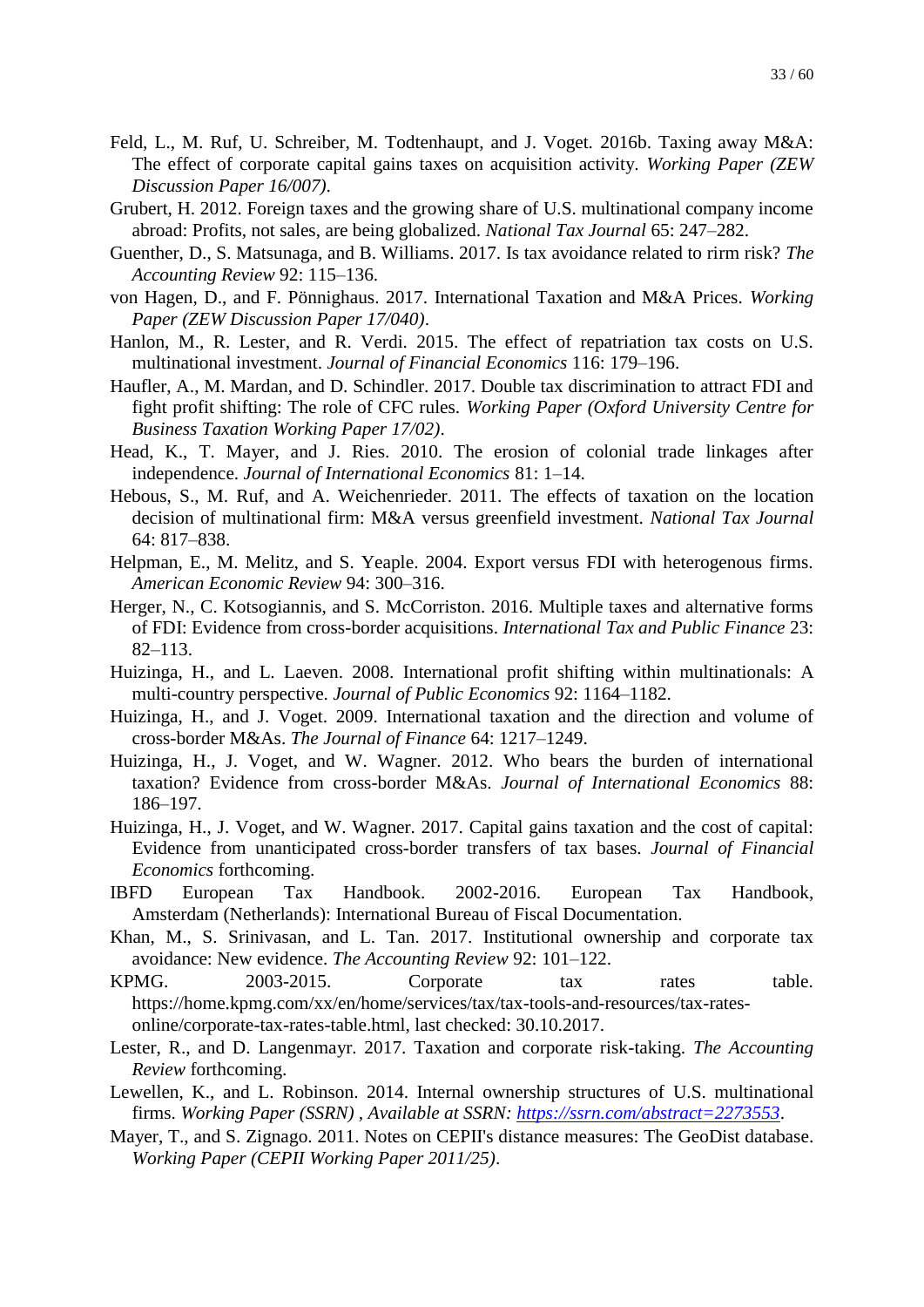Feld, L., M. Ruf, U. Schreiber, M. Todtenhaupt, and J. Voget. 2016b. Taxing away M&A: The effect of corporate capital gains taxes on acquisition activity. *Working Paper (ZEW Discussion Paper 16/007)*.

Grubert, H. 2012. Foreign taxes and the growing share of U.S. multinational company income abroad: Profits, not sales, are being globalized. *National Tax Journal* 65: 247–282.

Guenther, D., S. Matsunaga, and B. Williams. 2017. Is tax avoidance related to rirm risk? *The Accounting Review* 92: 115–136.

von Hagen, D., and F. Pönnighaus. 2017. International Taxation and M&A Prices. *Working Paper (ZEW Discussion Paper 17/040)*.

Hanlon, M., R. Lester, and R. Verdi. 2015. The effect of repatriation tax costs on U.S. multinational investment. *Journal of Financial Economics* 116: 179–196.

Haufler, A., M. Mardan, and D. Schindler. 2017. Double tax discrimination to attract FDI and fight profit shifting: The role of CFC rules. *Working Paper (Oxford University Centre for Business Taxation Working Paper 17/02)*.

Head, K., T. Mayer, and J. Ries. 2010. The erosion of colonial trade linkages after independence. *Journal of International Economics* 81: 1–14.

Hebous, S., M. Ruf, and A. Weichenrieder. 2011. The effects of taxation on the location decision of multinational firm: M&A versus greenfield investment. *National Tax Journal* 64: 817–838.

Helpman, E., M. Melitz, and S. Yeaple. 2004. Export versus FDI with heterogenous firms. *American Economic Review* 94: 300–316.

Herger, N., C. Kotsogiannis, and S. McCorriston. 2016. Multiple taxes and alternative forms of FDI: Evidence from cross-border acquisitions. *International Tax and Public Finance* 23: 82–113.

Huizinga, H., and L. Laeven. 2008. International profit shifting within multinationals: A multi-country perspective. *Journal of Public Economics* 92: 1164–1182.

Huizinga, H., and J. Voget. 2009. International taxation and the direction and volume of cross-border M&As. *The Journal of Finance* 64: 1217–1249.

Huizinga, H., J. Voget, and W. Wagner. 2012. Who bears the burden of international taxation? Evidence from cross-border M&As. *Journal of International Economics* 88: 186–197.

Huizinga, H., J. Voget, and W. Wagner. 2017. Capital gains taxation and the cost of capital: Evidence from unanticipated cross-border transfers of tax bases. *Journal of Financial Economics* forthcoming.

IBFD European Tax Handbook. 2002-2016. European Tax Handbook, Amsterdam (Netherlands): International Bureau of Fiscal Documentation.

Khan, M., S. Srinivasan, and L. Tan. 2017. Institutional ownership and corporate tax avoidance: New evidence. *The Accounting Review* 92: 101–122.

KPMG. 2003-2015. Corporate tax rates table. https://home.kpmg.com/xx/en/home/services/tax/tax-tools-and-resources/tax-rates-online/corporate-tax-rates-table.html, last checked: 30.10.2017.

Lester, R., and D. Langenmayr. 2017. Taxation and corporate risk-taking. *The Accounting Review* forthcoming.

Lewellen, K., and L. Robinson. 2014. Internal ownership structures of U.S. multinational firms. *Working Paper (SSRN) , Available at SSRN: https://ssrn.com/abstract=2273553*.

Mayer, T., and S. Zignago. 2011. Notes on CEPII's distance measures: The GeoDist database. *Working Paper (CEPII Working Paper 2011/25)*.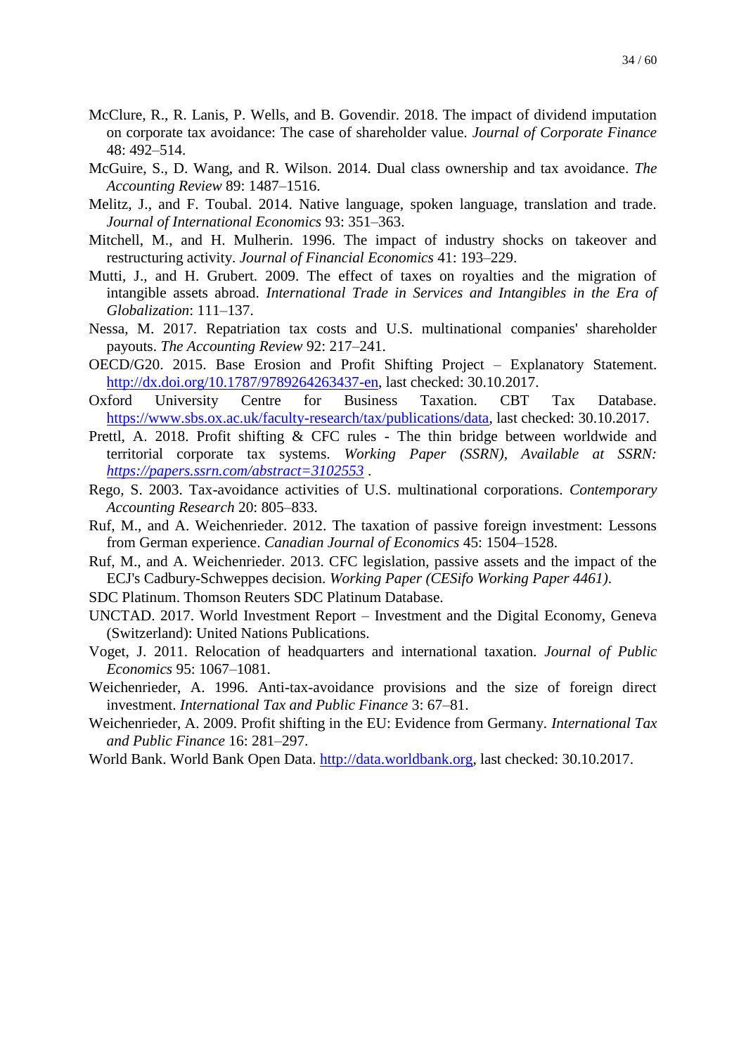McClure, R., R. Lanis, P. Wells, and B. Govendir. 2018. The impact of dividend imputation on corporate tax avoidance: The case of shareholder value. *Journal of Corporate Finance* 48: 492–514.

McGuire, S., D. Wang, and R. Wilson. 2014. Dual class ownership and tax avoidance. *The Accounting Review* 89: 1487–1516.

Melitz, J., and F. Toubal. 2014. Native language, spoken language, translation and trade. *Journal of International Economics* 93: 351–363.

Mitchell, M., and H. Mulherin. 1996. The impact of industry shocks on takeover and restructuring activity. *Journal of Financial Economics* 41: 193–229.

Mutti, J., and H. Grubert. 2009. The effect of taxes on royalties and the migration of intangible assets abroad. *International Trade in Services and Intangibles in the Era of Globalization*: 111–137.

Nessa, M. 2017. Repatriation tax costs and U.S. multinational companies' shareholder payouts. *The Accounting Review* 92: 217–241.

OECD/G20. 2015. Base Erosion and Profit Shifting Project – Explanatory Statement. http://dx.doi.org/10.1787/9789264263437-en, last checked: 30.10.2017.

Oxford University Centre for Business Taxation. CBT Tax Database. https://www.sbs.ox.ac.uk/faculty-research/tax/publications/data, last checked: 30.10.2017.

Prettl, A. 2018. Profit shifting & CFC rules - The thin bridge between worldwide and territorial corporate tax systems. *Working Paper (SSRN), Available at SSRN: https://papers.ssrn.com/abstract=3102553* .

Rego, S. 2003. Tax-avoidance activities of U.S. multinational corporations. *Contemporary Accounting Research* 20: 805–833.

Ruf, M., and A. Weichenrieder. 2012. The taxation of passive foreign investment: Lessons from German experience. *Canadian Journal of Economics* 45: 1504–1528.

Ruf, M., and A. Weichenrieder. 2013. CFC legislation, passive assets and the impact of the ECJ's Cadbury-Schweppes decision. *Working Paper (CESifo Working Paper 4461)*.

SDC Platinum. Thomson Reuters SDC Platinum Database.

UNCTAD. 2017. World Investment Report – Investment and the Digital Economy, Geneva (Switzerland): United Nations Publications.

Voget, J. 2011. Relocation of headquarters and international taxation. *Journal of Public Economics* 95: 1067–1081.

Weichenrieder, A. 1996. Anti-tax-avoidance provisions and the size of foreign direct investment. *International Tax and Public Finance* 3: 67–81.

Weichenrieder, A. 2009. Profit shifting in the EU: Evidence from Germany. *International Tax and Public Finance* 16: 281–297.

World Bank. World Bank Open Data. http://data.worldbank.org, last checked: 30.10.2017.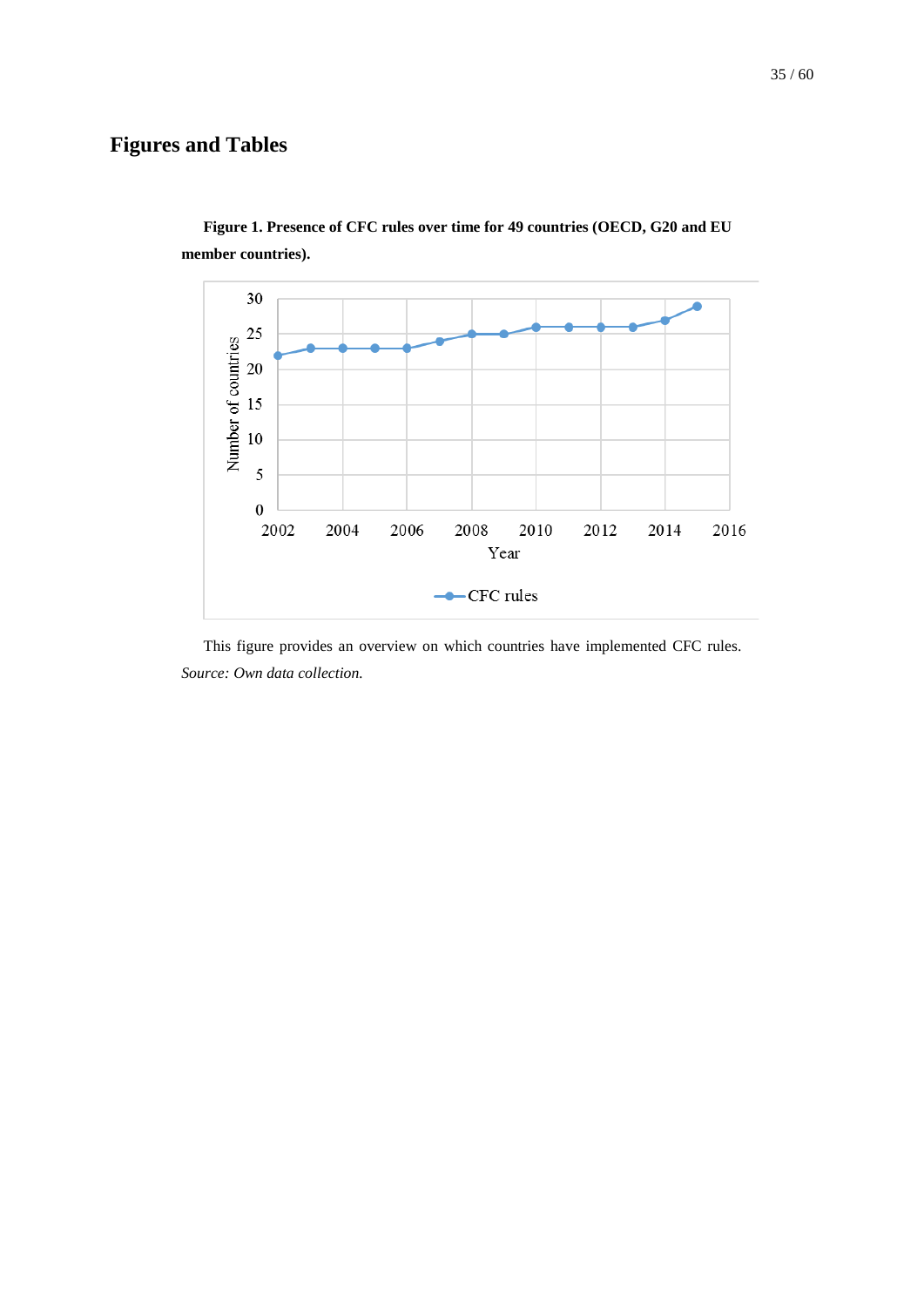# Figures and Tables

**Figure 1. Presence of CFC rules over time for 49 countries (OECD, G20 and EU member countries).**

This figure provides an overview on which countries have implemented CFC rules. *Source: Own data collection.*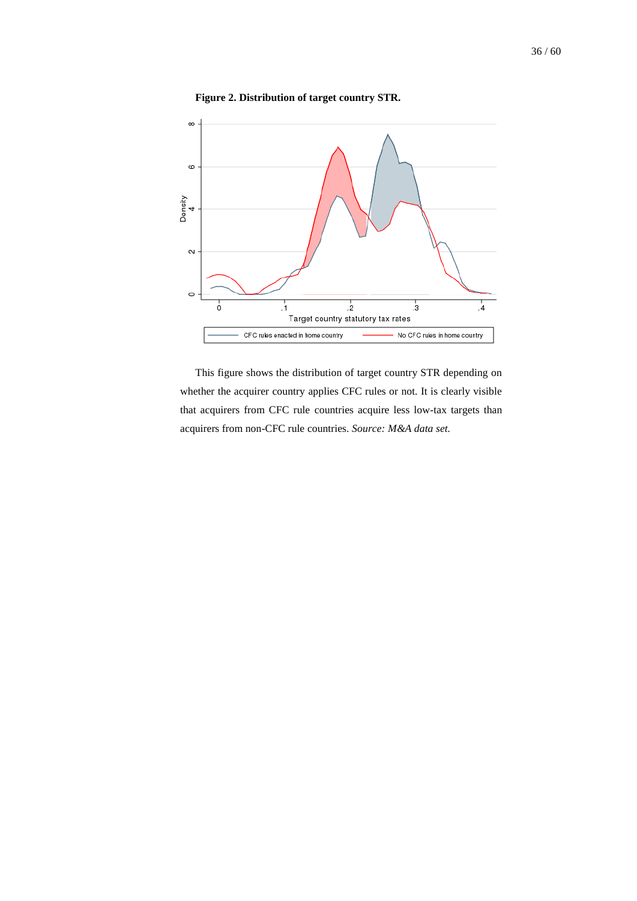**Figure 2. Distribution of target country STR.**

This figure shows the distribution of target country STR depending on whether the acquirer country applies CFC rules or not. It is clearly visible that acquirers from CFC rule countries acquire less low-tax targets than acquirers from non-CFC rule countries. *Source: M&A data set.*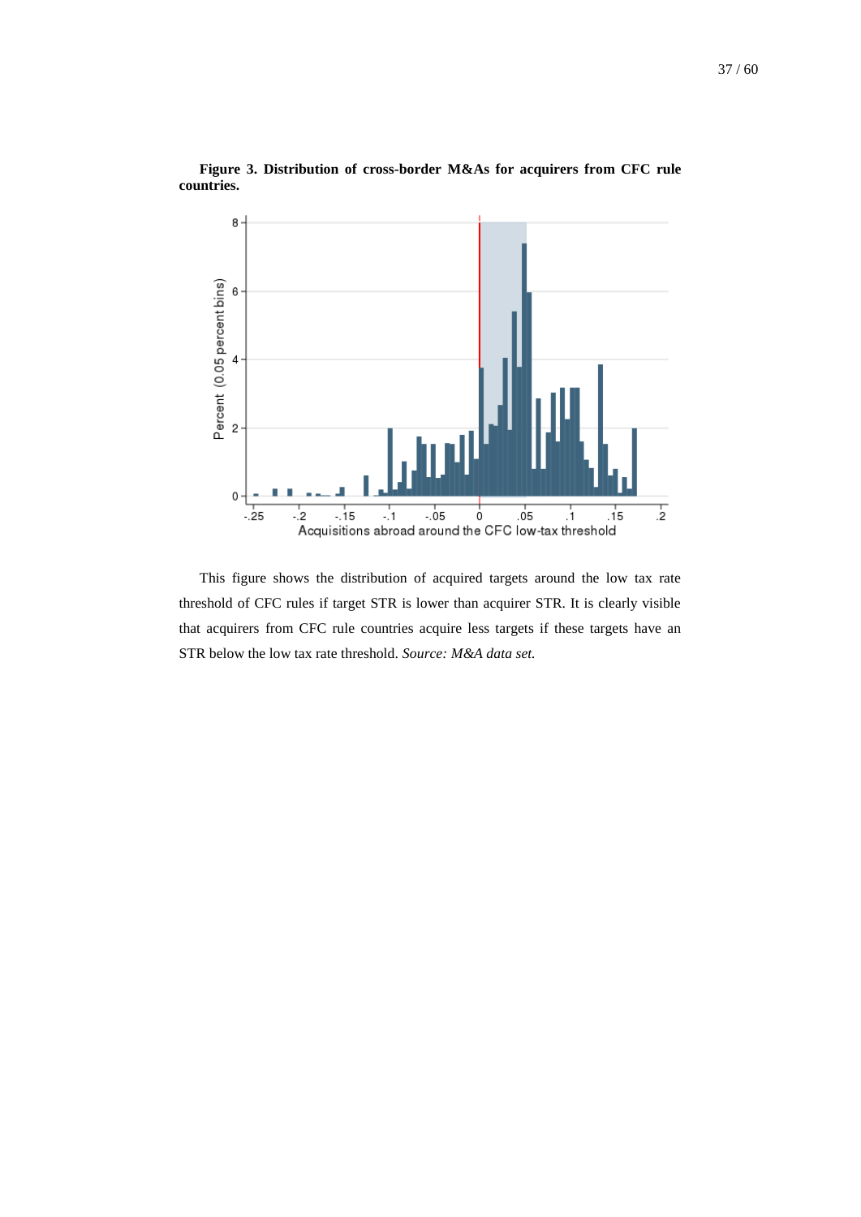**Figure 3. Distribution of cross-border M&As for acquirers from CFC rule countries.**

This figure shows the distribution of acquired targets around the low tax rate threshold of CFC rules if target STR is lower than acquirer STR. It is clearly visible that acquirers from CFC rule countries acquire less targets if these targets have an STR below the low tax rate threshold. *Source: M&A data set.*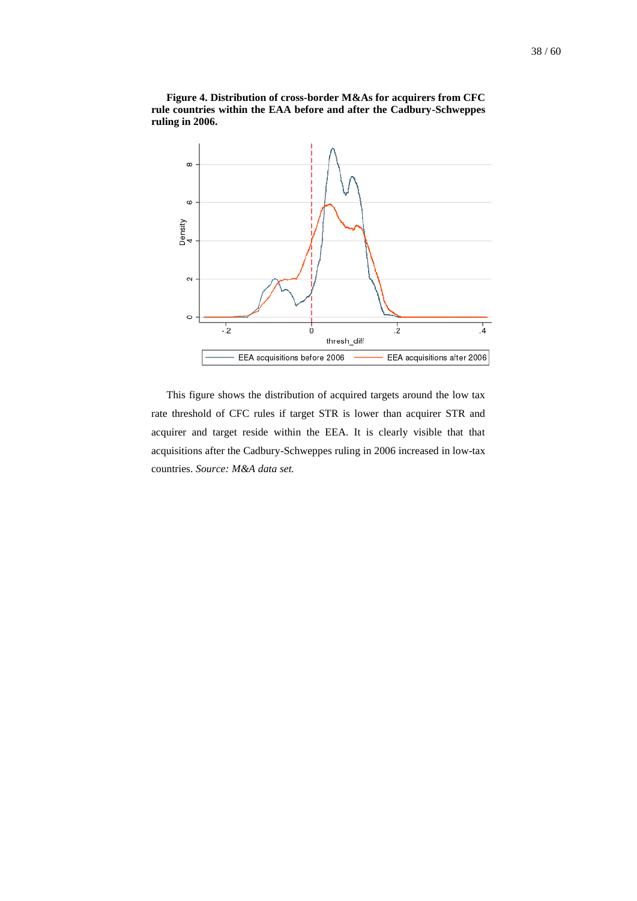**Figure 4. Distribution of cross-border M&As for acquirers from CFC rule countries within the EAA before and after the Cadbury-Schweppes ruling in 2006.**

This figure shows the distribution of acquired targets around the low tax rate threshold of CFC rules if target STR is lower than acquirer STR and acquirer and target reside within the EEA. It is clearly visible that that acquisitions after the Cadbury-Schweppes ruling in 2006 increased in low-tax countries. *Source: M&A data set.*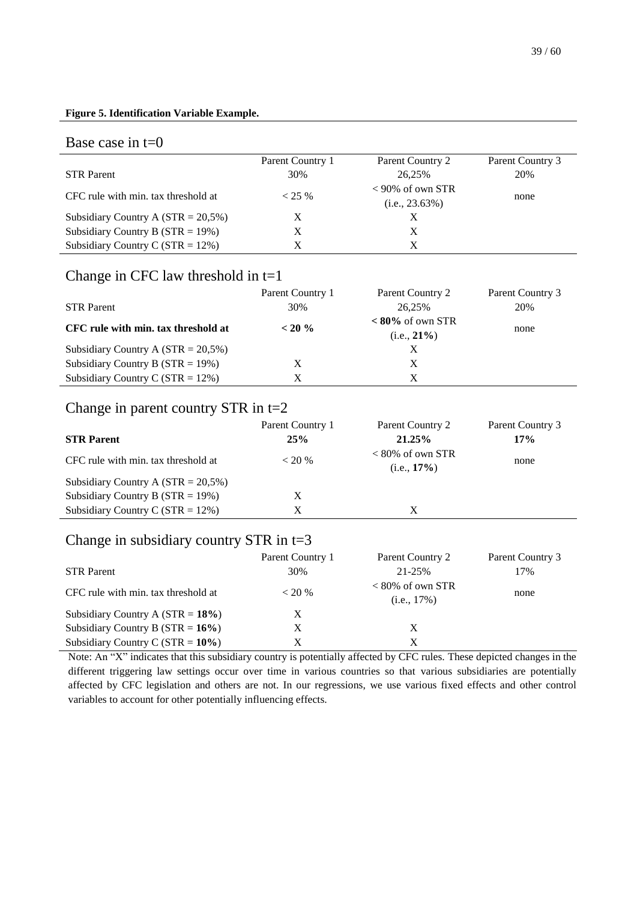**Figure 5. Identification Variable Example.**

### Base case in t=0

| | Parent Country 1 | Parent Country 2 | Parent Country 3 |
|---|---|---|---|
| STR Parent | 30% | 26,25% | 20% |
| CFC rule with min. tax threshold at | < 25 % | < 90% of own STR (i.e., 23.63%) | none |
| Subsidiary Country A (STR = 20,5%) | X | X | |
| Subsidiary Country B (STR = 19%) | X | X | |
| Subsidiary Country C (STR = 12%) | X | X | |

### Change in CFC law threshold in t=1

| | Parent Country 1 | Parent Country 2 | Parent Country 3 |
|---|---|---|---|
| STR Parent | 30% | 26,25% | 20% |
| **CFC rule with min. tax threshold at** | **< 20 %** | **< 80%** of own STR (i.e., **21%**) | none |
| Subsidiary Country A (STR = 20,5%) | | X | |
| Subsidiary Country B (STR = 19%) | X | X | |
| Subsidiary Country C (STR = 12%) | X | X | |

### Change in parent country STR in t=2

| | Parent Country 1 | Parent Country 2 | Parent Country 3 |
|---|---|---|---|
| **STR Parent** | **25%** | **21.25%** | **17%** |
| CFC rule with min. tax threshold at | < 20 % | < 80% of own STR (i.e., **17%**) | none |
| Subsidiary Country A (STR = 20,5%) | | | |
| Subsidiary Country B (STR = 19%) | X | | |
| Subsidiary Country C (STR = 12%) | X | X | |

### Change in subsidiary country STR in t=3

| | Parent Country 1 | Parent Country 2 | Parent Country 3 |
|---|---|---|---|
| STR Parent | 30% | 21-25% | 17% |
| CFC rule with min. tax threshold at | < 20 % | < 80% of own STR (i.e., 17%) | none |
| Subsidiary Country A (STR = **18%**) | X | | |
| Subsidiary Country B (STR = **16%**) | X | X | |
| Subsidiary Country C (STR = **10%**) | X | X | |

Note: An "X" indicates that this subsidiary country is potentially affected by CFC rules. These depicted changes in the different triggering law settings occur over time in various countries so that various subsidiaries are potentially affected by CFC legislation and others are not. In our regressions, we use various fixed effects and other control variables to account for other potentially influencing effects.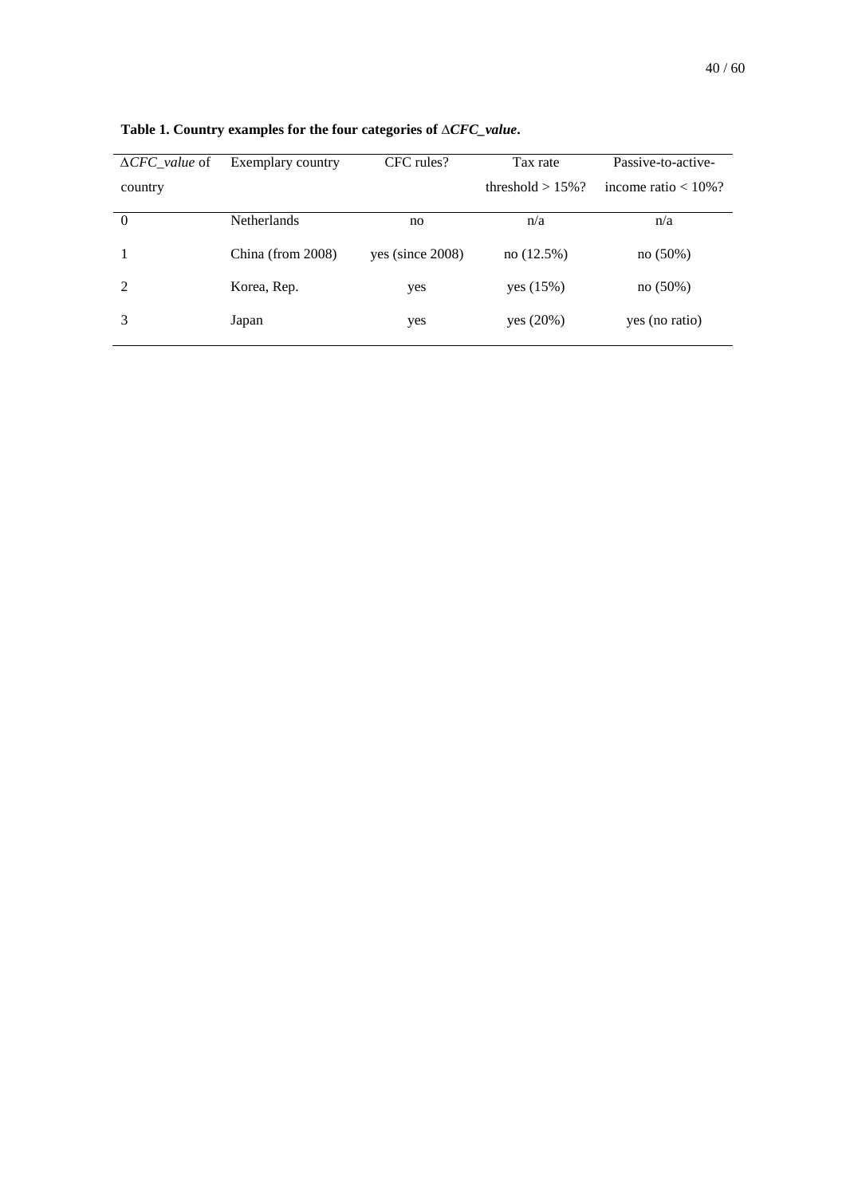**Table 1. Country examples for the four categories of $\Delta$*CFC_value*.**

| $\Delta$*CFC_value* of country | Exemplary country | CFC rules? | Tax rate threshold > 15%? | Passive-to-active-income ratio < 10%? |
|---|---|---|---|---|
| 0 | Netherlands | no | n/a | n/a |
| 1 | China (from 2008) | yes (since 2008) | no (12.5%) | no (50%) |
| 2 | Korea, Rep. | yes | yes (15%) | no (50%) |
| 3 | Japan | yes | yes (20%) | yes (no ratio) |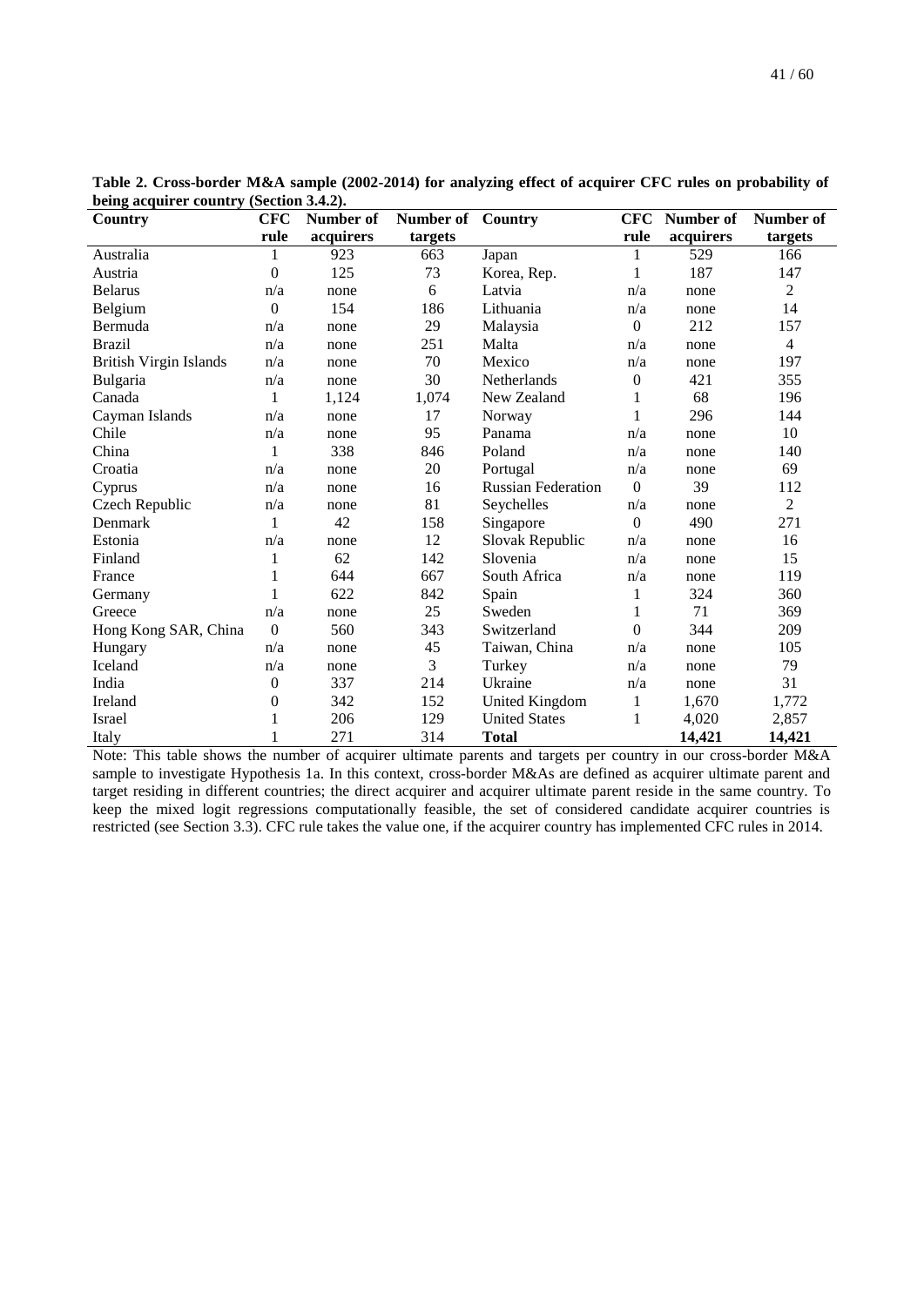**Table 2. Cross-border M&A sample (2002-2014) for analyzing effect of acquirer CFC rules on probability of being acquirer country (Section 3.4.2).**

| Country | CFC rule | Number of acquirers | Number of targets | Country | CFC rule | Number of acquirers | Number of targets |
|---|---|---|---|---|---|---|---|
| Australia | 1 | 923 | 663 | Japan | 1 | 529 | 166 |
| Austria | 0 | 125 | 73 | Korea, Rep. | 1 | 187 | 147 |
| Belarus | n/a | none | 6 | Latvia | n/a | none | 2 |
| Belgium | 0 | 154 | 186 | Lithuania | n/a | none | 14 |
| Bermuda | n/a | none | 29 | Malaysia | 0 | 212 | 157 |
| Brazil | n/a | none | 251 | Malta | n/a | none | 4 |
| British Virgin Islands | n/a | none | 70 | Mexico | n/a | none | 197 |
| Bulgaria | n/a | none | 30 | Netherlands | 0 | 421 | 355 |
| Canada | 1 | 1,124 | 1,074 | New Zealand | 1 | 68 | 196 |
| Cayman Islands | n/a | none | 17 | Norway | 1 | 296 | 144 |
| Chile | n/a | none | 95 | Panama | n/a | none | 10 |
| China | 1 | 338 | 846 | Poland | n/a | none | 140 |
| Croatia | n/a | none | 20 | Portugal | n/a | none | 69 |
| Cyprus | n/a | none | 16 | Russian Federation | 0 | 39 | 112 |
| Czech Republic | n/a | none | 81 | Seychelles | n/a | none | 2 |
| Denmark | 1 | 42 | 158 | Singapore | 0 | 490 | 271 |
| Estonia | n/a | none | 12 | Slovak Republic | n/a | none | 16 |
| Finland | 1 | 62 | 142 | Slovenia | n/a | none | 15 |
| France | 1 | 644 | 667 | South Africa | n/a | none | 119 |
| Germany | 1 | 622 | 842 | Spain | 1 | 324 | 360 |
| Greece | n/a | none | 25 | Sweden | 1 | 71 | 369 |
| Hong Kong SAR, China | 0 | 560 | 343 | Switzerland | 0 | 344 | 209 |
| Hungary | n/a | none | 45 | Taiwan, China | n/a | none | 105 |
| Iceland | n/a | none | 3 | Turkey | n/a | none | 79 |
| India | 0 | 337 | 214 | Ukraine | n/a | none | 31 |
| Ireland | 0 | 342 | 152 | United Kingdom | 1 | 1,670 | 1,772 |
| Israel | 1 | 206 | 129 | United States | 1 | 4,020 | 2,857 |
| Italy | 1 | 271 | 314 | **Total** | | **14,421** | **14,421** |

Note: This table shows the number of acquirer ultimate parents and targets per country in our cross-border M&A sample to investigate Hypothesis 1a. In this context, cross-border M&As are defined as acquirer ultimate parent and target residing in different countries; the direct acquirer and acquirer ultimate parent reside in the same country. To keep the mixed logit regressions computationally feasible, the set of considered candidate acquirer countries is restricted (see Section 3.3). CFC rule takes the value one, if the acquirer country has implemented CFC rules in 2014.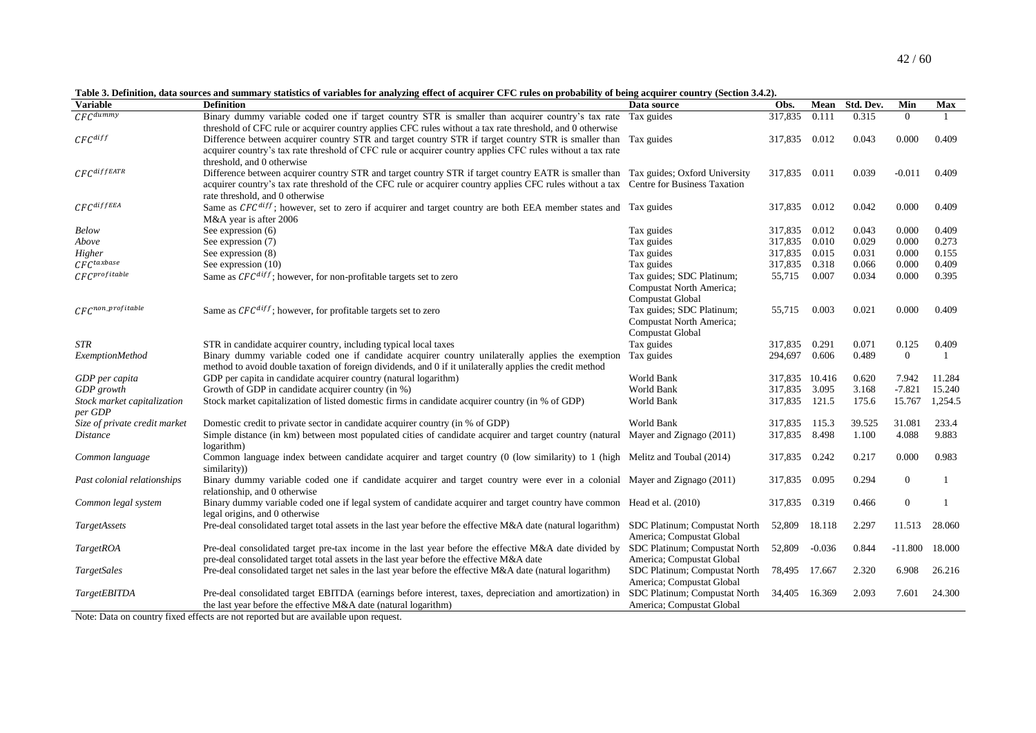**Table 3. Definition, data sources and summary statistics of variables for analyzing effect of acquirer CFC rules on probability of being acquirer country (Section 3.4.2).**

| Variable | Definition | Data source | Obs. | Mean | Std. Dev. | Min | Max |
|---|---|---|---|---|---|---|---|
| $CFC^{dummy}$ | Binary dummy variable coded one if target country STR is smaller than acquirer country's tax rate threshold of CFC rule or acquirer country applies CFC rules without a tax rate threshold, and 0 otherwise | Tax guides | 317,835 | 0.111 | 0.315 | 0 | 1 |
| $CFC^{diff}$ | Difference between acquirer country STR and target country STR if target country STR is smaller than acquirer country's tax rate threshold of CFC rule or acquirer country applies CFC rules without a tax rate threshold, and 0 otherwise | Tax guides | 317,835 | 0.012 | 0.043 | 0.000 | 0.409 |
| $CFC^{diffEATR}$ | Difference between acquirer country STR and target country STR if target country EATR is smaller than acquirer country's tax rate threshold of the CFC rule or acquirer country applies CFC rules without a tax rate threshold, and 0 otherwise | Tax guides; Oxford University Centre for Business Taxation | 317,835 | 0.011 | 0.039 | -0.011 | 0.409 |
| $CFC^{diffEEA}$ | Same as $CFC^{diff}$; however, set to zero if acquirer and target country are both EEA member states and M&A year is after 2006 | Tax guides | 317,835 | 0.012 | 0.042 | 0.000 | 0.409 |
| *Below* | See expression (6) | Tax guides | 317,835 | 0.012 | 0.043 | 0.000 | 0.409 |
| *Above* | See expression (7) | Tax guides | 317,835 | 0.010 | 0.029 | 0.000 | 0.273 |
| *Higher* | See expression (8) | Tax guides | 317,835 | 0.015 | 0.031 | 0.000 | 0.155 |
| $CFC^{taxbase}$ | See expression (10) | Tax guides | 317,835 | 0.318 | 0.066 | 0.000 | 0.409 |
| $CFC^{profitable}$ | Same as $CFC^{diff}$; however, for non-profitable targets set to zero | Tax guides; SDC Platinum; Compustat North America; Compustat Global | 55,715 | 0.007 | 0.034 | 0.000 | 0.395 |
| $CFC^{non\_profitable}$ | Same as $CFC^{diff}$; however, for profitable targets set to zero | Tax guides; SDC Platinum; Compustat North America; Compustat Global | 55,715 | 0.003 | 0.021 | 0.000 | 0.409 |
| *STR* | STR in candidate acquirer country, including typical local taxes | Tax guides | 317,835 | 0.291 | 0.071 | 0.125 | 0.409 |
| *ExemptionMethod* | Binary dummy variable coded one if candidate acquirer country unilaterally applies the exemption method to avoid double taxation of foreign dividends, and 0 if it unilaterally applies the credit method | Tax guides | 294,697 | 0.606 | 0.489 | 0 | 1 |
| *GDP per capita* | GDP per capita in candidate acquirer country (natural logarithm) | World Bank | 317,835 | 10.416 | 0.620 | 7.942 | 11.284 |
| *GDP growth* | Growth of GDP in candidate acquirer country (in %) | World Bank | 317,835 | 3.095 | 3.168 | -7.821 | 15.240 |
| *Stock market capitalization per GDP* | Stock market capitalization of listed domestic firms in candidate acquirer country (in % of GDP) | World Bank | 317,835 | 121.5 | 175.6 | 15.767 | 1,254.5 |
| *Size of private credit market* | Domestic credit to private sector in candidate acquirer country (in % of GDP) | World Bank | 317,835 | 115.3 | 39.525 | 31.081 | 233.4 |
| *Distance* | Simple distance (in km) between most populated cities of candidate acquirer and target country (natural logarithm) | Mayer and Zignago (2011) | 317,835 | 8.498 | 1.100 | 4.088 | 9.883 |
| *Common language* | Common language index between candidate acquirer and target country (0 (low similarity) to 1 (high similarity)) | Melitz and Toubal (2014) | 317,835 | 0.242 | 0.217 | 0.000 | 0.983 |
| *Past colonial relationships* | Binary dummy variable coded one if candidate acquirer and target country were ever in a colonial relationship, and 0 otherwise | Mayer and Zignago (2011) | 317,835 | 0.095 | 0.294 | 0 | 1 |
| *Common legal system* | Binary dummy variable coded one if legal system of candidate acquirer and target country have common legal origins, and 0 otherwise | Head et al. (2010) | 317,835 | 0.319 | 0.466 | 0 | 1 |
| *TargetAssets* | Pre-deal consolidated target total assets in the last year before the effective M&A date (natural logarithm) | SDC Platinum; Compustat North America; Compustat Global | 52,809 | 18.118 | 2.297 | 11.513 | 28.060 |
| *TargetROA* | Pre-deal consolidated target pre-tax income in the last year before the effective M&A date divided by pre-deal consolidated target total assets in the last year before the effective M&A date | SDC Platinum; Compustat North America; Compustat Global | 52,809 | -0.036 | 0.844 | -11.800 | 18.000 |
| *TargetSales* | Pre-deal consolidated target net sales in the last year before the effective M&A date (natural logarithm) | SDC Platinum; Compustat North America; Compustat Global | 78,495 | 17.667 | 2.320 | 6.908 | 26.216 |
| *TargetEBITDA* | Pre-deal consolidated target EBITDA (earnings before interest, taxes, depreciation and amortization) in the last year before the effective M&A date (natural logarithm) | SDC Platinum; Compustat North America; Compustat Global | 34,405 | 16.369 | 2.093 | 7.601 | 24.300 |

Note: Data on country fixed effects are not reported but are available upon request.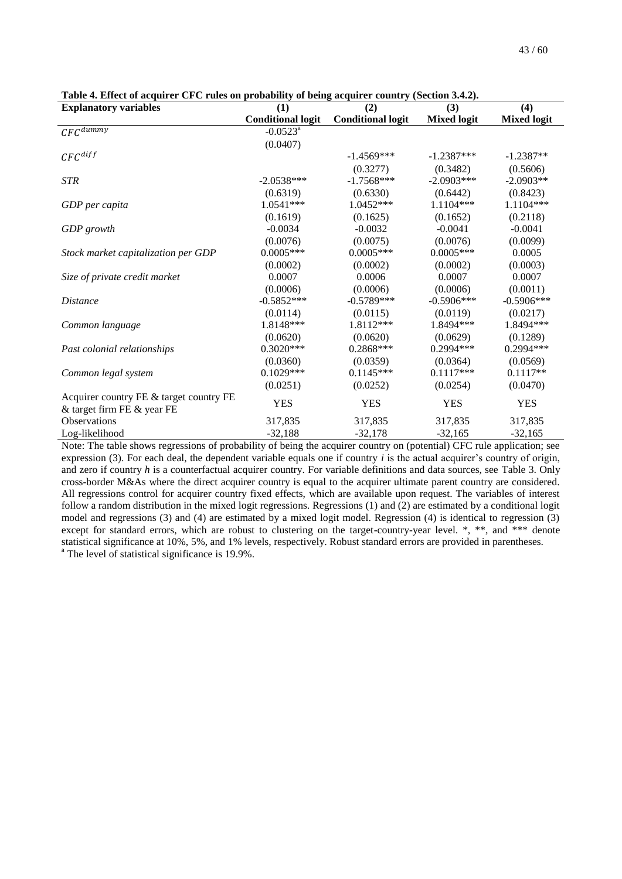**Table 4. Effect of acquirer CFC rules on probability of being acquirer country (Section 3.4.2).**

| Explanatory variables | (1) | (2) | (3) | (4) |
|---|---|---|---|---|
| | Conditional logit | Conditional logit | Mixed logit | Mixed logit |
| $CFC^{dummy}$ | -0.0523[a] | | | |
| | (0.0407) | | | |
| $CFC^{diff}$ | | -1.4569*** | -1.2387*** | -1.2387** |
| | | (0.3277) | (0.3482) | (0.5606) |
| *STR* | -2.0538*** | -1.7568*** | -2.0903*** | -2.0903** |
| | (0.6319) | (0.6330) | (0.6442) | (0.8423) |
| *GDP per capita* | 1.0541*** | 1.0452*** | 1.1104*** | 1.1104*** |
| | (0.1619) | (0.1625) | (0.1652) | (0.2118) |
| *GDP growth* | -0.0034 | -0.0032 | -0.0041 | -0.0041 |
| | (0.0076) | (0.0075) | (0.0076) | (0.0099) |
| *Stock market capitalization per GDP* | 0.0005*** | 0.0005*** | 0.0005*** | 0.0005 |
| | (0.0002) | (0.0002) | (0.0002) | (0.0003) |
| *Size of private credit market* | 0.0007 | 0.0006 | 0.0007 | 0.0007 |
| | (0.0006) | (0.0006) | (0.0006) | (0.0011) |
| *Distance* | -0.5852*** | -0.5789*** | -0.5906*** | -0.5906*** |
| | (0.0114) | (0.0115) | (0.0119) | (0.0217) |
| *Common language* | 1.8148*** | 1.8112*** | 1.8494*** | 1.8494*** |
| | (0.0620) | (0.0620) | (0.0629) | (0.1289) |
| *Past colonial relationships* | 0.3020*** | 0.2868*** | 0.2994*** | 0.2994*** |
| | (0.0360) | (0.0359) | (0.0364) | (0.0569) |
| *Common legal system* | 0.1029*** | 0.1145*** | 0.1117*** | 0.1117** |
| | (0.0251) | (0.0252) | (0.0254) | (0.0470) |
| Acquirer country FE & target country FE & target firm FE & year FE | YES | YES | YES | YES |
| Observations | 317,835 | 317,835 | 317,835 | 317,835 |
| Log-likelihood | -32,188 | -32,178 | -32,165 | -32,165 |

Note: The table shows regressions of probability of being the acquirer country on (potential) CFC rule application; see expression (3). For each deal, the dependent variable equals one if country $i$ is the actual acquirer's country of origin, and zero if country $h$ is a counterfactual acquirer country. For variable definitions and data sources, see Table 3. Only cross-border M&As where the direct acquirer country is equal to the acquirer ultimate parent country are considered. All regressions control for acquirer country fixed effects, which are available upon request. The variables of interest follow a random distribution in the mixed logit regressions. Regressions (1) and (2) are estimated by a conditional logit model and regressions (3) and (4) are estimated by a mixed logit model. Regression (4) is identical to regression (3) except for standard errors, which are robust to clustering on the target-country-year level. *, **, and *** denote statistical significance at 10%, 5%, and 1% levels, respectively. Robust standard errors are provided in parentheses.

[a] The level of statistical significance is 19.9%.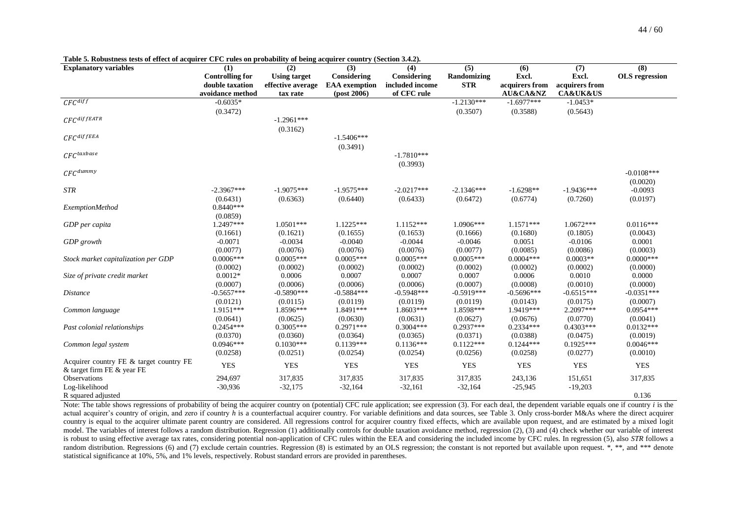**Table 5. Robustness tests of effect of acquirer CFC rules on probability of being acquirer country (Section 3.4.2).**

| Explanatory variables | (1) Controlling for double taxation avoidance method | (2) Using target effective average tax rate | (3) Considering EAA exemption (post 2006) | (4) Considering included income of CFC rule | (5) Randomizing STR | (6) Excl. acquirers from AU&CA&NZ | (7) Excl. acquirers from CA&UK&US | (8) OLS regression |
|---|---|---|---|---|---|---|---|---|
| $CFC^{diff}$ | -0.6035* | | | | -1.2130*** | -1.6977*** | -1.0453* | |
| | (0.3472) | | | | (0.3507) | (0.3588) | (0.5643) | |
| $CFC^{diffEATR}$ | | -1.2961*** | | | | | | |
| | | (0.3162) | | | | | | |
| $CFC^{diffEEA}$ | | | -1.5406*** | | | | | |
| | | | (0.3491) | | | | | |
| $CFC^{taxbase}$ | | | | -1.7810*** | | | | |
| | | | | (0.3993) | | | | |
| $CFC^{dummy}$ | | | | | | | | -0.0108*** |
| | | | | | | | | (0.0020) |
| *STR* | -2.3967*** | -1.9075*** | -1.9575*** | -2.0217*** | -2.1346*** | -1.6298** | -1.9436*** | -0.0093 |
| | (0.6431) | (0.6363) | (0.6440) | (0.6433) | (0.6472) | (0.6774) | (0.7260) | (0.0197) |
| *ExemptionMethod* | 0.8440*** | | | | | | | |
| | (0.0859) | | | | | | | |
| *GDP per capita* | 1.2497*** | 1.0501*** | 1.1225*** | 1.1152*** | 1.0906*** | 1.1571*** | 1.0672*** | 0.0116*** |
| | (0.1661) | (0.1621) | (0.1655) | (0.1653) | (0.1666) | (0.1680) | (0.1805) | (0.0043) |
| *GDP growth* | -0.0071 | -0.0034 | -0.0040 | -0.0044 | -0.0046 | 0.0051 | -0.0106 | 0.0001 |
| | (0.0077) | (0.0076) | (0.0076) | (0.0076) | (0.0077) | (0.0085) | (0.0086) | (0.0003) |
| *Stock market capitalization per GDP* | 0.0006*** | 0.0005*** | 0.0005*** | 0.0005*** | 0.0005*** | 0.0004*** | 0.0003** | 0.0000*** |
| | (0.0002) | (0.0002) | (0.0002) | (0.0002) | (0.0002) | (0.0002) | (0.0002) | (0.0000) |
| *Size of private credit market* | 0.0012* | 0.0006 | 0.0007 | 0.0007 | 0.0007 | 0.0006 | 0.0010 | 0.0000 |
| | (0.0007) | (0.0006) | (0.0006) | (0.0006) | (0.0007) | (0.0008) | (0.0010) | (0.0000) |
| *Distance* | -0.5657*** | -0.5890*** | -0.5884*** | -0.5948*** | -0.5919*** | -0.5696*** | -0.6515*** | -0.0351*** |
| | (0.0121) | (0.0115) | (0.0119) | (0.0119) | (0.0119) | (0.0143) | (0.0175) | (0.0007) |
| *Common language* | 1.9151*** | 1.8596*** | 1.8491*** | 1.8603*** | 1.8598*** | 1.9419*** | 2.2097*** | 0.0954*** |
| | (0.0641) | (0.0625) | (0.0630) | (0.0631) | (0.0627) | (0.0676) | (0.0770) | (0.0041) |
| *Past colonial relationships* | 0.2454*** | 0.3005*** | 0.2971*** | 0.3004*** | 0.2937*** | 0.2334*** | 0.4303*** | 0.0132*** |
| | (0.0370) | (0.0360) | (0.0364) | (0.0365) | (0.0371) | (0.0388) | (0.0475) | (0.0019) |
| *Common legal system* | 0.0946*** | 0.1030*** | 0.1139*** | 0.1136*** | 0.1122*** | 0.1244*** | 0.1925*** | 0.0046*** |
| | (0.0258) | (0.0251) | (0.0254) | (0.0254) | (0.0256) | (0.0258) | (0.0277) | (0.0010) |
| Acquirer country FE & target country FE & target firm FE & year FE | YES | YES | YES | YES | YES | YES | YES | YES |
| Observations | 294,697 | 317,835 | 317,835 | 317,835 | 317,835 | 243,136 | 151,651 | 317,835 |
| Log-likelihood | -30,936 | -32,175 | -32,164 | -32,161 | -32,164 | -25,945 | -19,203 | |
| R squared adjusted | | | | | | | | 0.136 |

Note: The table shows regressions of probability of being the acquirer country on (potential) CFC rule application; see expression (3). For each deal, the dependent variable equals one if country *i* is the actual acquirer's country of origin, and zero if country *h* is a counterfactual acquirer country. For variable definitions and data sources, see Table 3. Only cross-border M&As where the direct acquirer country is equal to the acquirer ultimate parent country are considered. All regressions control for acquirer country fixed effects, which are available upon request, and are estimated by a mixed logit model. The variables of interest follows a random distribution. Regression (1) additionally controls for double taxation avoidance method, regression (2), (3) and (4) check whether our variable of interest is robust to using effective average tax rates, considering potential non-application of CFC rules within the EEA and considering the included income by CFC rules. In regression (5), also *STR* follows a random distribution. Regressions (6) and (7) exclude certain countries. Regression (8) is estimated by an OLS regression; the constant is not reported but available upon request. *, **, and *** denote statistical significance at 10%, 5%, and 1% levels, respectively. Robust standard errors are provided in parentheses.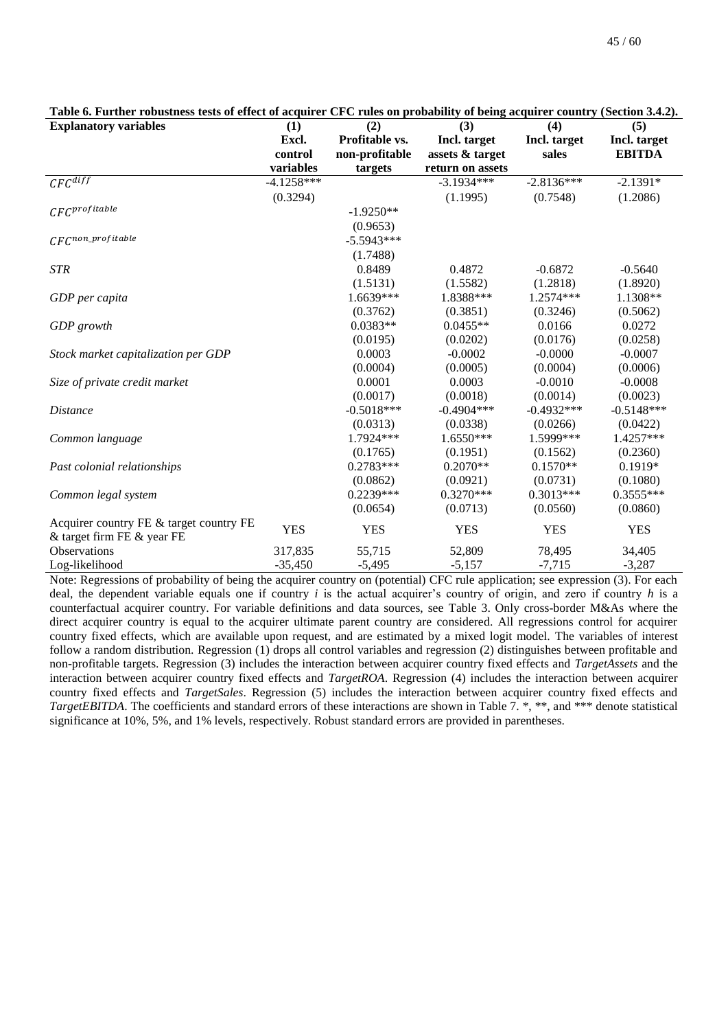**Table 6. Further robustness tests of effect of acquirer CFC rules on probability of being acquirer country (Section 3.4.2).**

| Explanatory variables | (1) Excl. control variables | (2) Profitable vs. non-profitable targets | (3) Incl. target assets & target return on assets | (4) Incl. target sales | (5) Incl. target EBITDA |
|---|---|---|---|---|---|
| $CFC^{diff}$ | -4.1258*** | | -3.1934*** | -2.8136*** | -2.1391* |
| | (0.3294) | | (1.1995) | (0.7548) | (1.2086) |
| $CFC^{profitable}$ | | -1.9250** | | | |
| | | (0.9653) | | | |
| $CFC^{non\_profitable}$ | | -5.5943*** | | | |
| | | (1.7488) | | | |
| *STR* | | 0.8489 | 0.4872 | -0.6872 | -0.5640 |
| | | (1.5131) | (1.5582) | (1.2818) | (1.8920) |
| *GDP per capita* | | 1.6639*** | 1.8388*** | 1.2574*** | 1.1308** |
| | | (0.3762) | (0.3851) | (0.3246) | (0.5062) |
| *GDP growth* | | 0.0383** | 0.0455** | 0.0166 | 0.0272 |
| | | (0.0195) | (0.0202) | (0.0176) | (0.0258) |
| *Stock market capitalization per GDP* | | 0.0003 | -0.0002 | -0.0000 | -0.0007 |
| | | (0.0004) | (0.0005) | (0.0004) | (0.0006) |
| *Size of private credit market* | | 0.0001 | 0.0003 | -0.0010 | -0.0008 |
| | | (0.0017) | (0.0018) | (0.0014) | (0.0023) |
| *Distance* | | -0.5018*** | -0.4904*** | -0.4932*** | -0.5148*** |
| | | (0.0313) | (0.0338) | (0.0266) | (0.0422) |
| *Common language* | | 1.7924*** | 1.6550*** | 1.5999*** | 1.4257*** |
| | | (0.1765) | (0.1951) | (0.1562) | (0.2360) |
| *Past colonial relationships* | | 0.2783*** | 0.2070** | 0.1570** | 0.1919* |
| | | (0.0862) | (0.0921) | (0.0731) | (0.1080) |
| *Common legal system* | | 0.2239*** | 0.3270*** | 0.3013*** | 0.3555*** |
| | | (0.0654) | (0.0713) | (0.0560) | (0.0860) |
| Acquirer country FE & target country FE & target firm FE & year FE | YES | YES | YES | YES | YES |
| Observations | 317,835 | 55,715 | 52,809 | 78,495 | 34,405 |
| Log-likelihood | -35,450 | -5,495 | -5,157 | -7,715 | -3,287 |

Note: Regressions of probability of being the acquirer country on (potential) CFC rule application; see expression (3). For each deal, the dependent variable equals one if country *i* is the actual acquirer's country of origin, and zero if country *h* is a counterfactual acquirer country. For variable definitions and data sources, see Table 3. Only cross-border M&As where the direct acquirer country is equal to the acquirer ultimate parent country are considered. All regressions control for acquirer country fixed effects, which are available upon request, and are estimated by a mixed logit model. The variables of interest follow a random distribution. Regression (1) drops all control variables and regression (2) distinguishes between profitable and non-profitable targets. Regression (3) includes the interaction between acquirer country fixed effects and *TargetAssets* and the interaction between acquirer country fixed effects and *TargetROA*. Regression (4) includes the interaction between acquirer country fixed effects and *TargetSales*. Regression (5) includes the interaction between acquirer country fixed effects and *TargetEBITDA*. The coefficients and standard errors of these interactions are shown in Table 7. *, **, and *** denote statistical significance at 10%, 5%, and 1% levels, respectively. Robust standard errors are provided in parentheses.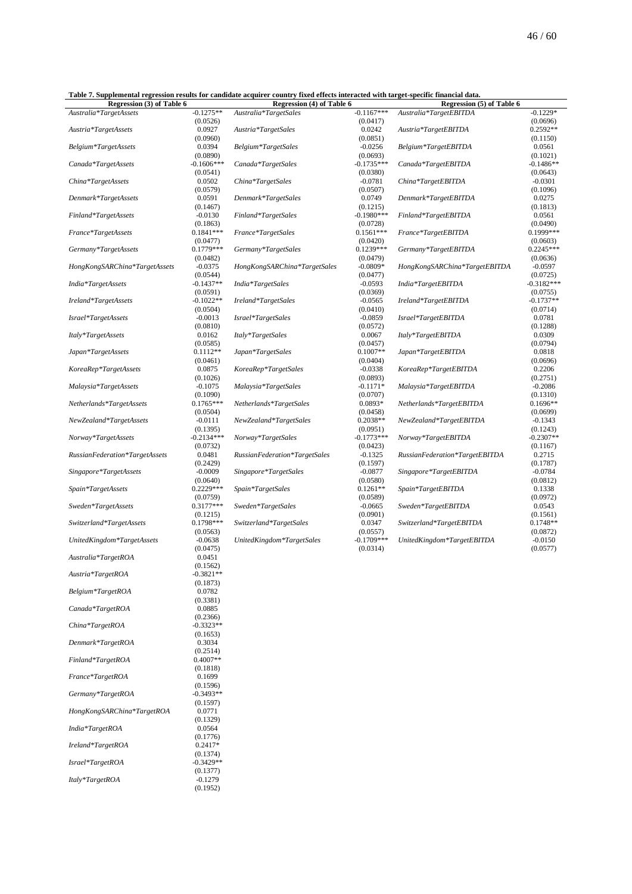**Table 7. Supplemental regression results for candidate acquirer country fixed effects interacted with target-specific financial data.**

| Regression (3) of Table 6 | | Regression (4) of Table 6 | | Regression (5) of Table 6 | |
|---|---|---|---|---|---|
| *Australia*TargetAssets* | -0.1275** | *Australia*TargetSales* | -0.1167*** | *Australia*TargetEBITDA* | -0.1229* |
| | (0.0526) | | (0.0417) | | (0.0696) |
| *Austria*TargetAssets* | 0.0927 | *Austria*TargetSales* | 0.0242 | *Austria*TargetEBITDA* | 0.2592** |
| | (0.0960) | | (0.0851) | | (0.1150) |
| *Belgium*TargetAssets* | 0.0394 | *Belgium*TargetSales* | -0.0256 | *Belgium*TargetEBITDA* | 0.0561 |
| | (0.0890) | | (0.0693) | | (0.1021) |
| *Canada*TargetAssets* | -0.1606*** | *Canada*TargetSales* | -0.1735*** | *Canada*TargetEBITDA* | -0.1486** |
| | (0.0541) | | (0.0380) | | (0.0643) |
| *China*TargetAssets* | 0.0502 | *China*TargetSales* | -0.0781 | *China*TargetEBITDA* | -0.0301 |
| | (0.0579) | | (0.0507) | | (0.1096) |
| *Denmark*TargetAssets* | 0.0591 | *Denmark*TargetSales* | 0.0749 | *Denmark*TargetEBITDA* | 0.0275 |
| | (0.1467) | | (0.1215) | | (0.1813) |
| *Finland*TargetAssets* | -0.0130 | *Finland*TargetSales* | -0.1980*** | *Finland*TargetEBITDA* | 0.0561 |
| | (0.1863) | | (0.0728) | | (0.0490) |
| *France*TargetAssets* | 0.1841*** | *France*TargetSales* | 0.1561*** | *France*TargetEBITDA* | 0.1999*** |
| | (0.0477) | | (0.0420) | | (0.0603) |
| *Germany*TargetAssets* | 0.1779*** | *Germany*TargetSales* | 0.1239*** | *Germany*TargetEBITDA* | 0.2245*** |
| | (0.0482) | | (0.0479) | | (0.0636) |
| *HongKongSARChina*TargetAssets* | -0.0375 | *HongKongSARChina*TargetSales* | -0.0809* | *HongKongSARChina*TargetEBITDA* | -0.0597 |
| | (0.0544) | | (0.0477) | | (0.0725) |
| *India*TargetAssets* | -0.1437** | *India*TargetSales* | -0.0593 | *India*TargetEBITDA* | -0.3182*** |
| | (0.0591) | | (0.0369) | | (0.0755) |
| *Ireland*TargetAssets* | -0.1022** | *Ireland*TargetSales* | -0.0565 | *Ireland*TargetEBITDA* | -0.1737** |
| | (0.0504) | | (0.0410) | | (0.0714) |
| *Israel*TargetAssets* | -0.0013 | *Israel*TargetSales* | -0.0859 | *Israel*TargetEBITDA* | 0.0781 |
| | (0.0810) | | (0.0572) | | (0.1288) |
| *Italy*TargetAssets* | 0.0162 | *Italy*TargetSales* | 0.0067 | *Italy*TargetEBITDA* | 0.0309 |
| | (0.0585) | | (0.0457) | | (0.0794) |
| *Japan*TargetAssets* | 0.1112** | *Japan*TargetSales* | 0.1007** | *Japan*TargetEBITDA* | 0.0818 |
| | (0.0461) | | (0.0404) | | (0.0696) |
| *KoreaRep*TargetAssets* | 0.0875 | *KoreaRep*TargetSales* | -0.0338 | *KoreaRep*TargetEBITDA* | 0.2206 |
| | (0.1026) | | (0.0893) | | (0.2751) |
| *Malaysia*TargetAssets* | -0.1075 | *Malaysia*TargetSales* | -0.1171* | *Malaysia*TargetEBITDA* | -0.2086 |
| | (0.1090) | | (0.0707) | | (0.1310) |
| *Netherlands*TargetAssets* | 0.1765*** | *Netherlands*TargetSales* | 0.0893* | *Netherlands*TargetEBITDA* | 0.1696** |
| | (0.0504) | | (0.0458) | | (0.0699) |
| *NewZealand*TargetAssets* | -0.0111 | *NewZealand*TargetSales* | 0.2038** | *NewZealand*TargetEBITDA* | -0.1343 |
| | (0.1395) | | (0.0951) | | (0.1243) |
| *Norway*TargetAssets* | -0.2134*** | *Norway*TargetSales* | -0.1773*** | *Norway*TargetEBITDA* | -0.2307** |
| | (0.0732) | | (0.0423) | | (0.1167) |
| *RussianFederation*TargetAssets* | 0.0481 | *RussianFederation*TargetSales* | -0.1325 | *RussianFederation*TargetEBITDA* | 0.2715 |
| | (0.2429) | | (0.1597) | | (0.1787) |
| *Singapore*TargetAssets* | -0.0009 | *Singapore*TargetSales* | -0.0877 | *Singapore*TargetEBITDA* | -0.0784 |
| | (0.0640) | | (0.0580) | | (0.0812) |
| *Spain*TargetAssets* | 0.2229*** | *Spain*TargetSales* | 0.1261** | *Spain*TargetEBITDA* | 0.1338 |
| | (0.0759) | | (0.0589) | | (0.0972) |
| *Sweden*TargetAssets* | 0.3177*** | *Sweden*TargetSales* | -0.0665 | *Sweden*TargetEBITDA* | 0.0543 |
| | (0.1215) | | (0.0901) | | (0.1561) |
| *Switzerland*TargetAssets* | 0.1798*** | *Switzerland*TargetSales* | 0.0347 | *Switzerland*TargetEBITDA* | 0.1748** |
| | (0.0563) | | (0.0557) | | (0.0872) |
| *UnitedKingdom*TargetAssets* | -0.0638 | *UnitedKingdom*TargetSales* | -0.1709*** | *UnitedKingdom*TargetEBITDA* | -0.0150 |
| | (0.0475) | | (0.0314) | | (0.0577) |
| *Australia*TargetROA* | 0.0451 | | | | |
| | (0.1562) | | | | |
| *Austria*TargetROA* | -0.3821** | | | | |
| | (0.1873) | | | | |
| *Belgium*TargetROA* | 0.0782 | | | | |
| | (0.3381) | | | | |
| *Canada*TargetROA* | 0.0885 | | | | |
| | (0.2366) | | | | |
| *China*TargetROA* | -0.3323** | | | | |
| | (0.1653) | | | | |
| *Denmark*TargetROA* | 0.3034 | | | | |
| | (0.2514) | | | | |
| *Finland*TargetROA* | 0.4007** | | | | |
| | (0.1818) | | | | |
| *France*TargetROA* | 0.1699 | | | | |
| | (0.1596) | | | | |
| *Germany*TargetROA* | -0.3493** | | | | |
| | (0.1597) | | | | |
| *HongKongSARChina*TargetROA* | 0.0771 | | | | |
| | (0.1329) | | | | |
| *India*TargetROA* | 0.0564 | | | | |
| | (0.1776) | | | | |
| *Ireland*TargetROA* | 0.2417* | | | | |
| | (0.1374) | | | | |
| *Israel*TargetROA* | -0.3429** | | | | |
| | (0.1377) | | | | |
| *Italy*TargetROA* | -0.1279 | | | | |
| | (0.1952) | | | | |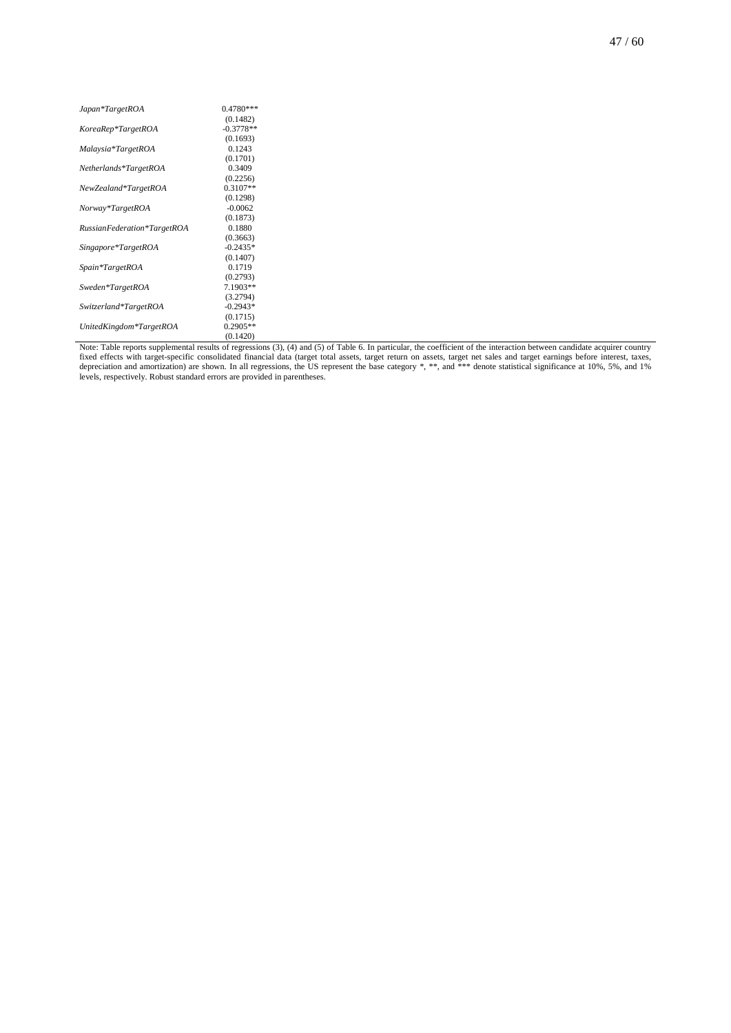| | |
|---|---|
| *Japan\*TargetROA* | 0.4780*** |
| | (0.1482) |
| *KoreaRep\*TargetROA* | -0.3778** |
| | (0.1693) |
| *Malaysia\*TargetROA* | 0.1243 |
| | (0.1701) |
| *Netherlands\*TargetROA* | 0.3409 |
| | (0.2256) |
| *NewZealand\*TargetROA* | 0.3107** |
| | (0.1298) |
| *Norway\*TargetROA* | -0.0062 |
| | (0.1873) |
| *RussianFederation\*TargetROA* | 0.1880 |
| | (0.3663) |
| *Singapore\*TargetROA* | -0.2435* |
| | (0.1407) |
| *Spain\*TargetROA* | 0.1719 |
| | (0.2793) |
| *Sweden\*TargetROA* | 7.1903** |
| | (3.2794) |
| *Switzerland\*TargetROA* | -0.2943* |
| | (0.1715) |
| *UnitedKingdom\*TargetROA* | 0.2905** |
| | (0.1420) |

Note: Table reports supplemental results of regressions (3), (4) and (5) of Table 6. In particular, the coefficient of the interaction between candidate acquirer country fixed effects with target-specific consolidated financial data (target total assets, target return on assets, target net sales and target earnings before interest, taxes, depreciation and amortization) are shown. In all regressions, the US represent the base category *, **, and *** denote statistical significance at 10%, 5%, and 1% levels, respectively. Robust standard errors are provided in parentheses.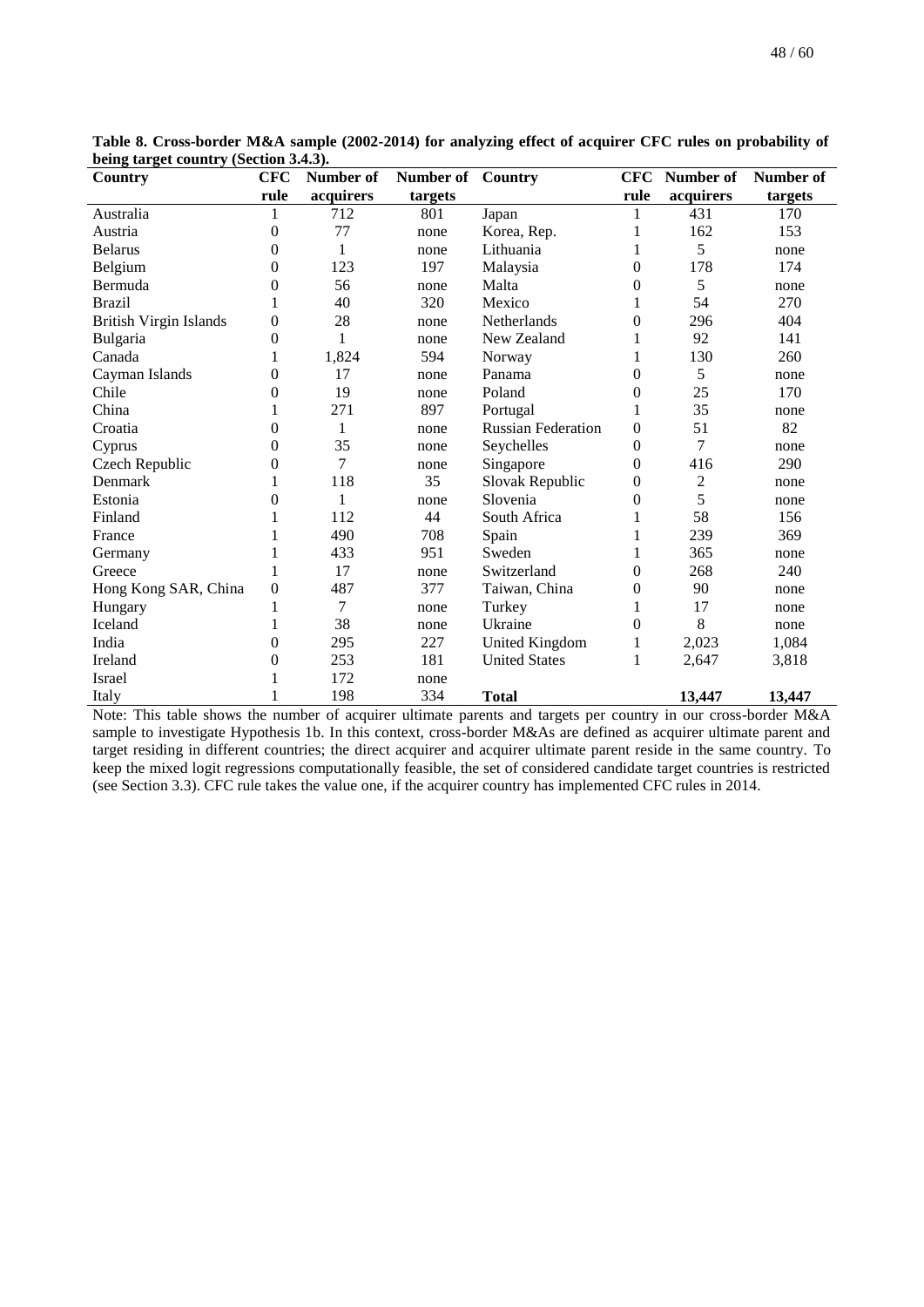**Table 8. Cross-border M&A sample (2002-2014) for analyzing effect of acquirer CFC rules on probability of being target country (Section 3.4.3).**

| Country | CFC rule | Number of acquirers | Number of targets | Country | CFC rule | Number of acquirers | Number of targets |
|---|---|---|---|---|---|---|---|
| Australia | 1 | 712 | 801 | Japan | 1 | 431 | 170 |
| Austria | 0 | 77 | none | Korea, Rep. | 1 | 162 | 153 |
| Belarus | 0 | 1 | none | Lithuania | 1 | 5 | none |
| Belgium | 0 | 123 | 197 | Malaysia | 0 | 178 | 174 |
| Bermuda | 0 | 56 | none | Malta | 0 | 5 | none |
| Brazil | 1 | 40 | 320 | Mexico | 1 | 54 | 270 |
| British Virgin Islands | 0 | 28 | none | Netherlands | 0 | 296 | 404 |
| Bulgaria | 0 | 1 | none | New Zealand | 1 | 92 | 141 |
| Canada | 1 | 1,824 | 594 | Norway | 1 | 130 | 260 |
| Cayman Islands | 0 | 17 | none | Panama | 0 | 5 | none |
| Chile | 0 | 19 | none | Poland | 0 | 25 | 170 |
| China | 1 | 271 | 897 | Portugal | 1 | 35 | none |
| Croatia | 0 | 1 | none | Russian Federation | 0 | 51 | 82 |
| Cyprus | 0 | 35 | none | Seychelles | 0 | 7 | none |
| Czech Republic | 0 | 7 | none | Singapore | 0 | 416 | 290 |
| Denmark | 1 | 118 | 35 | Slovak Republic | 0 | 2 | none |
| Estonia | 0 | 1 | none | Slovenia | 0 | 5 | none |
| Finland | 1 | 112 | 44 | South Africa | 1 | 58 | 156 |
| France | 1 | 490 | 708 | Spain | 1 | 239 | 369 |
| Germany | 1 | 433 | 951 | Sweden | 1 | 365 | none |
| Greece | 1 | 17 | none | Switzerland | 0 | 268 | 240 |
| Hong Kong SAR, China | 0 | 487 | 377 | Taiwan, China | 0 | 90 | none |
| Hungary | 1 | 7 | none | Turkey | 1 | 17 | none |
| Iceland | 1 | 38 | none | Ukraine | 0 | 8 | none |
| India | 0 | 295 | 227 | United Kingdom | 1 | 2,023 | 1,084 |
| Ireland | 0 | 253 | 181 | United States | 1 | 2,647 | 3,818 |
| Israel | 1 | 172 | none | | | | |
| Italy | 1 | 198 | 334 | **Total** | | **13,447** | **13,447** |

Note: This table shows the number of acquirer ultimate parents and targets per country in our cross-border M&A sample to investigate Hypothesis 1b. In this context, cross-border M&As are defined as acquirer ultimate parent and target residing in different countries; the direct acquirer and acquirer ultimate parent reside in the same country. To keep the mixed logit regressions computationally feasible, the set of considered candidate target countries is restricted (see Section 3.3). CFC rule takes the value one, if the acquirer country has implemented CFC rules in 2014.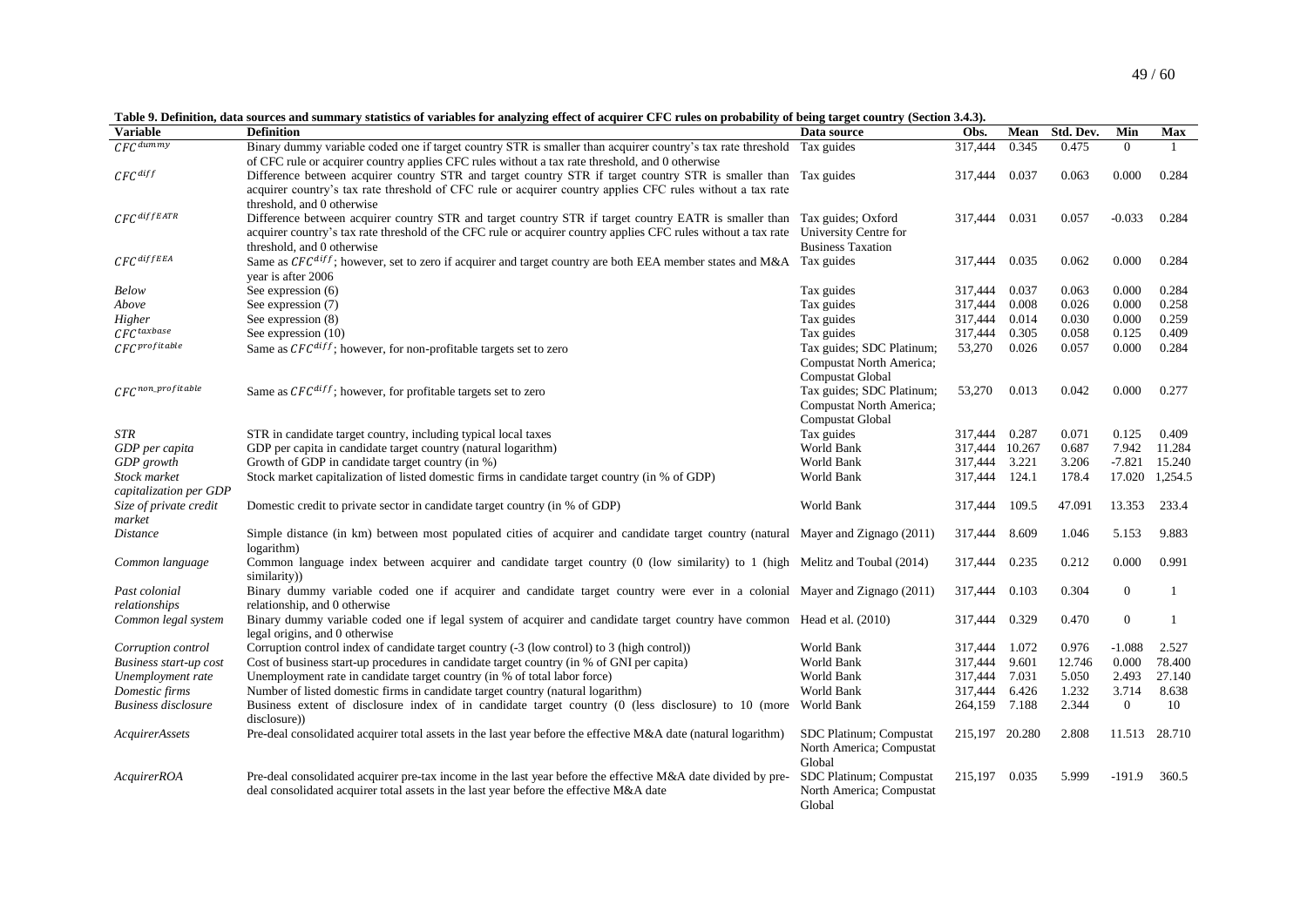**Table 9. Definition, data sources and summary statistics of variables for analyzing effect of acquirer CFC rules on probability of being target country (Section 3.4.3).**

| Variable | Definition | Data source | Obs. | Mean | Std. Dev. | Min | Max |
|---|---|---|---|---|---|---|---|
| $CFC^{dummy}$ | Binary dummy variable coded one if target country STR is smaller than acquirer country's tax rate threshold of CFC rule or acquirer country applies CFC rules without a tax rate threshold, and 0 otherwise | Tax guides | 317,444 | 0.345 | 0.475 | 0 | 1 |
| $CFC^{diff}$ | Difference between acquirer country STR and target country STR if target country STR is smaller than acquirer country's tax rate threshold of CFC rule or acquirer country applies CFC rules without a tax rate threshold, and 0 otherwise | Tax guides | 317,444 | 0.037 | 0.063 | 0.000 | 0.284 |
| $CFC^{diffEATR}$ | Difference between acquirer country STR and target country STR if target country EATR is smaller than acquirer country's tax rate threshold of the CFC rule or acquirer country applies CFC rules without a tax rate threshold, and 0 otherwise | Tax guides; Oxford University Centre for Business Taxation | 317,444 | 0.031 | 0.057 | -0.033 | 0.284 |
| $CFC^{diffEEA}$ | Same as $CFC^{diff}$; however, set to zero if acquirer and target country are both EEA member states and M&A year is after 2006 | Tax guides | 317,444 | 0.035 | 0.062 | 0.000 | 0.284 |
| *Below* | See expression (6) | Tax guides | 317,444 | 0.037 | 0.063 | 0.000 | 0.284 |
| *Above* | See expression (7) | Tax guides | 317,444 | 0.008 | 0.026 | 0.000 | 0.258 |
| *Higher* | See expression (8) | Tax guides | 317,444 | 0.014 | 0.030 | 0.000 | 0.259 |
| $CFC^{taxbase}$ | See expression (10) | Tax guides | 317,444 | 0.305 | 0.058 | 0.125 | 0.409 |
| $CFC^{profitable}$ | Same as $CFC^{diff}$; however, for non-profitable targets set to zero | Tax guides; SDC Platinum; Compustat North America; Compustat Global | 53,270 | 0.026 | 0.057 | 0.000 | 0.284 |
| $CFC^{non\_profitable}$ | Same as $CFC^{diff}$; however, for profitable targets set to zero | Tax guides; SDC Platinum; Compustat North America; Compustat Global | 53,270 | 0.013 | 0.042 | 0.000 | 0.277 |
| *STR* | STR in candidate target country, including typical local taxes | Tax guides | 317,444 | 0.287 | 0.071 | 0.125 | 0.409 |
| *GDP per capita* | GDP per capita in candidate target country (natural logarithm) | World Bank | 317,444 | 10.267 | 0.687 | 7.942 | 11.284 |
| *GDP growth* | Growth of GDP in candidate target country (in %) | World Bank | 317,444 | 3.221 | 3.206 | -7.821 | 15.240 |
| *Stock market capitalization per GDP* | Stock market capitalization of listed domestic firms in candidate target country (in % of GDP) | World Bank | 317,444 | 124.1 | 178.4 | 17.020 | 1,254.5 |
| *Size of private credit market* | Domestic credit to private sector in candidate target country (in % of GDP) | World Bank | 317,444 | 109.5 | 47.091 | 13.353 | 233.4 |
| *Distance* | Simple distance (in km) between most populated cities of acquirer and candidate target country (natural logarithm) | Mayer and Zignago (2011) | 317,444 | 8.609 | 1.046 | 5.153 | 9.883 |
| *Common language* | Common language index between acquirer and candidate target country (0 (low similarity) to 1 (high similarity)) | Melitz and Toubal (2014) | 317,444 | 0.235 | 0.212 | 0.000 | 0.991 |
| *Past colonial relationships* | Binary dummy variable coded one if acquirer and candidate target country were ever in a colonial relationship, and 0 otherwise | Mayer and Zignago (2011) | 317,444 | 0.103 | 0.304 | 0 | 1 |
| *Common legal system* | Binary dummy variable coded one if legal system of acquirer and candidate target country have common legal origins, and 0 otherwise | Head et al. (2010) | 317,444 | 0.329 | 0.470 | 0 | 1 |
| *Corruption control* | Corruption control index of candidate target country (-3 (low control) to 3 (high control)) | World Bank | 317,444 | 1.072 | 0.976 | -1.088 | 2.527 |
| *Business start-up cost* | Cost of business start-up procedures in candidate target country (in % of GNI per capita) | World Bank | 317,444 | 9.601 | 12.746 | 0.000 | 78.400 |
| *Unemployment rate* | Unemployment rate in candidate target country (in % of total labor force) | World Bank | 317,444 | 7.031 | 5.050 | 2.493 | 27.140 |
| *Domestic firms* | Number of listed domestic firms in candidate target country (natural logarithm) | World Bank | 317,444 | 6.426 | 1.232 | 3.714 | 8.638 |
| *Business disclosure* | Business extent of disclosure index of in candidate target country (0 (less disclosure) to 10 (more disclosure)) | World Bank | 264,159 | 7.188 | 2.344 | 0 | 10 |
| *AcquirerAssets* | Pre-deal consolidated acquirer total assets in the last year before the effective M&A date (natural logarithm) | SDC Platinum; Compustat North America; Compustat Global | 215,197 | 20.280 | 2.808 | 11.513 | 28.710 |
| *AcquirerROA* | Pre-deal consolidated acquirer pre-tax income in the last year before the effective M&A date divided by pre-deal consolidated acquirer total assets in the last year before the effective M&A date | SDC Platinum; Compustat North America; Compustat Global | 215,197 | 0.035 | 5.999 | -191.9 | 360.5 |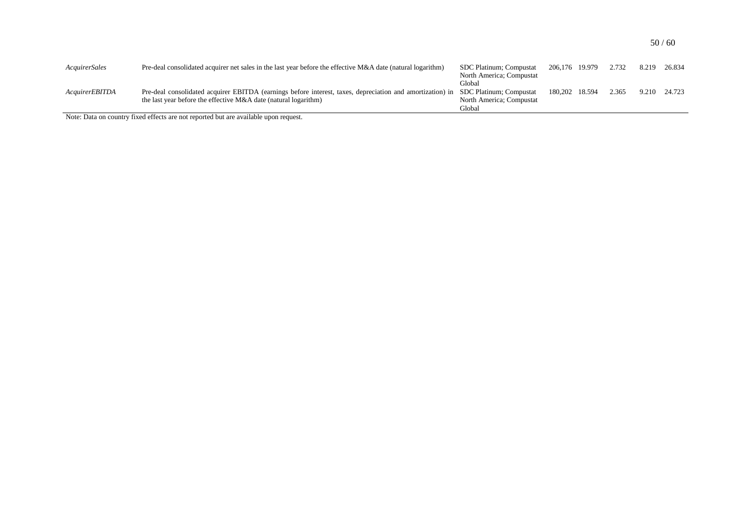| | | | | | | | |
|---|---|---|---|---|---|---|---|
| *AcquirerSales* | Pre-deal consolidated acquirer net sales in the last year before the effective M&A date (natural logarithm) | SDC Platinum; Compustat North America; Compustat Global | 206,176 | 19.979 | 2.732 | 8.219 | 26.834 |
| *AcquirerEBITDA* | Pre-deal consolidated acquirer EBITDA (earnings before interest, taxes, depreciation and amortization) in the last year before the effective M&A date (natural logarithm) | SDC Platinum; Compustat North America; Compustat Global | 180,202 | 18.594 | 2.365 | 9.210 | 24.723 |

Note: Data on country fixed effects are not reported but are available upon request.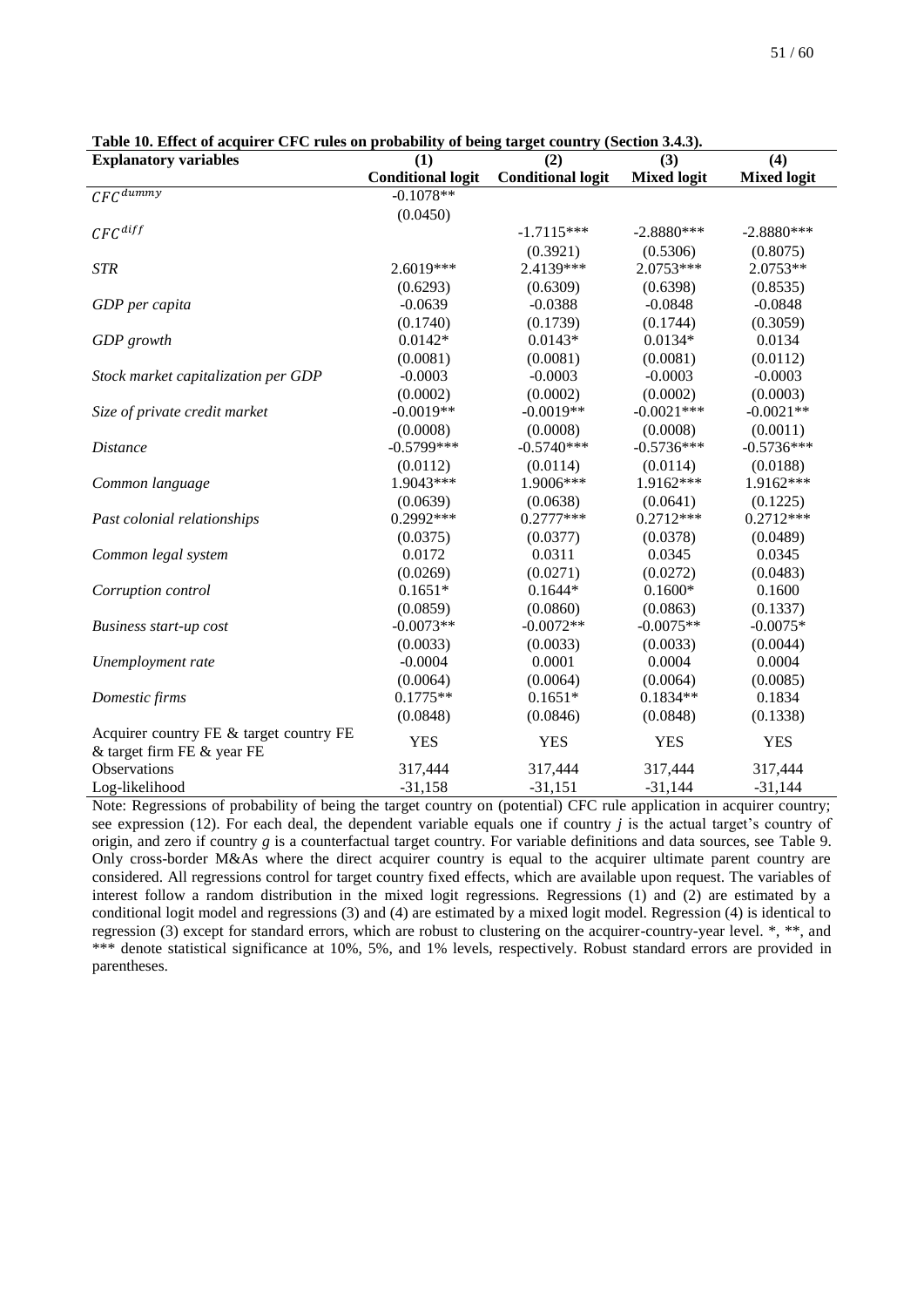**Table 10. Effect of acquirer CFC rules on probability of being target country (Section 3.4.3).**

| Explanatory variables | (1) | (2) | (3) | (4) |
|---|---|---|---|---|
| | **Conditional logit** | **Conditional logit** | **Mixed logit** | **Mixed logit** |
| $CFC^{dummy}$ | -0.1078** | | | |
| | (0.0450) | | | |
| $CFC^{diff}$ | | -1.7115*** | -2.8880*** | -2.8880*** |
| | | (0.3921) | (0.5306) | (0.8075) |
| *STR* | 2.6019*** | 2.4139*** | 2.0753*** | 2.0753** |
| | (0.6293) | (0.6309) | (0.6398) | (0.8535) |
| *GDP per capita* | -0.0639 | -0.0388 | -0.0848 | -0.0848 |
| | (0.1740) | (0.1739) | (0.1744) | (0.3059) |
| *GDP growth* | 0.0142* | 0.0143* | 0.0134* | 0.0134 |
| | (0.0081) | (0.0081) | (0.0081) | (0.0112) |
| *Stock market capitalization per GDP* | -0.0003 | -0.0003 | -0.0003 | -0.0003 |
| | (0.0002) | (0.0002) | (0.0002) | (0.0003) |
| *Size of private credit market* | -0.0019** | -0.0019** | -0.0021*** | -0.0021** |
| | (0.0008) | (0.0008) | (0.0008) | (0.0011) |
| *Distance* | -0.5799*** | -0.5740*** | -0.5736*** | -0.5736*** |
| | (0.0112) | (0.0114) | (0.0114) | (0.0188) |
| *Common language* | 1.9043*** | 1.9006*** | 1.9162*** | 1.9162*** |
| | (0.0639) | (0.0638) | (0.0641) | (0.1225) |
| *Past colonial relationships* | 0.2992*** | 0.2777*** | 0.2712*** | 0.2712*** |
| | (0.0375) | (0.0377) | (0.0378) | (0.0489) |
| *Common legal system* | 0.0172 | 0.0311 | 0.0345 | 0.0345 |
| | (0.0269) | (0.0271) | (0.0272) | (0.0483) |
| *Corruption control* | 0.1651* | 0.1644* | 0.1600* | 0.1600 |
| | (0.0859) | (0.0860) | (0.0863) | (0.1337) |
| *Business start-up cost* | -0.0073** | -0.0072** | -0.0075** | -0.0075* |
| | (0.0033) | (0.0033) | (0.0033) | (0.0044) |
| *Unemployment rate* | -0.0004 | 0.0001 | 0.0004 | 0.0004 |
| | (0.0064) | (0.0064) | (0.0064) | (0.0085) |
| *Domestic firms* | 0.1775** | 0.1651* | 0.1834** | 0.1834 |
| | (0.0848) | (0.0846) | (0.0848) | (0.1338) |
| Acquirer country FE & target country FE & target firm FE & year FE | YES | YES | YES | YES |
| Observations | 317,444 | 317,444 | 317,444 | 317,444 |
| Log-likelihood | -31,158 | -31,151 | -31,144 | -31,144 |

Note: Regressions of probability of being the target country on (potential) CFC rule application in acquirer country; see expression (12). For each deal, the dependent variable equals one if country *j* is the actual target's country of origin, and zero if country *g* is a counterfactual target country. For variable definitions and data sources, see Table 9. Only cross-border M&As where the direct acquirer country is equal to the acquirer ultimate parent country are considered. All regressions control for target country fixed effects, which are available upon request. The variables of interest follow a random distribution in the mixed logit regressions. Regressions (1) and (2) are estimated by a conditional logit model and regressions (3) and (4) are estimated by a mixed logit model. Regression (4) is identical to regression (3) except for standard errors, which are robust to clustering on the acquirer-country-year level. *, **, and *** denote statistical significance at 10%, 5%, and 1% levels, respectively. Robust standard errors are provided in parentheses.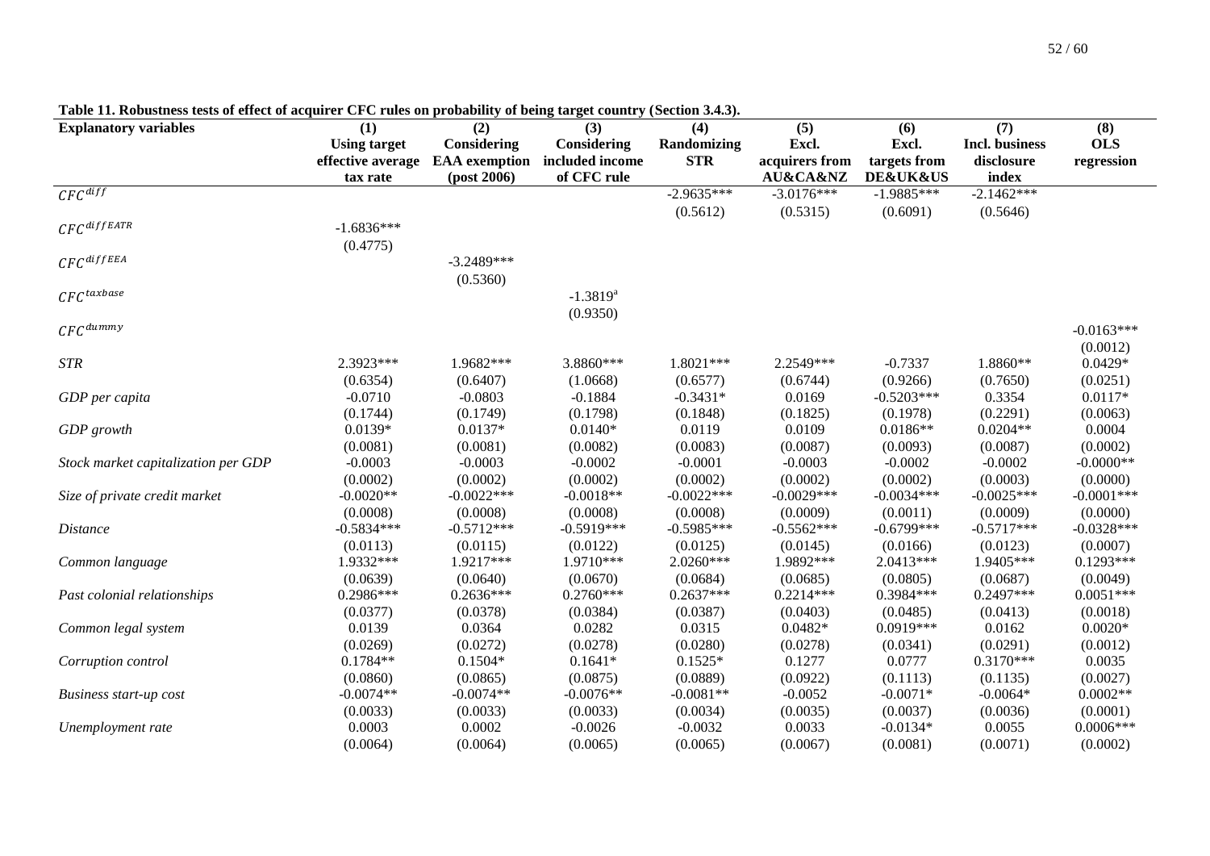**Table 11. Robustness tests of effect of acquirer CFC rules on probability of being target country (Section 3.4.3).**

| Explanatory variables | (1) Using target effective average tax rate | (2) Considering EAA exemption (post 2006) | (3) Considering included income of CFC rule | (4) Randomizing STR | (5) Excl. acquirers from AU&CA&NZ | (6) Excl. targets from DE&UK&US | (7) Incl. business disclosure index | (8) OLS regression |
|---|---|---|---|---|---|---|---|---|
| $CFC^{diff}$ | | | | -2.9635*** | -3.0176*** | -1.9885*** | -2.1462*** | |
| | | | | (0.5612) | (0.5315) | (0.6091) | (0.5646) | |
| $CFC^{diffEATR}$ | -1.6836*** | | | | | | | |
| | (0.4775) | | | | | | | |
| $CFC^{diffEEA}$ | | -3.2489*** | | | | | | |
| | | (0.5360) | | | | | | |
| $CFC^{taxbase}$ | | | -1.3819[a] | | | | | |
| | | | (0.9350) | | | | | |
| $CFC^{dummy}$ | | | | | | | | -0.0163*** |
| | | | | | | | | (0.0012) |
| *STR* | 2.3923*** | 1.9682*** | 3.8860*** | 1.8021*** | 2.2549*** | -0.7337 | 1.8860** | 0.0429* |
| | (0.6354) | (0.6407) | (1.0668) | (0.6577) | (0.6744) | (0.9266) | (0.7650) | (0.0251) |
| *GDP per capita* | -0.0710 | -0.0803 | -0.1884 | -0.3431* | 0.0169 | -0.5203*** | 0.3354 | 0.0117* |
| | (0.1744) | (0.1749) | (0.1798) | (0.1848) | (0.1825) | (0.1978) | (0.2291) | (0.0063) |
| *GDP growth* | 0.0139* | 0.0137* | 0.0140* | 0.0119 | 0.0109 | 0.0186** | 0.0204** | 0.0004 |
| | (0.0081) | (0.0081) | (0.0082) | (0.0083) | (0.0087) | (0.0093) | (0.0087) | (0.0002) |
| *Stock market capitalization per GDP* | -0.0003 | -0.0003 | -0.0002 | -0.0001 | -0.0003 | -0.0002 | -0.0002 | -0.0000** |
| | (0.0002) | (0.0002) | (0.0002) | (0.0002) | (0.0002) | (0.0002) | (0.0003) | (0.0000) |
| *Size of private credit market* | -0.0020** | -0.0022*** | -0.0018** | -0.0022*** | -0.0029*** | -0.0034*** | -0.0025*** | -0.0001*** |
| | (0.0008) | (0.0008) | (0.0008) | (0.0008) | (0.0009) | (0.0011) | (0.0009) | (0.0000) |
| *Distance* | -0.5834*** | -0.5712*** | -0.5919*** | -0.5985*** | -0.5562*** | -0.6799*** | -0.5717*** | -0.0328*** |
| | (0.0113) | (0.0115) | (0.0122) | (0.0125) | (0.0145) | (0.0166) | (0.0123) | (0.0007) |
| *Common language* | 1.9332*** | 1.9217*** | 1.9710*** | 2.0260*** | 1.9892*** | 2.0413*** | 1.9405*** | 0.1293*** |
| | (0.0639) | (0.0640) | (0.0670) | (0.0684) | (0.0685) | (0.0805) | (0.0687) | (0.0049) |
| *Past colonial relationships* | 0.2986*** | 0.2636*** | 0.2760*** | 0.2637*** | 0.2214*** | 0.3984*** | 0.2497*** | 0.0051*** |
| | (0.0377) | (0.0378) | (0.0384) | (0.0387) | (0.0403) | (0.0485) | (0.0413) | (0.0018) |
| *Common legal system* | 0.0139 | 0.0364 | 0.0282 | 0.0315 | 0.0482* | 0.0919*** | 0.0162 | 0.0020* |
| | (0.0269) | (0.0272) | (0.0278) | (0.0280) | (0.0278) | (0.0341) | (0.0291) | (0.0012) |
| *Corruption control* | 0.1784** | 0.1504* | 0.1641* | 0.1525* | 0.1277 | 0.0777 | 0.3170*** | 0.0035 |
| | (0.0860) | (0.0865) | (0.0875) | (0.0889) | (0.0922) | (0.1113) | (0.1135) | (0.0027) |
| *Business start-up cost* | -0.0074** | -0.0074** | -0.0076** | -0.0081** | -0.0052 | -0.0071* | -0.0064* | 0.0002** |
| | (0.0033) | (0.0033) | (0.0033) | (0.0034) | (0.0035) | (0.0037) | (0.0036) | (0.0001) |
| *Unemployment rate* | 0.0003 | 0.0002 | -0.0026 | -0.0032 | 0.0033 | -0.0134* | 0.0055 | 0.0006*** |
| | (0.0064) | (0.0064) | (0.0065) | (0.0065) | (0.0067) | (0.0081) | (0.0071) | (0.0002) |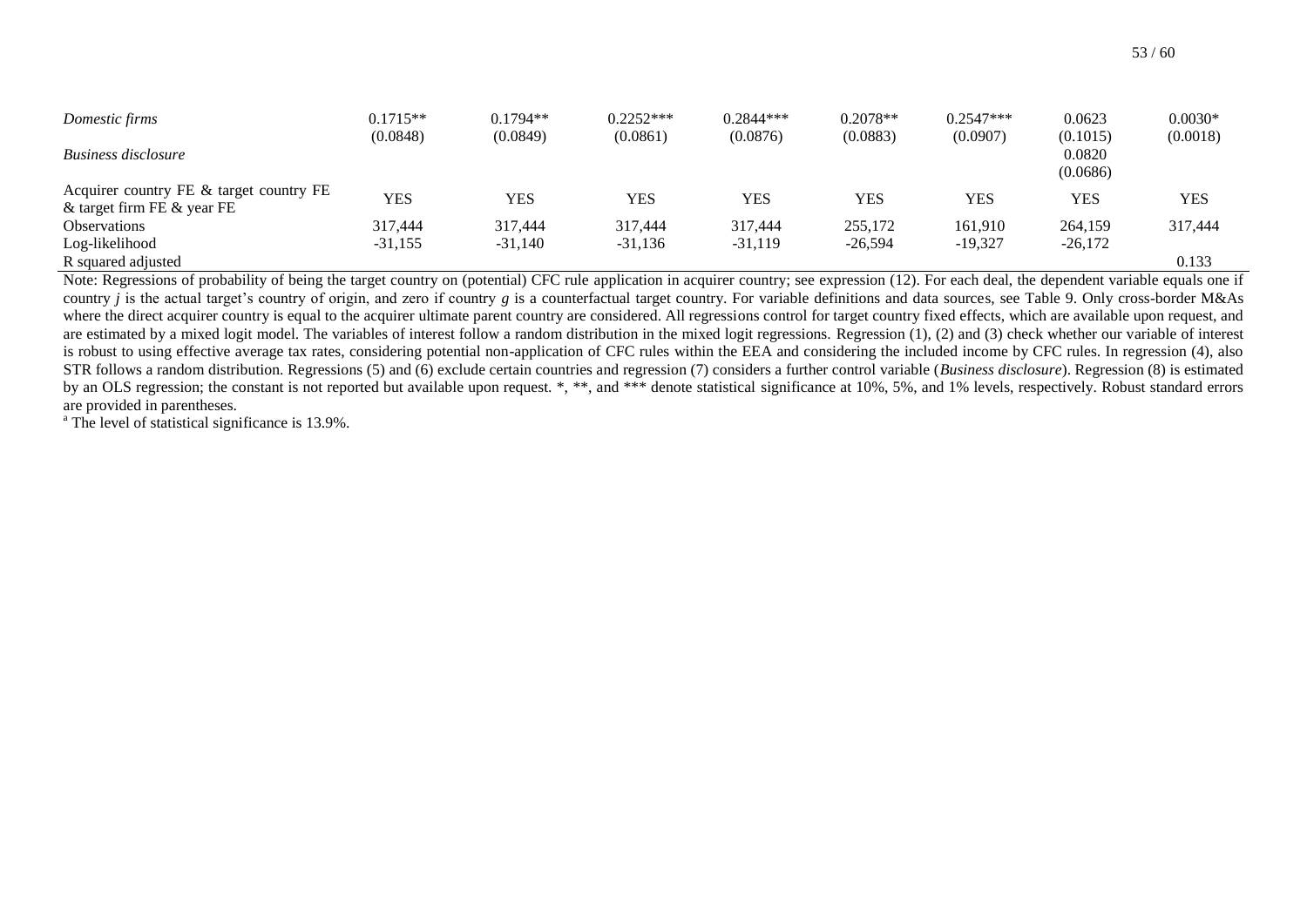| | | | | | | | | |
|---|---|---|---|---|---|---|---|---|
| *Domestic firms* | 0.1715** | 0.1794** | 0.2252*** | 0.2844*** | 0.2078** | 0.2547*** | 0.0623 | 0.0030* |
| | (0.0848) | (0.0849) | (0.0861) | (0.0876) | (0.0883) | (0.0907) | (0.1015) | (0.0018) |
| *Business disclosure* | | | | | | | 0.0820 | |
| | | | | | | | (0.0686) | |
| Acquirer country FE & target country FE & target firm FE & year FE | YES | YES | YES | YES | YES | YES | YES | YES |
| Observations | 317,444 | 317,444 | 317,444 | 317,444 | 255,172 | 161,910 | 264,159 | 317,444 |
| Log-likelihood | -31,155 | -31,140 | -31,136 | -31,119 | -26,594 | -19,327 | -26,172 | |
| R squared adjusted | | | | | | | | 0.133 |

Note: Regressions of probability of being the target country on (potential) CFC rule application in acquirer country; see expression (12). For each deal, the dependent variable equals one if country $j$ is the actual target's country of origin, and zero if country $g$ is a counterfactual target country. For variable definitions and data sources, see Table 9. Only cross-border M&As where the direct acquirer country is equal to the acquirer ultimate parent country are considered. All regressions control for target country fixed effects, which are available upon request, and are estimated by a mixed logit model. The variables of interest follow a random distribution in the mixed logit regressions. Regression (1), (2) and (3) check whether our variable of interest is robust to using effective average tax rates, considering potential non-application of CFC rules within the EEA and considering the included income by CFC rules. In regression (4), also STR follows a random distribution. Regressions (5) and (6) exclude certain countries and regression (7) considers a further control variable (*Business disclosure*). Regression (8) is estimated by an OLS regression; the constant is not reported but available upon request. *, **, and *** denote statistical significance at 10%, 5%, and 1% levels, respectively. Robust standard errors are provided in parentheses.

[a] The level of statistical significance is 13.9%.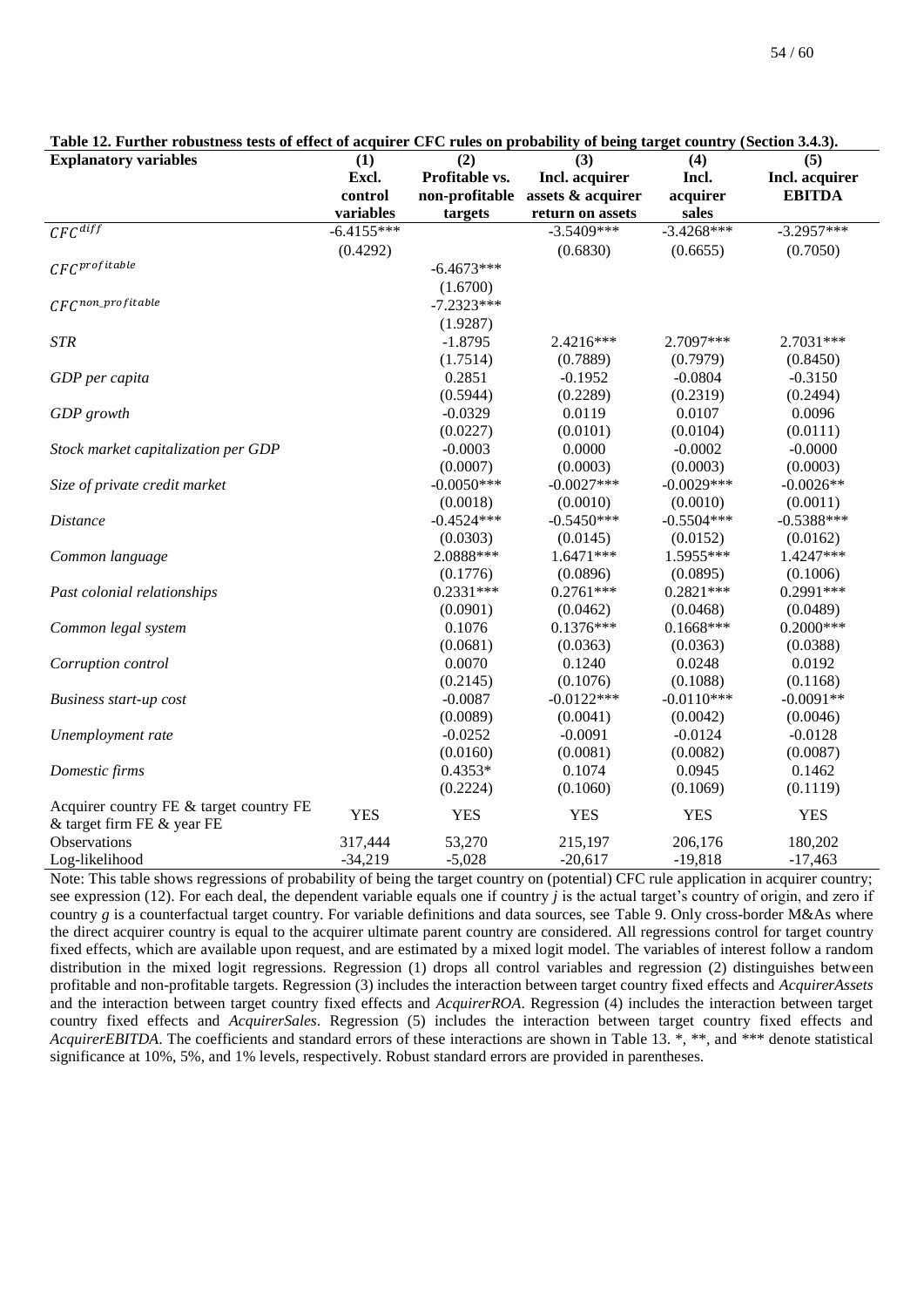**Table 12. Further robustness tests of effect of acquirer CFC rules on probability of being target country (Section 3.4.3).**

| Explanatory variables | (1) Excl. control variables | (2) Profitable vs. non-profitable targets | (3) Incl. acquirer assets & acquirer return on assets | (4) Incl. acquirer sales | (5) Incl. acquirer EBITDA |
|---|---|---|---|---|---|
| $CFC^{diff}$ | -6.4155*** | | -3.5409*** | -3.4268*** | -3.2957*** |
| | (0.4292) | | (0.6830) | (0.6655) | (0.7050) |
| $CFC^{profitable}$ | | -6.4673*** | | | |
| | | (1.6700) | | | |
| $CFC^{non\_profitable}$ | | -7.2323*** | | | |
| | | (1.9287) | | | |
| *STR* | | -1.8795 | 2.4216*** | 2.7097*** | 2.7031*** |
| | | (1.7514) | (0.7889) | (0.7979) | (0.8450) |
| *GDP per capita* | | 0.2851 | -0.1952 | -0.0804 | -0.3150 |
| | | (0.5944) | (0.2289) | (0.2319) | (0.2494) |
| *GDP growth* | | -0.0329 | 0.0119 | 0.0107 | 0.0096 |
| | | (0.0227) | (0.0101) | (0.0104) | (0.0111) |
| *Stock market capitalization per GDP* | | -0.0003 | 0.0000 | -0.0002 | -0.0000 |
| | | (0.0007) | (0.0003) | (0.0003) | (0.0003) |
| *Size of private credit market* | | -0.0050*** | -0.0027*** | -0.0029*** | -0.0026** |
| | | (0.0018) | (0.0010) | (0.0010) | (0.0011) |
| *Distance* | | -0.4524*** | -0.5450*** | -0.5504*** | -0.5388*** |
| | | (0.0303) | (0.0145) | (0.0152) | (0.0162) |
| *Common language* | | 2.0888*** | 1.6471*** | 1.5955*** | 1.4247*** |
| | | (0.1776) | (0.0896) | (0.0895) | (0.1006) |
| *Past colonial relationships* | | 0.2331*** | 0.2761*** | 0.2821*** | 0.2991*** |
| | | (0.0901) | (0.0462) | (0.0468) | (0.0489) |
| *Common legal system* | | 0.1076 | 0.1376*** | 0.1668*** | 0.2000*** |
| | | (0.0681) | (0.0363) | (0.0363) | (0.0388) |
| *Corruption control* | | 0.0070 | 0.1240 | 0.0248 | 0.0192 |
| | | (0.2145) | (0.1076) | (0.1088) | (0.1168) |
| *Business start-up cost* | | -0.0087 | -0.0122*** | -0.0110*** | -0.0091** |
| | | (0.0089) | (0.0041) | (0.0042) | (0.0046) |
| *Unemployment rate* | | -0.0252 | -0.0091 | -0.0124 | -0.0128 |
| | | (0.0160) | (0.0081) | (0.0082) | (0.0087) |
| *Domestic firms* | | 0.4353* | 0.1074 | 0.0945 | 0.1462 |
| | | (0.2224) | (0.1060) | (0.1069) | (0.1119) |
| Acquirer country FE & target country FE & target firm FE & year FE | YES | YES | YES | YES | YES |
| Observations | 317,444 | 53,270 | 215,197 | 206,176 | 180,202 |
| Log-likelihood | -34,219 | -5,028 | -20,617 | -19,818 | -17,463 |

Note: This table shows regressions of probability of being the target country on (potential) CFC rule application in acquirer country; see expression (12). For each deal, the dependent variable equals one if country *j* is the actual target's country of origin, and zero if country *g* is a counterfactual target country. For variable definitions and data sources, see Table 9. Only cross-border M&As where the direct acquirer country is equal to the acquirer ultimate parent country are considered. All regressions control for target country fixed effects, which are available upon request, and are estimated by a mixed logit model. The variables of interest follow a random distribution in the mixed logit regressions. Regression (1) drops all control variables and regression (2) distinguishes between profitable and non-profitable targets. Regression (3) includes the interaction between target country fixed effects and *AcquirerAssets* and the interaction between target country fixed effects and *AcquirerROA*. Regression (4) includes the interaction between target country fixed effects and *AcquirerSales*. Regression (5) includes the interaction between target country fixed effects and *AcquirerEBITDA*. The coefficients and standard errors of these interactions are shown in Table 13. *, **, and *** denote statistical significance at 10%, 5%, and 1% levels, respectively. Robust standard errors are provided in parentheses.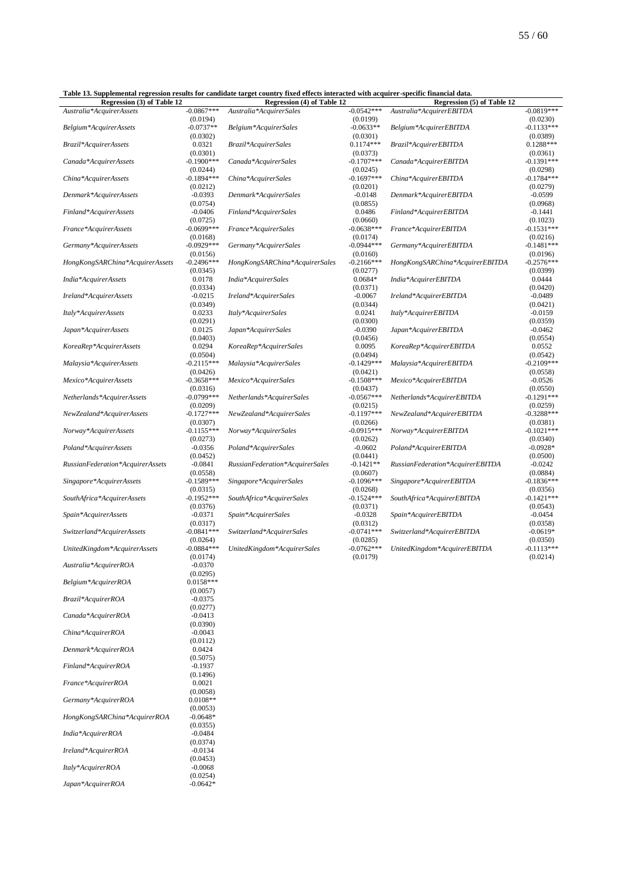**Table 13. Supplemental regression results for candidate target country fixed effects interacted with acquirer-specific financial data.**

| Regression (3) of Table 12 | | Regression (4) of Table 12 | | Regression (5) of Table 12 | |
|---|---|---|---|---|---|
| *Australia*AcquirerAssets* | -0.0867*** | *Australia*AcquirerSales* | -0.0542*** | *Australia*AcquirerEBITDA* | -0.0819*** |
| | (0.0194) | | (0.0199) | | (0.0230) |
| *Belgium*AcquirerAssets* | -0.0737** | *Belgium*AcquirerSales* | -0.0633** | *Belgium*AcquirerEBITDA* | -0.1133*** |
| | (0.0302) | | (0.0301) | | (0.0389) |
| *Brazil*AcquirerAssets* | 0.0321 | *Brazil*AcquirerSales* | 0.1174*** | *Brazil*AcquirerEBITDA* | 0.1288*** |
| | (0.0301) | | (0.0373) | | (0.0361) |
| *Canada*AcquirerAssets* | -0.1900*** | *Canada*AcquirerSales* | -0.1707*** | *Canada*AcquirerEBITDA* | -0.1391*** |
| | (0.0244) | | (0.0245) | | (0.0298) |
| *China*AcquirerAssets* | -0.1894*** | *China*AcquirerSales* | -0.1697*** | *China*AcquirerEBITDA* | -0.1784*** |
| | (0.0212) | | (0.0201) | | (0.0279) |
| *Denmark*AcquirerAssets* | -0.0393 | *Denmark*AcquirerSales* | -0.0148 | *Denmark*AcquirerEBITDA* | -0.0599 |
| | (0.0754) | | (0.0855) | | (0.0968) |
| *Finland*AcquirerAssets* | -0.0406 | *Finland*AcquirerSales* | 0.0486 | *Finland*AcquirerEBITDA* | -0.1441 |
| | (0.0725) | | (0.0660) | | (0.1023) |
| *France*AcquirerAssets* | -0.0699*** | *France*AcquirerSales* | -0.0638*** | *France*AcquirerEBITDA* | -0.1531*** |
| | (0.0168) | | (0.0174) | | (0.0216) |
| *Germany*AcquirerAssets* | -0.0929*** | *Germany*AcquirerSales* | -0.0944*** | *Germany*AcquirerEBITDA* | -0.1481*** |
| | (0.0156) | | (0.0160) | | (0.0196) |
| *HongKongSARChina*AcquirerAssets* | -0.2496*** | *HongKongSARChina*AcquirerSales* | -0.2166*** | *HongKongSARChina*AcquirerEBITDA* | -0.2576*** |
| | (0.0345) | | (0.0277) | | (0.0399) |
| *India*AcquirerAssets* | 0.0178 | *India*AcquirerSales* | 0.0684* | *India*AcquirerEBITDA* | 0.0444 |
| | (0.0334) | | (0.0371) | | (0.0420) |
| *Ireland*AcquirerAssets* | -0.0215 | *Ireland*AcquirerSales* | -0.0067 | *Ireland*AcquirerEBITDA* | -0.0489 |
| | (0.0349) | | (0.0344) | | (0.0421) |
| *Italy*AcquirerAssets* | 0.0233 | *Italy*AcquirerSales* | 0.0241 | *Italy*AcquirerEBITDA* | -0.0159 |
| | (0.0291) | | (0.0300) | | (0.0359) |
| *Japan*AcquirerAssets* | 0.0125 | *Japan*AcquirerSales* | -0.0390 | *Japan*AcquirerEBITDA* | -0.0462 |
| | (0.0403) | | (0.0456) | | (0.0554) |
| *KoreaRep*AcquirerAssets* | 0.0294 | *KoreaRep*AcquirerSales* | 0.0095 | *KoreaRep*AcquirerEBITDA* | 0.0552 |
| | (0.0504) | | (0.0494) | | (0.0542) |
| *Malaysia*AcquirerAssets* | -0.2115*** | *Malaysia*AcquirerSales* | -0.1429*** | *Malaysia*AcquirerEBITDA* | -0.2109*** |
| | (0.0426) | | (0.0421) | | (0.0558) |
| *Mexico*AcquirerAssets* | -0.3658*** | *Mexico*AcquirerSales* | -0.1508*** | *Mexico*AcquirerEBITDA* | -0.0526 |
| | (0.0316) | | (0.0437) | | (0.0550) |
| *Netherlands*AcquirerAssets* | -0.0799*** | *Netherlands*AcquirerSales* | -0.0567*** | *Netherlands*AcquirerEBITDA* | -0.1291*** |
| | (0.0209) | | (0.0215) | | (0.0259) |
| *NewZealand*AcquirerAssets* | -0.1727*** | *NewZealand*AcquirerSales* | -0.1197*** | *NewZealand*AcquirerEBITDA* | -0.3288*** |
| | (0.0307) | | (0.0266) | | (0.0381) |
| *Norway*AcquirerAssets* | -0.1155*** | *Norway*AcquirerSales* | -0.0915*** | *Norway*AcquirerEBITDA* | -0.1021*** |
| | (0.0273) | | (0.0262) | | (0.0340) |
| *Poland*AcquirerAssets* | -0.0356 | *Poland*AcquirerSales* | -0.0602 | *Poland*AcquirerEBITDA* | -0.0928* |
| | (0.0452) | | (0.0441) | | (0.0500) |
| *RussianFederation*AcquirerAssets* | -0.0841 | *RussianFederation*AcquirerSales* | -0.1421** | *RussianFederation*AcquirerEBITDA* | -0.0242 |
| | (0.0558) | | (0.0607) | | (0.0884) |
| *Singapore*AcquirerAssets* | -0.1589*** | *Singapore*AcquirerSales* | -0.1096*** | *Singapore*AcquirerEBITDA* | -0.1836*** |
| | (0.0315) | | (0.0268) | | (0.0356) |
| *SouthAfrica*AcquirerAssets* | -0.1952*** | *SouthAfrica*AcquirerSales* | -0.1524*** | *SouthAfrica*AcquirerEBITDA* | -0.1421*** |
| | (0.0376) | | (0.0371) | | (0.0543) |
| *Spain*AcquirerAssets* | -0.0371 | *Spain*AcquirerSales* | -0.0328 | *Spain*AcquirerEBITDA* | -0.0454 |
| | (0.0317) | | (0.0312) | | (0.0358) |
| *Switzerland*AcquirerAssets* | -0.0841*** | *Switzerland*AcquirerSales* | -0.0741*** | *Switzerland*AcquirerEBITDA* | -0.0619* |
| | (0.0264) | | (0.0285) | | (0.0350) |
| *UnitedKingdom*AcquirerAssets* | -0.0884*** | *UnitedKingdom*AcquirerSales* | -0.0762*** | *UnitedKingdom*AcquirerEBITDA* | -0.1113*** |
| | (0.0174) | | (0.0179) | | (0.0214) |
| *Australia*AcquirerROA* | -0.0370 | | | | |
| | (0.0295) | | | | |
| *Belgium*AcquirerROA* | 0.0158*** | | | | |
| | (0.0057) | | | | |
| *Brazil*AcquirerROA* | -0.0375 | | | | |
| | (0.0277) | | | | |
| *Canada*AcquirerROA* | -0.0413 | | | | |
| | (0.0390) | | | | |
| *China*AcquirerROA* | -0.0043 | | | | |
| | (0.0112) | | | | |
| *Denmark*AcquirerROA* | 0.0424 | | | | |
| | (0.5075) | | | | |
| *Finland*AcquirerROA* | -0.1937 | | | | |
| | (0.1496) | | | | |
| *France*AcquirerROA* | 0.0021 | | | | |
| | (0.0058) | | | | |
| *Germany*AcquirerROA* | 0.0108** | | | | |
| | (0.0053) | | | | |
| *HongKongSARChina*AcquirerROA* | -0.0648* | | | | |
| | (0.0355) | | | | |
| *India*AcquirerROA* | -0.0484 | | | | |
| | (0.0374) | | | | |
| *Ireland*AcquirerROA* | -0.0134 | | | | |
| | (0.0453) | | | | |
| *Italy*AcquirerROA* | -0.0068 | | | | |
| | (0.0254) | | | | |
| *Japan*AcquirerROA* | -0.0642* | | | | |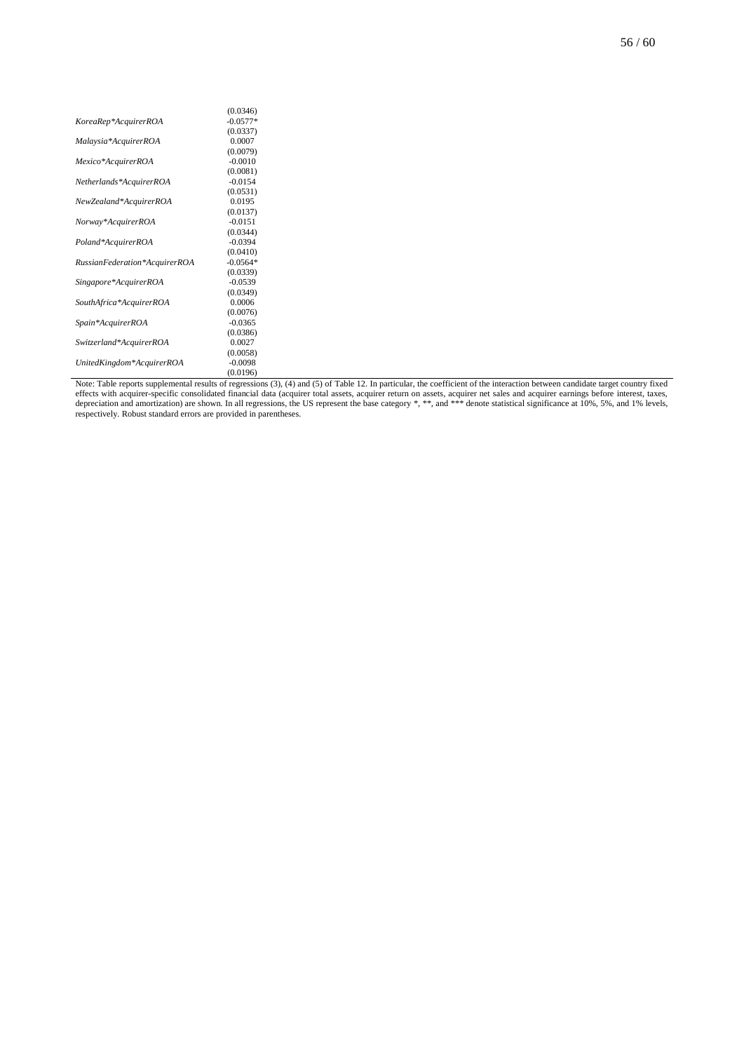| | |
|---|---|
| | (0.0346) |
| *KoreaRep*AcquirerROA* | -0.0577* |
| | (0.0337) |
| *Malaysia*AcquirerROA* | 0.0007 |
| | (0.0079) |
| *Mexico*AcquirerROA* | -0.0010 |
| | (0.0081) |
| *Netherlands*AcquirerROA* | -0.0154 |
| | (0.0531) |
| *NewZealand*AcquirerROA* | 0.0195 |
| | (0.0137) |
| *Norway*AcquirerROA* | -0.0151 |
| | (0.0344) |
| *Poland*AcquirerROA* | -0.0394 |
| | (0.0410) |
| *RussianFederation*AcquirerROA* | -0.0564* |
| | (0.0339) |
| *Singapore*AcquirerROA* | -0.0539 |
| | (0.0349) |
| *SouthAfrica*AcquirerROA* | 0.0006 |
| | (0.0076) |
| *Spain*AcquirerROA* | -0.0365 |
| | (0.0386) |
| *Switzerland*AcquirerROA* | 0.0027 |
| | (0.0058) |
| *UnitedKingdom*AcquirerROA* | -0.0098 |
| | (0.0196) |

Note: Table reports supplemental results of regressions (3), (4) and (5) of Table 12. In particular, the coefficient of the interaction between candidate target country fixed effects with acquirer-specific consolidated financial data (acquirer total assets, acquirer return on assets, acquirer net sales and acquirer earnings before interest, taxes, depreciation and amortization) are shown. In all regressions, the US represent the base category *, **, and *** denote statistical significance at 10%, 5%, and 1% levels, respectively. Robust standard errors are provided in parentheses.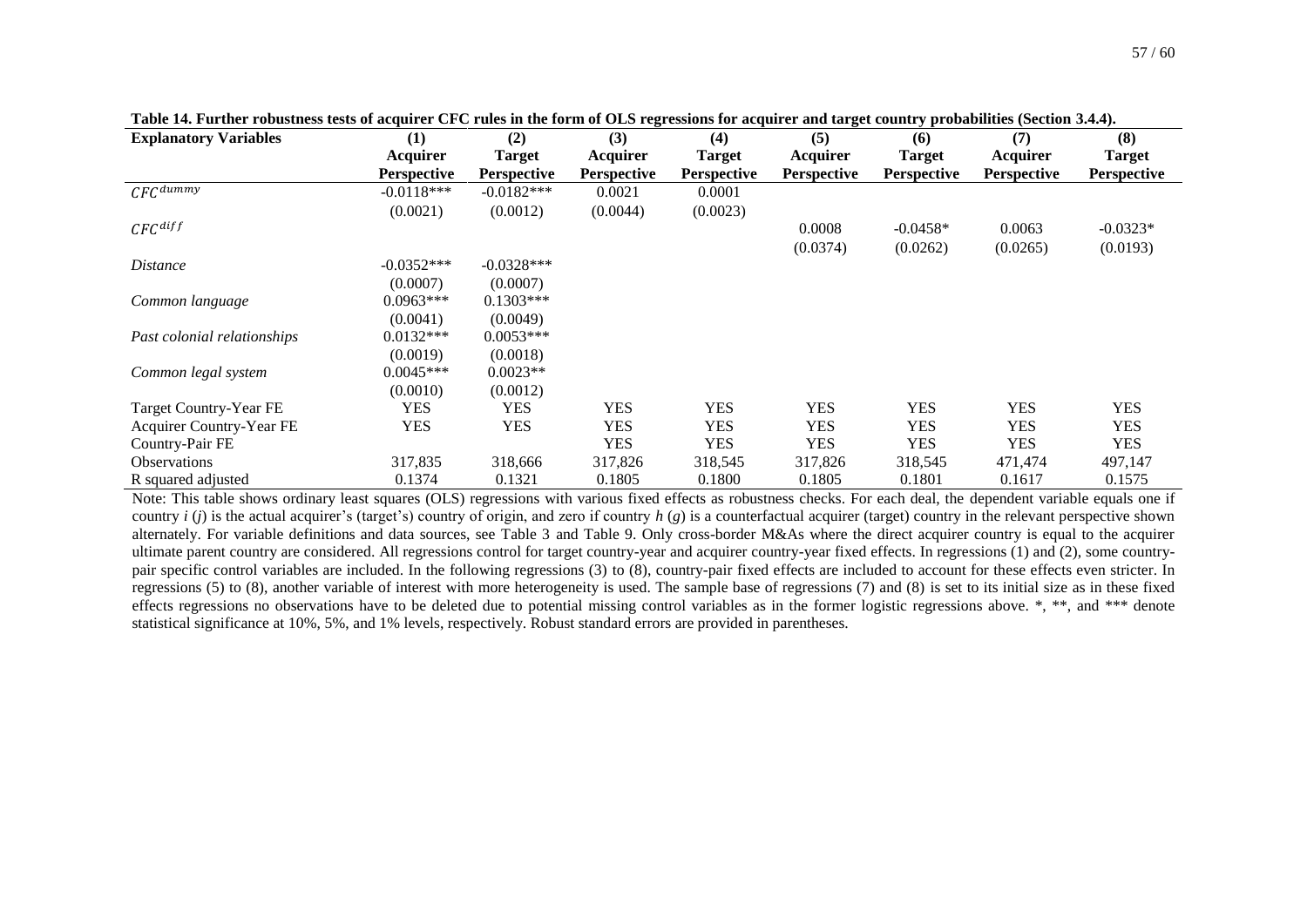**Table 14. Further robustness tests of acquirer CFC rules in the form of OLS regressions for acquirer and target country probabilities (Section 3.4.4).**

| Explanatory Variables | (1) Acquirer Perspective | (2) Target Perspective | (3) Acquirer Perspective | (4) Target Perspective | (5) Acquirer Perspective | (6) Target Perspective | (7) Acquirer Perspective | (8) Target Perspective |
|---|---|---|---|---|---|---|---|---|
| $CFC^{dummy}$ | -0.0118*** | -0.0182*** | 0.0021 | 0.0001 | | | | |
| | (0.0021) | (0.0012) | (0.0044) | (0.0023) | | | | |
| $CFC^{diff}$ | | | | | 0.0008 | -0.0458* | 0.0063 | -0.0323* |
| | | | | | (0.0374) | (0.0262) | (0.0265) | (0.0193) |
| *Distance* | -0.0352*** | -0.0328*** | | | | | | |
| | (0.0007) | (0.0007) | | | | | | |
| *Common language* | 0.0963*** | 0.1303*** | | | | | | |
| | (0.0041) | (0.0049) | | | | | | |
| *Past colonial relationships* | 0.0132*** | 0.0053*** | | | | | | |
| | (0.0019) | (0.0018) | | | | | | |
| *Common legal system* | 0.0045*** | 0.0023** | | | | | | |
| | (0.0010) | (0.0012) | | | | | | |
| Target Country-Year FE | YES | YES | YES | YES | YES | YES | YES | YES |
| Acquirer Country-Year FE | YES | YES | YES | YES | YES | YES | YES | YES |
| Country-Pair FE | | | YES | YES | YES | YES | YES | YES |
| Observations | 317,835 | 318,666 | 317,826 | 318,545 | 317,826 | 318,545 | 471,474 | 497,147 |
| R squared adjusted | 0.1374 | 0.1321 | 0.1805 | 0.1800 | 0.1805 | 0.1801 | 0.1617 | 0.1575 |

Note: This table shows ordinary least squares (OLS) regressions with various fixed effects as robustness checks. For each deal, the dependent variable equals one if country *i* (*j*) is the actual acquirer's (target's) country of origin, and zero if country *h* (*g*) is a counterfactual acquirer (target) country in the relevant perspective shown alternately. For variable definitions and data sources, see Table 3 and Table 9. Only cross-border M&As where the direct acquirer country is equal to the acquirer ultimate parent country are considered. All regressions control for target country-year and acquirer country-year fixed effects. In regressions (1) and (2), some country-pair specific control variables are included. In the following regressions (3) to (8), country-pair fixed effects are included to account for these effects even stricter. In regressions (5) to (8), another variable of interest with more heterogeneity is used. The sample base of regressions (7) and (8) is set to its initial size as in these fixed effects regressions no observations have to be deleted due to potential missing control variables as in the former logistic regressions above. *, **, and *** denote statistical significance at 10%, 5%, and 1% levels, respectively. Robust standard errors are provided in parentheses.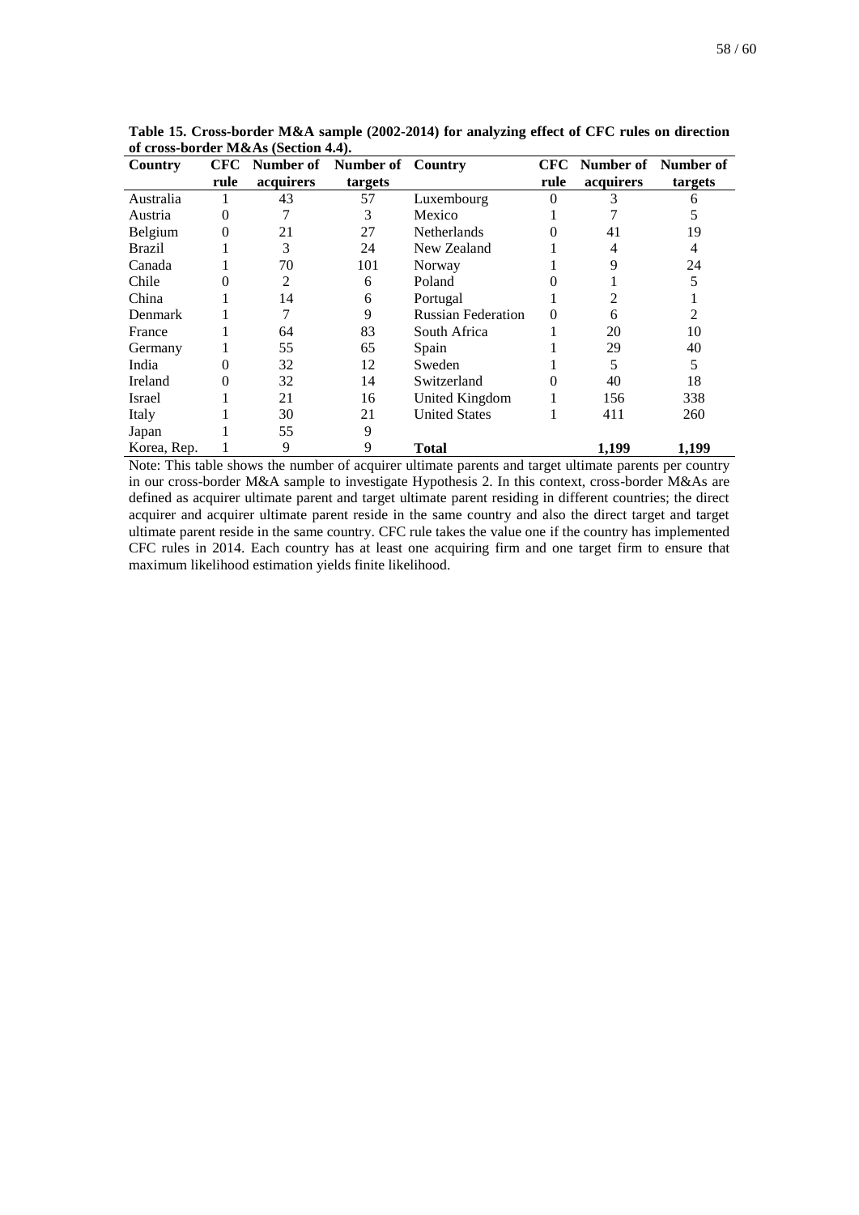**Table 15. Cross-border M&A sample (2002-2014) for analyzing effect of CFC rules on direction of cross-border M&As (Section 4.4).**

| Country | CFC rule | Number of acquirers | Number of targets | Country | CFC rule | Number of acquirers | Number of targets |
|---|---|---|---|---|---|---|---|
| Australia | 1 | 43 | 57 | Luxembourg | 0 | 3 | 6 |
| Austria | 0 | 7 | 3 | Mexico | 1 | 7 | 5 |
| Belgium | 0 | 21 | 27 | Netherlands | 0 | 41 | 19 |
| Brazil | 1 | 3 | 24 | New Zealand | 1 | 4 | 4 |
| Canada | 1 | 70 | 101 | Norway | 1 | 9 | 24 |
| Chile | 0 | 2 | 6 | Poland | 0 | 1 | 5 |
| China | 1 | 14 | 6 | Portugal | 1 | 2 | 1 |
| Denmark | 1 | 7 | 9 | Russian Federation | 0 | 6 | 2 |
| France | 1 | 64 | 83 | South Africa | 1 | 20 | 10 |
| Germany | 1 | 55 | 65 | Spain | 1 | 29 | 40 |
| India | 0 | 32 | 12 | Sweden | 1 | 5 | 5 |
| Ireland | 0 | 32 | 14 | Switzerland | 0 | 40 | 18 |
| Israel | 1 | 21 | 16 | United Kingdom | 1 | 156 | 338 |
| Italy | 1 | 30 | 21 | United States | 1 | 411 | 260 |
| Japan | 1 | 55 | 9 | | | | |
| Korea, Rep. | 1 | 9 | 9 | **Total** | | **1,199** | **1,199** |

Note: This table shows the number of acquirer ultimate parents and target ultimate parents per country in our cross-border M&A sample to investigate Hypothesis 2. In this context, cross-border M&As are defined as acquirer ultimate parent and target ultimate parent residing in different countries; the direct acquirer and acquirer ultimate parent reside in the same country and also the direct target and target ultimate parent reside in the same country. CFC rule takes the value one if the country has implemented CFC rules in 2014. Each country has at least one acquiring firm and one target firm to ensure that maximum likelihood estimation yields finite likelihood.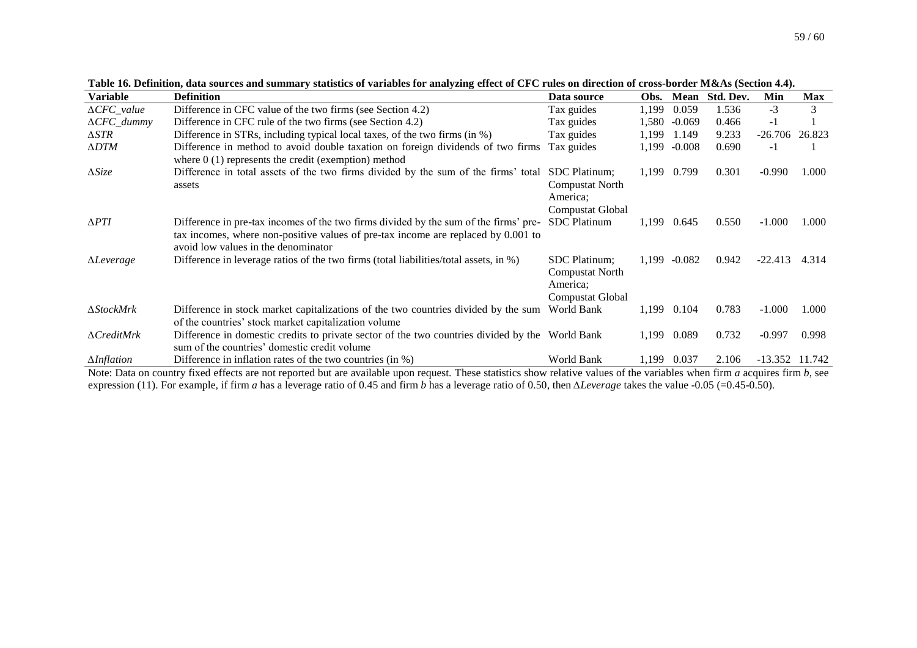**Table 16. Definition, data sources and summary statistics of variables for analyzing effect of CFC rules on direction of cross-border M&As (Section 4.4).**

| Variable | Definition | Data source | Obs. | Mean | Std. Dev. | Min | Max |
|---|---|---|---|---|---|---|---|
| $\Delta CFC\_value$ | Difference in CFC value of the two firms (see Section 4.2) | Tax guides | 1,199 | 0.059 | 1.536 | -3 | 3 |
| $\Delta CFC\_dummy$ | Difference in CFC rule of the two firms (see Section 4.2) | Tax guides | 1,580 | -0.069 | 0.466 | -1 | 1 |
| $\Delta STR$ | Difference in STRs, including typical local taxes, of the two firms (in %) | Tax guides | 1,199 | 1.149 | 9.233 | -26.706 | 26.823 |
| $\Delta DTM$ | Difference in method to avoid double taxation on foreign dividends of two firms where 0 (1) represents the credit (exemption) method | Tax guides | 1,199 | -0.008 | 0.690 | -1 | 1 |
| $\Delta Size$ | Difference in total assets of the two firms divided by the sum of the firms' total assets | SDC Platinum; Compustat North America; Compustat Global | 1,199 | 0.799 | 0.301 | -0.990 | 1.000 |
| $\Delta PTI$ | Difference in pre-tax incomes of the two firms divided by the sum of the firms' pre-tax incomes, where non-positive values of pre-tax income are replaced by 0.001 to avoid low values in the denominator | SDC Platinum | 1,199 | 0.645 | 0.550 | -1.000 | 1.000 |
| $\Delta Leverage$ | Difference in leverage ratios of the two firms (total liabilities/total assets, in %) | SDC Platinum; Compustat North America; Compustat Global | 1,199 | -0.082 | 0.942 | -22.413 | 4.314 |
| $\Delta StockMrk$ | Difference in stock market capitalizations of the two countries divided by the sum of the countries' stock market capitalization volume | World Bank | 1,199 | 0.104 | 0.783 | -1.000 | 1.000 |
| $\Delta CreditMrk$ | Difference in domestic credits to private sector of the two countries divided by the sum of the countries' domestic credit volume | World Bank | 1,199 | 0.089 | 0.732 | -0.997 | 0.998 |
| $\Delta Inflation$ | Difference in inflation rates of the two countries (in %) | World Bank | 1,199 | 0.037 | 2.106 | -13.352 | 11.742 |

Note: Data on country fixed effects are not reported but are available upon request. These statistics show relative values of the variables when firm *a* acquires firm *b*, see expression (11). For example, if firm *a* has a leverage ratio of 0.45 and firm *b* has a leverage ratio of 0.50, then $\Delta Leverage$ takes the value -0.05 (=0.45-0.50).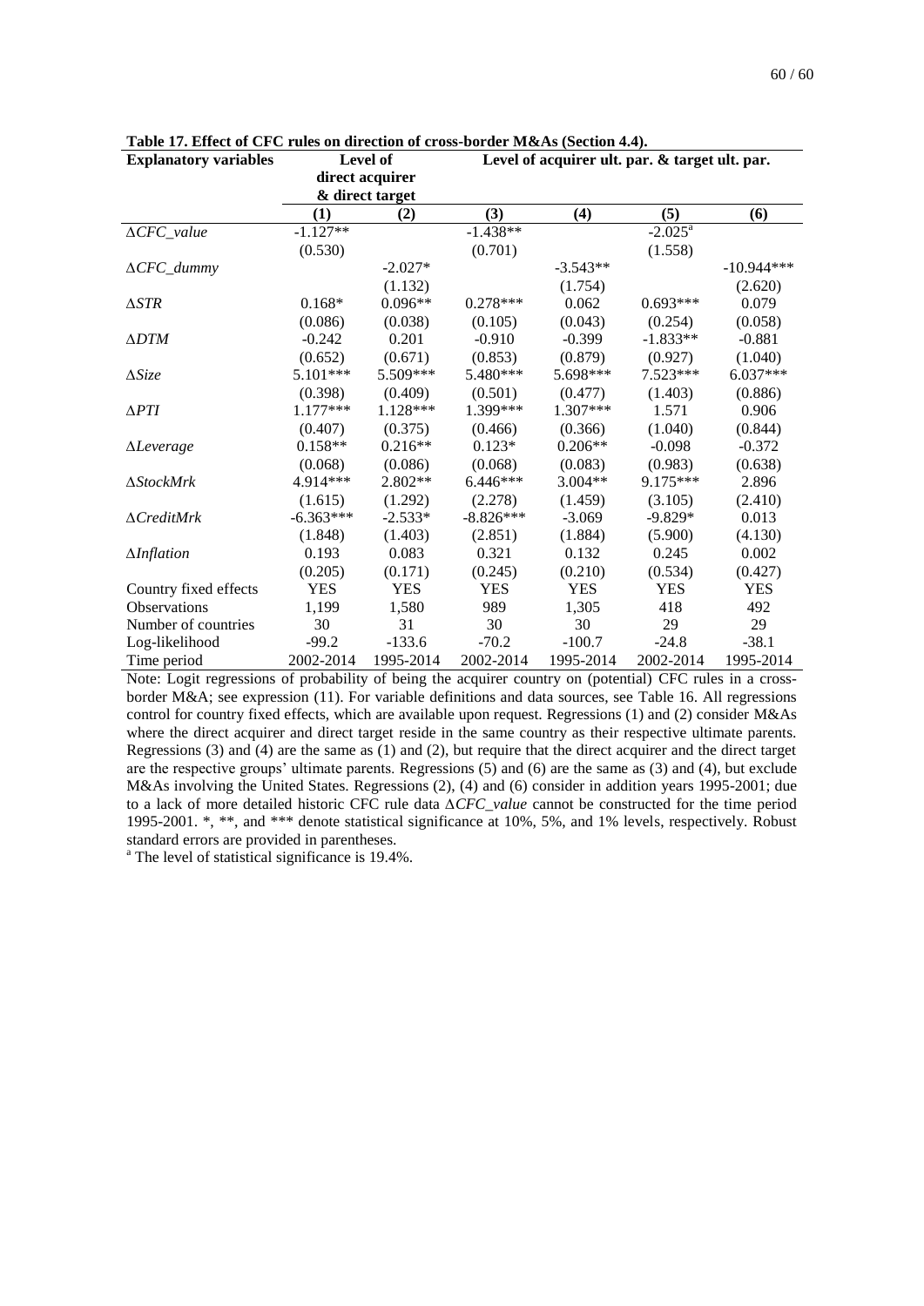**Table 17. Effect of CFC rules on direction of cross-border M&As (Section 4.4).**

| Explanatory variables | Level of direct acquirer & direct target | | Level of acquirer ult. par. & target ult. par. | | | |
|---|---|---|---|---|---|---|
| | (1) | (2) | (3) | (4) | (5) | (6) |
| $\Delta CFC\_value$ | -1.127** | | -1.438** | | -2.025[a] | |
| | (0.530) | | (0.701) | | (1.558) | |
| $\Delta CFC\_dummy$ | | -2.027* | | -3.543** | | -10.944*** |
| | | (1.132) | | (1.754) | | (2.620) |
| $\Delta STR$ | 0.168* | 0.096** | 0.278*** | 0.062 | 0.693*** | 0.079 |
| | (0.086) | (0.038) | (0.105) | (0.043) | (0.254) | (0.058) |
| $\Delta DTM$ | -0.242 | 0.201 | -0.910 | -0.399 | -1.833** | -0.881 |
| | (0.652) | (0.671) | (0.853) | (0.879) | (0.927) | (1.040) |
| $\Delta Size$ | 5.101*** | 5.509*** | 5.480*** | 5.698*** | 7.523*** | 6.037*** |
| | (0.398) | (0.409) | (0.501) | (0.477) | (1.403) | (0.886) |
| $\Delta PTI$ | 1.177*** | 1.128*** | 1.399*** | 1.307*** | 1.571 | 0.906 |
| | (0.407) | (0.375) | (0.466) | (0.366) | (1.040) | (0.844) |
| $\Delta Leverage$ | 0.158** | 0.216** | 0.123* | 0.206** | -0.098 | -0.372 |
| | (0.068) | (0.086) | (0.068) | (0.083) | (0.983) | (0.638) |
| $\Delta StockMrk$ | 4.914*** | 2.802** | 6.446*** | 3.004** | 9.175*** | 2.896 |
| | (1.615) | (1.292) | (2.278) | (1.459) | (3.105) | (2.410) |
| $\Delta CreditMrk$ | -6.363*** | -2.533* | -8.826*** | -3.069 | -9.829* | 0.013 |
| | (1.848) | (1.403) | (2.851) | (1.884) | (5.900) | (4.130) |
| $\Delta Inflation$ | 0.193 | 0.083 | 0.321 | 0.132 | 0.245 | 0.002 |
| | (0.205) | (0.171) | (0.245) | (0.210) | (0.534) | (0.427) |
| Country fixed effects | YES | YES | YES | YES | YES | YES |
| Observations | 1,199 | 1,580 | 989 | 1,305 | 418 | 492 |
| Number of countries | 30 | 31 | 30 | 30 | 29 | 29 |
| Log-likelihood | -99.2 | -133.6 | -70.2 | -100.7 | -24.8 | -38.1 |
| Time period | 2002-2014 | 1995-2014 | 2002-2014 | 1995-2014 | 2002-2014 | 1995-2014 |

Note: Logit regressions of probability of being the acquirer country on (potential) CFC rules in a cross-border M&A; see expression (11). For variable definitions and data sources, see Table 16. All regressions control for country fixed effects, which are available upon request. Regressions (1) and (2) consider M&As where the direct acquirer and direct target reside in the same country as their respective ultimate parents. Regressions (3) and (4) are the same as (1) and (2), but require that the direct acquirer and the direct target are the respective groups' ultimate parents. Regressions (5) and (6) are the same as (3) and (4), but exclude M&As involving the United States. Regressions (2), (4) and (6) consider in addition years 1995-2001; due to a lack of more detailed historic CFC rule data $\Delta CFC\_value$ cannot be constructed for the time period 1995-2001. *, **, and *** denote statistical significance at 10%, 5%, and 1% levels, respectively. Robust standard errors are provided in parentheses.

[a] The level of statistical significance is 19.4%.